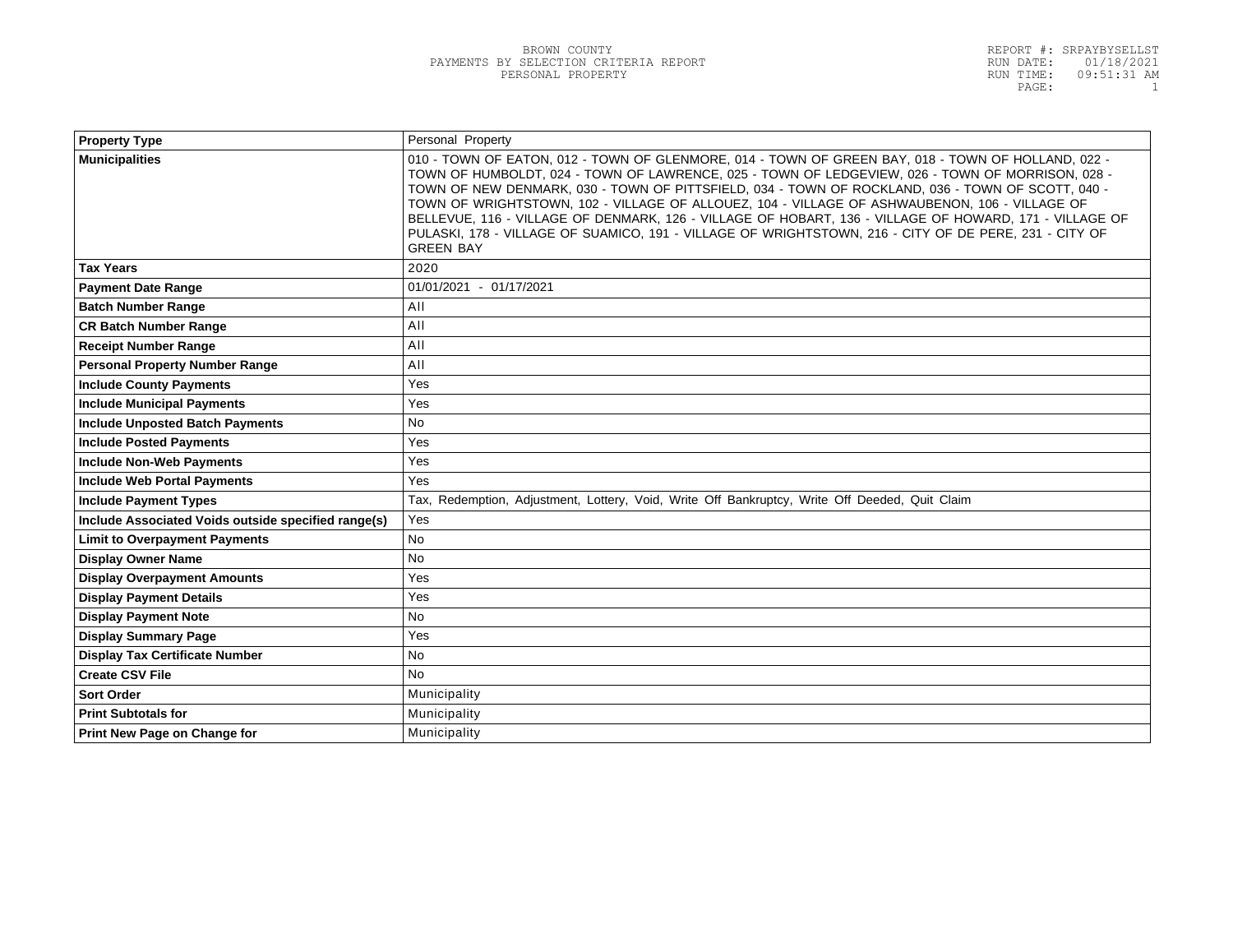BROWN COUNTY
PAYMENTS BY SELECTION CRITERIA REPORT
PERSONAL PROPERTY

REPORT #: SRPAYBYSELLST
RUN DATE: 01/18/2021
RUN TIME: 09:51:31 AM

| Property Type | Personal Property |
|---|---|
| Municipalities | 010 - TOWN OF EATON, 012 - TOWN OF GLENMORE, 014 - TOWN OF GREEN BAY, 018 - TOWN OF HOLLAND, 022 - TOWN OF HUMBOLDT, 024 - TOWN OF LAWRENCE, 025 - TOWN OF LEDGEVIEW, 026 - TOWN OF MORRISON, 028 - TOWN OF NEW DENMARK, 030 - TOWN OF PITTSFIELD, 034 - TOWN OF ROCKLAND, 036 - TOWN OF SCOTT, 040 - TOWN OF WRIGHTSTOWN, 102 - VILLAGE OF ALLOUEZ, 104 - VILLAGE OF ASHWAUBENON, 106 - VILLAGE OF BELLEVUE, 116 - VILLAGE OF DENMARK, 126 - VILLAGE OF HOBART, 136 - VILLAGE OF HOWARD, 171 - VILLAGE OF PULASKI, 178 - VILLAGE OF SUAMICO, 191 - VILLAGE OF WRIGHTSTOWN, 216 - CITY OF DE PERE, 231 - CITY OF GREEN BAY |
| Tax Years | 2020 |
| Payment Date Range | 01/01/2021 - 01/17/2021 |
| Batch Number Range | All |
| CR Batch Number Range | All |
| Receipt Number Range | All |
| Personal Property Number Range | All |
| Include County Payments | Yes |
| Include Municipal Payments | Yes |
| Include Unposted Batch Payments | No |
| Include Posted Payments | Yes |
| Include Non-Web Payments | Yes |
| Include Web Portal Payments | Yes |
| Include Payment Types | Tax, Redemption, Adjustment, Lottery, Void, Write Off Bankruptcy, Write Off Deeded, Quit Claim |
| Include Associated Voids outside specified range(s) | Yes |
| Limit to Overpayment Payments | No |
| Display Owner Name | No |
| Display Overpayment Amounts | Yes |
| Display Payment Details | Yes |
| Display Payment Note | No |
| Display Summary Page | Yes |
| Display Tax Certificate Number | No |
| Create CSV File | No |
| Sort Order | Municipality |
| Print Subtotals for | Municipality |
| Print New Page on Change for | Municipality |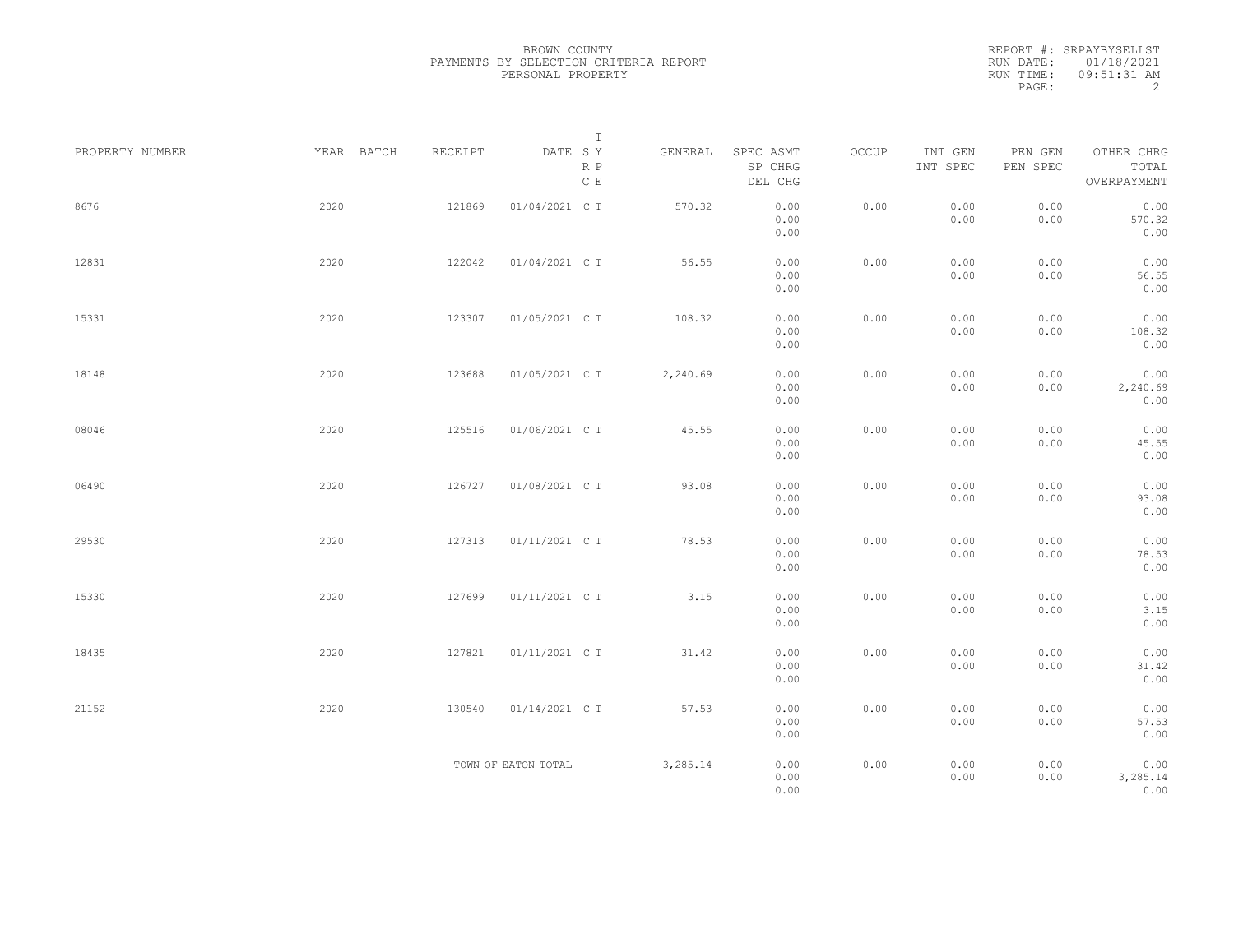BROWN COUNTY
PAYMENTS BY SELECTION CRITERIA REPORT
PERSONAL PROPERTY

REPORT #: SRPAYBYSELLST
RUN DATE: 01/18/2021
RUN TIME: 09:51:31 AM

| PROPERTY NUMBER | YEAR | BATCH | RECEIPT | DATE | T SY RP CE | GENERAL | SPEC ASMT / SP CHRG / DEL CHG | OCCUP | INT GEN / INT SPEC | PEN GEN / PEN SPEC | OTHER CHRG / TOTAL / OVERPAYMENT |
|---|---|---|---|---|---|---|---|---|---|---|---|
| 8676 | 2020 | | 121869 | 01/04/2021 | C T | 570.32 | 0.00 / 0.00 / 0.00 | 0.00 | 0.00 / 0.00 | 0.00 / 0.00 | 0.00 / 570.32 / 0.00 |
| 12831 | 2020 | | 122042 | 01/04/2021 | C T | 56.55 | 0.00 / 0.00 / 0.00 | 0.00 | 0.00 / 0.00 | 0.00 / 0.00 | 0.00 / 56.55 / 0.00 |
| 15331 | 2020 | | 123307 | 01/05/2021 | C T | 108.32 | 0.00 / 0.00 / 0.00 | 0.00 | 0.00 / 0.00 | 0.00 / 0.00 | 0.00 / 108.32 / 0.00 |
| 18148 | 2020 | | 123688 | 01/05/2021 | C T | 2,240.69 | 0.00 / 0.00 / 0.00 | 0.00 | 0.00 / 0.00 | 0.00 / 0.00 | 0.00 / 2,240.69 / 0.00 |
| 08046 | 2020 | | 125516 | 01/06/2021 | C T | 45.55 | 0.00 / 0.00 / 0.00 | 0.00 | 0.00 / 0.00 | 0.00 / 0.00 | 0.00 / 45.55 / 0.00 |
| 06490 | 2020 | | 126727 | 01/08/2021 | C T | 93.08 | 0.00 / 0.00 / 0.00 | 0.00 | 0.00 / 0.00 | 0.00 / 0.00 | 0.00 / 93.08 / 0.00 |
| 29530 | 2020 | | 127313 | 01/11/2021 | C T | 78.53 | 0.00 / 0.00 / 0.00 | 0.00 | 0.00 / 0.00 | 0.00 / 0.00 | 0.00 / 78.53 / 0.00 |
| 15330 | 2020 | | 127699 | 01/11/2021 | C T | 3.15 | 0.00 / 0.00 / 0.00 | 0.00 | 0.00 / 0.00 | 0.00 / 0.00 | 0.00 / 3.15 / 0.00 |
| 18435 | 2020 | | 127821 | 01/11/2021 | C T | 31.42 | 0.00 / 0.00 / 0.00 | 0.00 | 0.00 / 0.00 | 0.00 / 0.00 | 0.00 / 31.42 / 0.00 |
| 21152 | 2020 | | 130540 | 01/14/2021 | C T | 57.53 | 0.00 / 0.00 / 0.00 | 0.00 | 0.00 / 0.00 | 0.00 / 0.00 | 0.00 / 57.53 / 0.00 |
| | | | TOWN OF EATON TOTAL | | | 3,285.14 | 0.00 / 0.00 / 0.00 | 0.00 | 0.00 / 0.00 | 0.00 / 0.00 | 0.00 / 3,285.14 / 0.00 |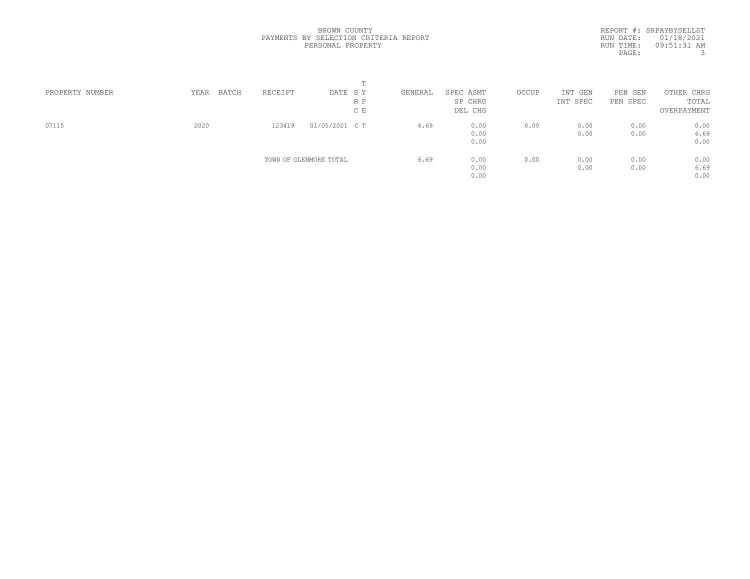BROWN COUNTY
PAYMENTS BY SELECTION CRITERIA REPORT
PERSONAL PROPERTY

REPORT #: SRPAYBYSELLST
RUN DATE: 01/18/2021
RUN TIME: 09:51:31 AM

| PROPERTY NUMBER | YEAR | BATCH | RECEIPT | DATE | T SY RP CE | GENERAL | SPEC ASMT / SP CHRG / DEL CHG | OCCUP | INT GEN / INT SPEC | PEN GEN / PEN SPEC | OTHER CHRG / TOTAL / OVERPAYMENT |
|---|---|---|---|---|---|---|---|---|---|---|---|
| 07115 | 2020 | | 123419 | 01/05/2021 | C T | 6.69 | 0.00<br>0.00<br>0.00 | 0.00 | 0.00<br>0.00 | 0.00<br>0.00 | 0.00<br>6.69<br>0.00 |
| | | | TOWN OF GLENMORE TOTAL | | | 6.69 | 0.00<br>0.00<br>0.00 | 0.00 | 0.00<br>0.00 | 0.00<br>0.00 | 0.00<br>6.69<br>0.00 |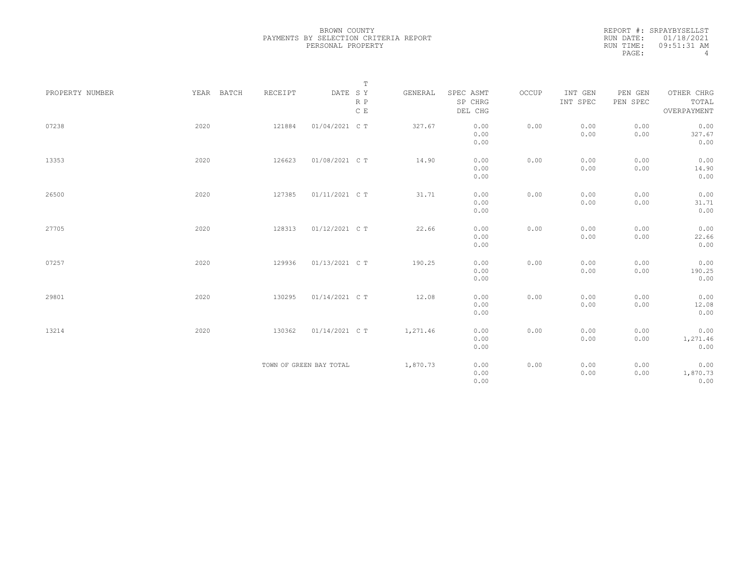BROWN COUNTY
PAYMENTS BY SELECTION CRITERIA REPORT
PERSONAL PROPERTY

REPORT #: SRPAYBYSELLST
RUN DATE: 01/18/2021
RUN TIME: 09:51:31 AM
PAGE: 4

| PROPERTY NUMBER | YEAR | BATCH | RECEIPT | DATE | T SY RP CE | GENERAL | SPEC ASMT / SP CHRG / DEL CHG | OCCUP | INT GEN / INT SPEC | PEN GEN / PEN SPEC | OTHER CHRG / TOTAL / OVERPAYMENT |
|---|---|---|---|---|---|---|---|---|---|---|---|
| 07238 | 2020 | | 121884 | 01/04/2021 | C T | 327.67 | 0.00 / 0.00 / 0.00 | 0.00 | 0.00 / 0.00 | 0.00 / 0.00 | 0.00 / 327.67 / 0.00 |
| 13353 | 2020 | | 126623 | 01/08/2021 | C T | 14.90 | 0.00 / 0.00 / 0.00 | 0.00 | 0.00 / 0.00 | 0.00 / 0.00 | 0.00 / 14.90 / 0.00 |
| 26500 | 2020 | | 127385 | 01/11/2021 | C T | 31.71 | 0.00 / 0.00 / 0.00 | 0.00 | 0.00 / 0.00 | 0.00 / 0.00 | 0.00 / 31.71 / 0.00 |
| 27705 | 2020 | | 128313 | 01/12/2021 | C T | 22.66 | 0.00 / 0.00 / 0.00 | 0.00 | 0.00 / 0.00 | 0.00 / 0.00 | 0.00 / 22.66 / 0.00 |
| 07257 | 2020 | | 129936 | 01/13/2021 | C T | 190.25 | 0.00 / 0.00 / 0.00 | 0.00 | 0.00 / 0.00 | 0.00 / 0.00 | 0.00 / 190.25 / 0.00 |
| 29801 | 2020 | | 130295 | 01/14/2021 | C T | 12.08 | 0.00 / 0.00 / 0.00 | 0.00 | 0.00 / 0.00 | 0.00 / 0.00 | 0.00 / 12.08 / 0.00 |
| 13214 | 2020 | | 130362 | 01/14/2021 | C T | 1,271.46 | 0.00 / 0.00 / 0.00 | 0.00 | 0.00 / 0.00 | 0.00 / 0.00 | 0.00 / 1,271.46 / 0.00 |
| | | | TOWN OF GREEN BAY TOTAL | | | 1,870.73 | 0.00 / 0.00 / 0.00 | 0.00 | 0.00 / 0.00 | 0.00 / 0.00 | 0.00 / 1,870.73 / 0.00 |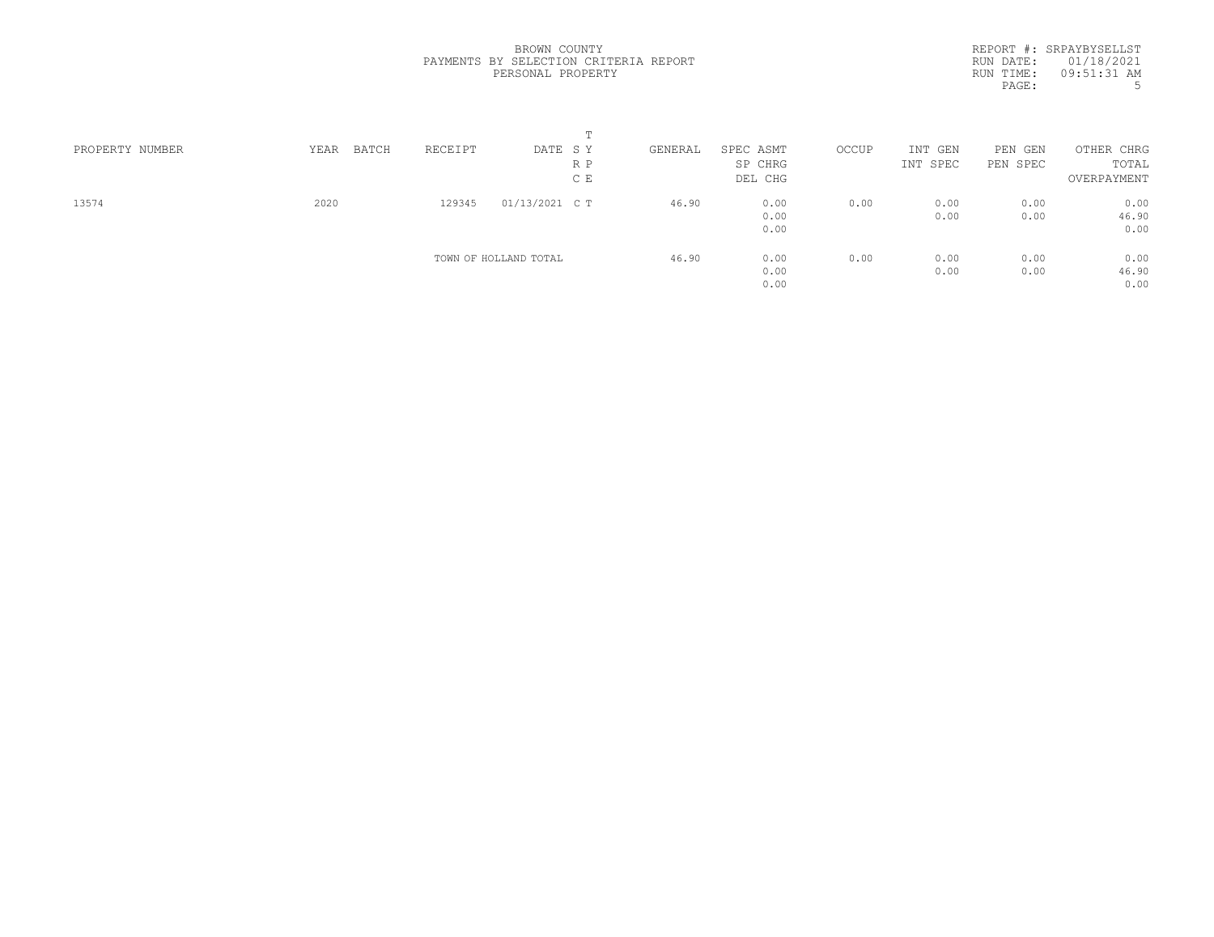BROWN COUNTY
PAYMENTS BY SELECTION CRITERIA REPORT
PERSONAL PROPERTY

REPORT #: SRPAYBYSELLST
RUN DATE: 01/18/2021
RUN TIME: 09:51:31 AM

| PROPERTY NUMBER | YEAR | BATCH | RECEIPT | DATE | T S Y R P C E | GENERAL | SPEC ASMT SP CHRG DEL CHG | OCCUP | INT GEN INT SPEC | PEN GEN PEN SPEC | OTHER CHRG TOTAL OVERPAYMENT |
|---|---|---|---|---|---|---|---|---|---|---|---|
| 13574 | 2020 | | 129345 | 01/13/2021 | C T | 46.90 | 0.00<br>0.00<br>0.00 | 0.00 | 0.00<br>0.00 | 0.00<br>0.00 | 0.00<br>46.90<br>0.00 |
| | | | TOWN OF HOLLAND TOTAL | | | 46.90 | 0.00<br>0.00<br>0.00 | 0.00 | 0.00<br>0.00 | 0.00<br>0.00 | 0.00<br>46.90<br>0.00 |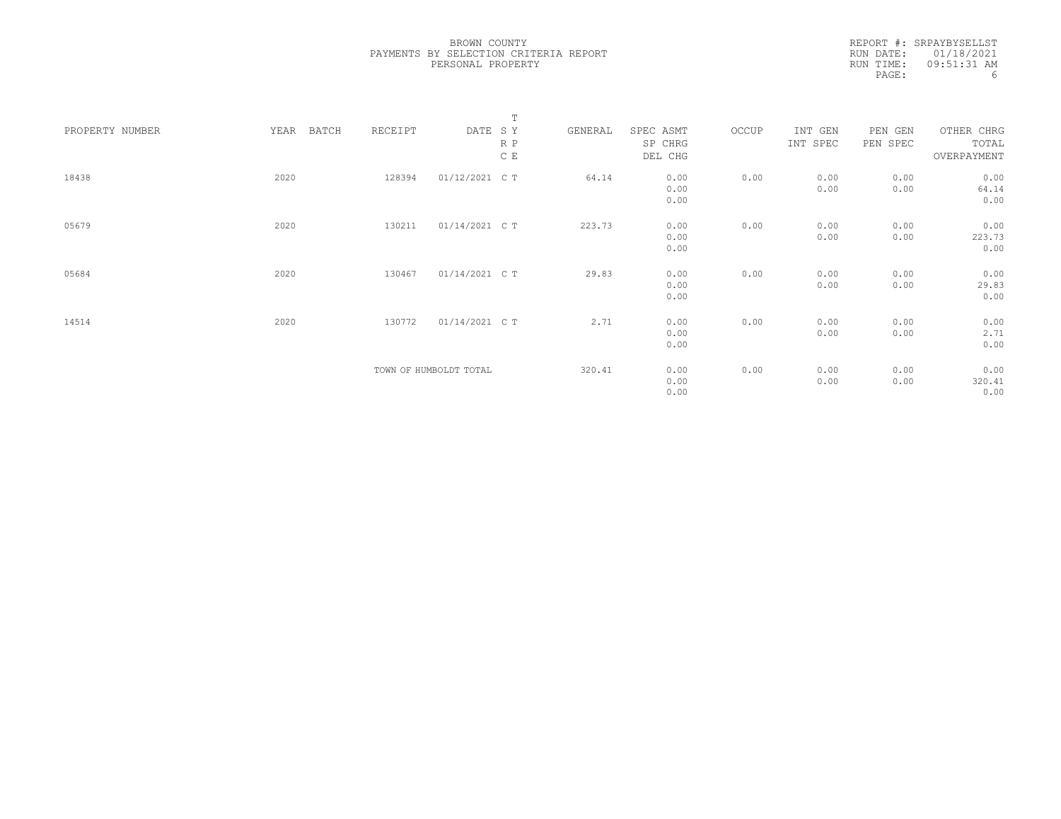BROWN COUNTY
PAYMENTS BY SELECTION CRITERIA REPORT
PERSONAL PROPERTY

REPORT #: SRPAYBYSELLST
RUN DATE: 01/18/2021
RUN TIME: 09:51:31 AM

| PROPERTY NUMBER | YEAR | BATCH | RECEIPT | DATE | T S Y R P C E | GENERAL | SPEC ASMT SP CHRG DEL CHG | OCCUP | INT GEN INT SPEC | PEN GEN PEN SPEC | OTHER CHRG TOTAL OVERPAYMENT |
|---|---|---|---|---|---|---|---|---|---|---|---|
| 18438 | 2020 | | 128394 | 01/12/2021 | C T | 64.14 | 0.00 0.00 0.00 | 0.00 | 0.00 0.00 | 0.00 0.00 | 0.00 64.14 0.00 |
| 05679 | 2020 | | 130211 | 01/14/2021 | C T | 223.73 | 0.00 0.00 0.00 | 0.00 | 0.00 0.00 | 0.00 0.00 | 0.00 223.73 0.00 |
| 05684 | 2020 | | 130467 | 01/14/2021 | C T | 29.83 | 0.00 0.00 0.00 | 0.00 | 0.00 0.00 | 0.00 0.00 | 0.00 29.83 0.00 |
| 14514 | 2020 | | 130772 | 01/14/2021 | C T | 2.71 | 0.00 0.00 0.00 | 0.00 | 0.00 0.00 | 0.00 0.00 | 0.00 2.71 0.00 |
| | | | TOWN OF HUMBOLDT TOTAL | | | 320.41 | 0.00 0.00 0.00 | 0.00 | 0.00 0.00 | 0.00 0.00 | 0.00 320.41 0.00 |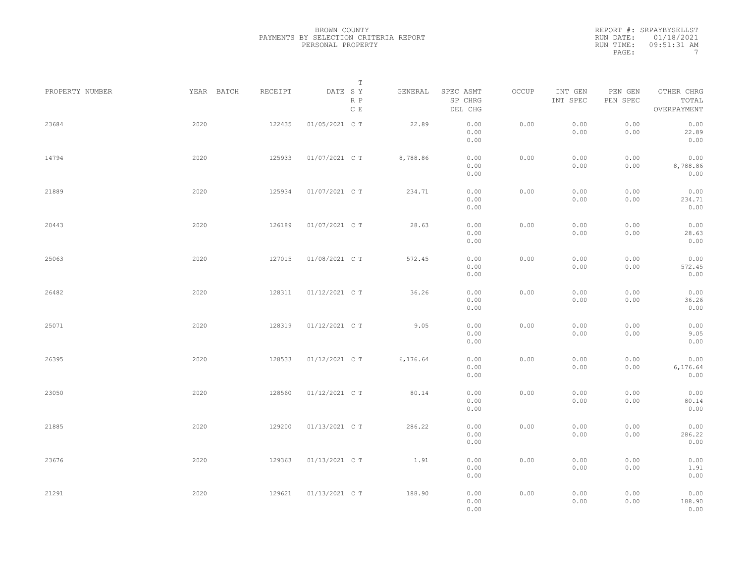BROWN COUNTY
PAYMENTS BY SELECTION CRITERIA REPORT
PERSONAL PROPERTY

REPORT #: SRPAYBYSELLST
RUN DATE: 01/18/2021
RUN TIME: 09:51:31 AM

| PROPERTY NUMBER | YEAR | BATCH | RECEIPT | DATE | T S Y R P C E | GENERAL | SPEC ASMT / SP CHRG / DEL CHG | OCCUP | INT GEN / INT SPEC | PEN GEN / PEN SPEC | OTHER CHRG / TOTAL / OVERPAYMENT |
|---|---|---|---|---|---|---|---|---|---|---|---|
| 23684 | 2020 | | 122435 | 01/05/2021 | C T | 22.89 | 0.00 / 0.00 / 0.00 | 0.00 | 0.00 / 0.00 | 0.00 / 0.00 | 0.00 / 22.89 / 0.00 |
| 14794 | 2020 | | 125933 | 01/07/2021 | C T | 8,788.86 | 0.00 / 0.00 / 0.00 | 0.00 | 0.00 / 0.00 | 0.00 / 0.00 | 0.00 / 8,788.86 / 0.00 |
| 21889 | 2020 | | 125934 | 01/07/2021 | C T | 234.71 | 0.00 / 0.00 / 0.00 | 0.00 | 0.00 / 0.00 | 0.00 / 0.00 | 0.00 / 234.71 / 0.00 |
| 20443 | 2020 | | 126189 | 01/07/2021 | C T | 28.63 | 0.00 / 0.00 / 0.00 | 0.00 | 0.00 / 0.00 | 0.00 / 0.00 | 0.00 / 28.63 / 0.00 |
| 25063 | 2020 | | 127015 | 01/08/2021 | C T | 572.45 | 0.00 / 0.00 / 0.00 | 0.00 | 0.00 / 0.00 | 0.00 / 0.00 | 0.00 / 572.45 / 0.00 |
| 26482 | 2020 | | 128311 | 01/12/2021 | C T | 36.26 | 0.00 / 0.00 / 0.00 | 0.00 | 0.00 / 0.00 | 0.00 / 0.00 | 0.00 / 36.26 / 0.00 |
| 25071 | 2020 | | 128319 | 01/12/2021 | C T | 9.05 | 0.00 / 0.00 / 0.00 | 0.00 | 0.00 / 0.00 | 0.00 / 0.00 | 0.00 / 9.05 / 0.00 |
| 26395 | 2020 | | 128533 | 01/12/2021 | C T | 6,176.64 | 0.00 / 0.00 / 0.00 | 0.00 | 0.00 / 0.00 | 0.00 / 0.00 | 0.00 / 6,176.64 / 0.00 |
| 23050 | 2020 | | 128560 | 01/12/2021 | C T | 80.14 | 0.00 / 0.00 / 0.00 | 0.00 | 0.00 / 0.00 | 0.00 / 0.00 | 0.00 / 80.14 / 0.00 |
| 21885 | 2020 | | 129200 | 01/13/2021 | C T | 286.22 | 0.00 / 0.00 / 0.00 | 0.00 | 0.00 / 0.00 | 0.00 / 0.00 | 0.00 / 286.22 / 0.00 |
| 23676 | 2020 | | 129363 | 01/13/2021 | C T | 1.91 | 0.00 / 0.00 / 0.00 | 0.00 | 0.00 / 0.00 | 0.00 / 0.00 | 0.00 / 1.91 / 0.00 |
| 21291 | 2020 | | 129621 | 01/13/2021 | C T | 188.90 | 0.00 / 0.00 / 0.00 | 0.00 | 0.00 / 0.00 | 0.00 / 0.00 | 0.00 / 188.90 / 0.00 |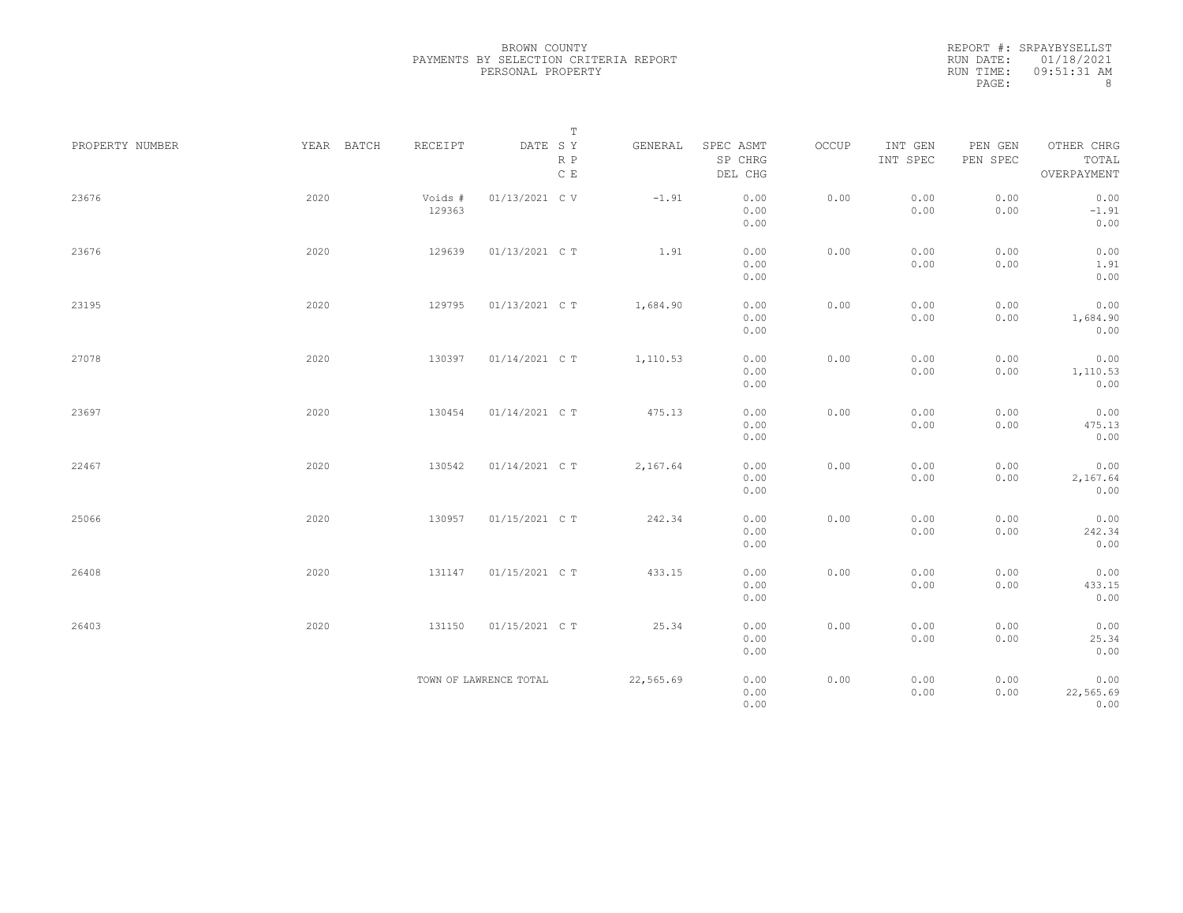BROWN COUNTY
PAYMENTS BY SELECTION CRITERIA REPORT
PERSONAL PROPERTY

REPORT #: SRPAYBYSELLST
RUN DATE: 01/18/2021
RUN TIME: 09:51:31 AM

| PROPERTY NUMBER | YEAR | BATCH | RECEIPT | DATE | T S Y R P C E | GENERAL | SPEC ASMT / SP CHRG / DEL CHG | OCCUP | INT GEN / INT SPEC | PEN GEN / PEN SPEC | OTHER CHRG / TOTAL / OVERPAYMENT |
|---|---|---|---|---|---|---|---|---|---|---|---|
| 23676 | 2020 | | Voids # 129363 | 01/13/2021 | C V | -1.91 | 0.00 / 0.00 / 0.00 | 0.00 | 0.00 / 0.00 | 0.00 / 0.00 | 0.00 / -1.91 / 0.00 |
| 23676 | 2020 | | 129639 | 01/13/2021 | C T | 1.91 | 0.00 / 0.00 / 0.00 | 0.00 | 0.00 / 0.00 | 0.00 / 0.00 | 0.00 / 1.91 / 0.00 |
| 23195 | 2020 | | 129795 | 01/13/2021 | C T | 1,684.90 | 0.00 / 0.00 / 0.00 | 0.00 | 0.00 / 0.00 | 0.00 / 0.00 | 0.00 / 1,684.90 / 0.00 |
| 27078 | 2020 | | 130397 | 01/14/2021 | C T | 1,110.53 | 0.00 / 0.00 / 0.00 | 0.00 | 0.00 / 0.00 | 0.00 / 0.00 | 0.00 / 1,110.53 / 0.00 |
| 23697 | 2020 | | 130454 | 01/14/2021 | C T | 475.13 | 0.00 / 0.00 / 0.00 | 0.00 | 0.00 / 0.00 | 0.00 / 0.00 | 0.00 / 475.13 / 0.00 |
| 22467 | 2020 | | 130542 | 01/14/2021 | C T | 2,167.64 | 0.00 / 0.00 / 0.00 | 0.00 | 0.00 / 0.00 | 0.00 / 0.00 | 0.00 / 2,167.64 / 0.00 |
| 25066 | 2020 | | 130957 | 01/15/2021 | C T | 242.34 | 0.00 / 0.00 / 0.00 | 0.00 | 0.00 / 0.00 | 0.00 / 0.00 | 0.00 / 242.34 / 0.00 |
| 26408 | 2020 | | 131147 | 01/15/2021 | C T | 433.15 | 0.00 / 0.00 / 0.00 | 0.00 | 0.00 / 0.00 | 0.00 / 0.00 | 0.00 / 433.15 / 0.00 |
| 26403 | 2020 | | 131150 | 01/15/2021 | C T | 25.34 | 0.00 / 0.00 / 0.00 | 0.00 | 0.00 / 0.00 | 0.00 / 0.00 | 0.00 / 25.34 / 0.00 |
| | | | TOWN OF LAWRENCE TOTAL | | | 22,565.69 | 0.00 / 0.00 / 0.00 | 0.00 | 0.00 / 0.00 | 0.00 / 0.00 | 0.00 / 22,565.69 / 0.00 |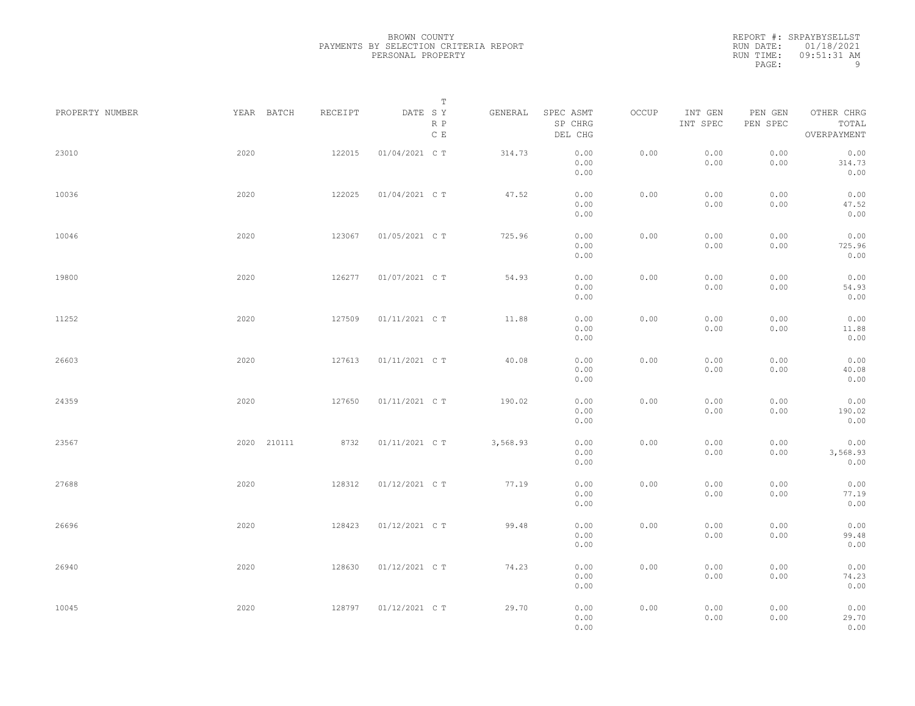BROWN COUNTY
PAYMENTS BY SELECTION CRITERIA REPORT
PERSONAL PROPERTY

REPORT #: SRPAYBYSELLST
RUN DATE: 01/18/2021
RUN TIME: 09:51:31 AM

| PROPERTY NUMBER | YEAR | BATCH | RECEIPT | DATE | T SY RP CE | GENERAL | SPEC ASMT / SP CHRG / DEL CHG | OCCUP | INT GEN / INT SPEC | PEN GEN / PEN SPEC | OTHER CHRG / TOTAL / OVERPAYMENT |
|---|---|---|---|---|---|---|---|---|---|---|---|
| 23010 | 2020 | | 122015 | 01/04/2021 | C T | 314.73 | 0.00 / 0.00 / 0.00 | 0.00 | 0.00 / 0.00 | 0.00 / 0.00 | 0.00 / 314.73 / 0.00 |
| 10036 | 2020 | | 122025 | 01/04/2021 | C T | 47.52 | 0.00 / 0.00 / 0.00 | 0.00 | 0.00 / 0.00 | 0.00 / 0.00 | 0.00 / 47.52 / 0.00 |
| 10046 | 2020 | | 123067 | 01/05/2021 | C T | 725.96 | 0.00 / 0.00 / 0.00 | 0.00 | 0.00 / 0.00 | 0.00 / 0.00 | 0.00 / 725.96 / 0.00 |
| 19800 | 2020 | | 126277 | 01/07/2021 | C T | 54.93 | 0.00 / 0.00 / 0.00 | 0.00 | 0.00 / 0.00 | 0.00 / 0.00 | 0.00 / 54.93 / 0.00 |
| 11252 | 2020 | | 127509 | 01/11/2021 | C T | 11.88 | 0.00 / 0.00 / 0.00 | 0.00 | 0.00 / 0.00 | 0.00 / 0.00 | 0.00 / 11.88 / 0.00 |
| 26603 | 2020 | | 127613 | 01/11/2021 | C T | 40.08 | 0.00 / 0.00 / 0.00 | 0.00 | 0.00 / 0.00 | 0.00 / 0.00 | 0.00 / 40.08 / 0.00 |
| 24359 | 2020 | | 127650 | 01/11/2021 | C T | 190.02 | 0.00 / 0.00 / 0.00 | 0.00 | 0.00 / 0.00 | 0.00 / 0.00 | 0.00 / 190.02 / 0.00 |
| 23567 | 2020 | 210111 | 8732 | 01/11/2021 | C T | 3,568.93 | 0.00 / 0.00 / 0.00 | 0.00 | 0.00 / 0.00 | 0.00 / 0.00 | 0.00 / 3,568.93 / 0.00 |
| 27688 | 2020 | | 128312 | 01/12/2021 | C T | 77.19 | 0.00 / 0.00 / 0.00 | 0.00 | 0.00 / 0.00 | 0.00 / 0.00 | 0.00 / 77.19 / 0.00 |
| 26696 | 2020 | | 128423 | 01/12/2021 | C T | 99.48 | 0.00 / 0.00 / 0.00 | 0.00 | 0.00 / 0.00 | 0.00 / 0.00 | 0.00 / 99.48 / 0.00 |
| 26940 | 2020 | | 128630 | 01/12/2021 | C T | 74.23 | 0.00 / 0.00 / 0.00 | 0.00 | 0.00 / 0.00 | 0.00 / 0.00 | 0.00 / 74.23 / 0.00 |
| 10045 | 2020 | | 128797 | 01/12/2021 | C T | 29.70 | 0.00 / 0.00 / 0.00 | 0.00 | 0.00 / 0.00 | 0.00 / 0.00 | 0.00 / 29.70 / 0.00 |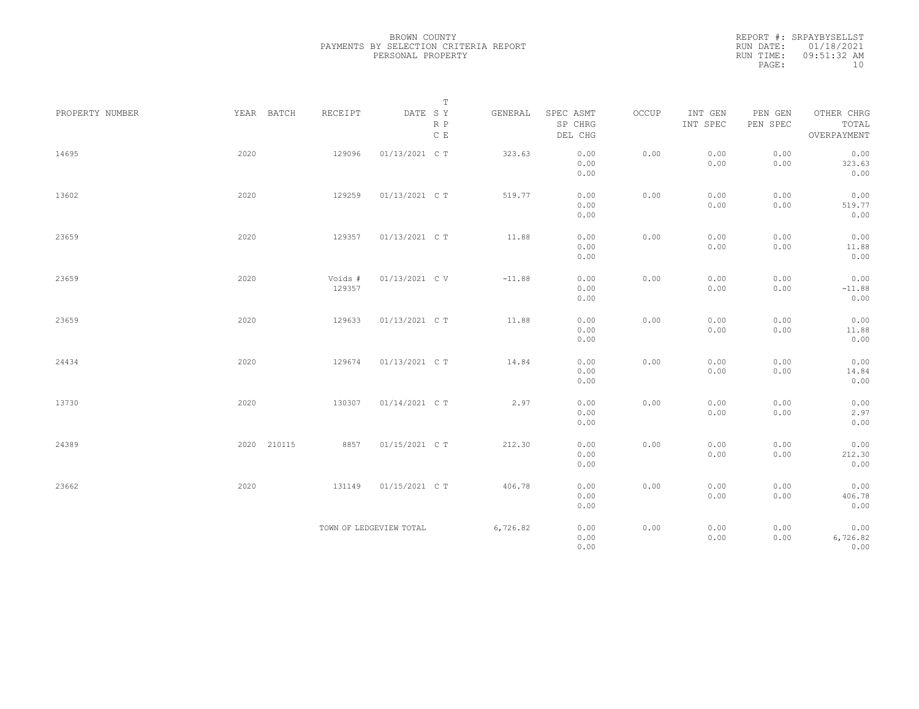BROWN COUNTY
PAYMENTS BY SELECTION CRITERIA REPORT
PERSONAL PROPERTY

REPORT #: SRPAYBYSELLST
RUN DATE: 01/18/2021
RUN TIME: 09:51:32 AM

| PROPERTY NUMBER | YEAR | BATCH | RECEIPT | DATE | T S Y R P C E | GENERAL | SPEC ASMT SP CHRG DEL CHG | OCCUP | INT GEN INT SPEC | PEN GEN PEN SPEC | OTHER CHRG TOTAL OVERPAYMENT |
|---|---|---|---|---|---|---|---|---|---|---|---|
| 14695 | 2020 | | 129096 | 01/13/2021 | C T | 323.63 | 0.00 0.00 0.00 | 0.00 | 0.00 0.00 | 0.00 0.00 | 0.00 323.63 0.00 |
| 13602 | 2020 | | 129259 | 01/13/2021 | C T | 519.77 | 0.00 0.00 0.00 | 0.00 | 0.00 0.00 | 0.00 0.00 | 0.00 519.77 0.00 |
| 23659 | 2020 | | 129357 | 01/13/2021 | C T | 11.88 | 0.00 0.00 0.00 | 0.00 | 0.00 0.00 | 0.00 0.00 | 0.00 11.88 0.00 |
| 23659 | 2020 | | Voids # 129357 | 01/13/2021 | C V | -11.88 | 0.00 0.00 0.00 | 0.00 | 0.00 0.00 | 0.00 0.00 | 0.00 -11.88 0.00 |
| 23659 | 2020 | | 129633 | 01/13/2021 | C T | 11.88 | 0.00 0.00 0.00 | 0.00 | 0.00 0.00 | 0.00 0.00 | 0.00 11.88 0.00 |
| 24434 | 2020 | | 129674 | 01/13/2021 | C T | 14.84 | 0.00 0.00 0.00 | 0.00 | 0.00 0.00 | 0.00 0.00 | 0.00 14.84 0.00 |
| 13730 | 2020 | | 130307 | 01/14/2021 | C T | 2.97 | 0.00 0.00 0.00 | 0.00 | 0.00 0.00 | 0.00 0.00 | 0.00 2.97 0.00 |
| 24389 | 2020 | 210115 | 8857 | 01/15/2021 | C T | 212.30 | 0.00 0.00 0.00 | 0.00 | 0.00 0.00 | 0.00 0.00 | 0.00 212.30 0.00 |
| 23662 | 2020 | | 131149 | 01/15/2021 | C T | 406.78 | 0.00 0.00 0.00 | 0.00 | 0.00 0.00 | 0.00 0.00 | 0.00 406.78 0.00 |
| | | | TOWN OF LEDGEVIEW TOTAL | | | 6,726.82 | 0.00 0.00 0.00 | 0.00 | 0.00 0.00 | 0.00 0.00 | 0.00 6,726.82 0.00 |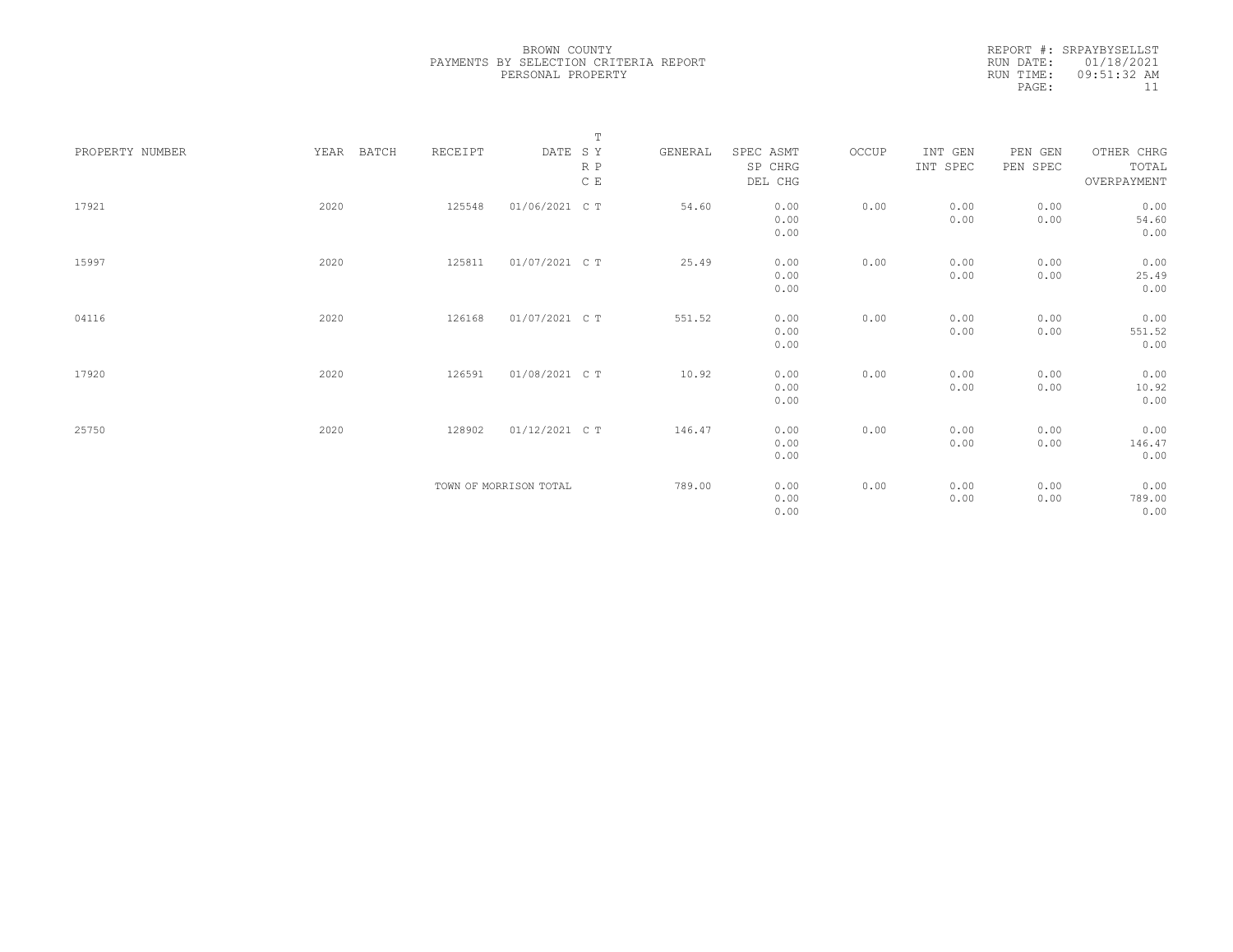BROWN COUNTY
PAYMENTS BY SELECTION CRITERIA REPORT
PERSONAL PROPERTY

REPORT #: SRPAYBYSELLST
RUN DATE: 01/18/2021
RUN TIME: 09:51:32 AM

| PROPERTY NUMBER | YEAR | BATCH | RECEIPT | DATE | T S Y R P C E | GENERAL | SPEC ASMT SP CHRG DEL CHG | OCCUP | INT GEN INT SPEC | PEN GEN PEN SPEC | OTHER CHRG TOTAL OVERPAYMENT |
|---|---|---|---|---|---|---|---|---|---|---|---|
| 17921 | 2020 | | 125548 | 01/06/2021 | C T | 54.60 | 0.00<br>0.00<br>0.00 | 0.00 | 0.00<br>0.00 | 0.00<br>0.00 | 0.00<br>54.60<br>0.00 |
| 15997 | 2020 | | 125811 | 01/07/2021 | C T | 25.49 | 0.00<br>0.00<br>0.00 | 0.00 | 0.00<br>0.00 | 0.00<br>0.00 | 0.00<br>25.49<br>0.00 |
| 04116 | 2020 | | 126168 | 01/07/2021 | C T | 551.52 | 0.00<br>0.00<br>0.00 | 0.00 | 0.00<br>0.00 | 0.00<br>0.00 | 0.00<br>551.52<br>0.00 |
| 17920 | 2020 | | 126591 | 01/08/2021 | C T | 10.92 | 0.00<br>0.00<br>0.00 | 0.00 | 0.00<br>0.00 | 0.00<br>0.00 | 0.00<br>10.92<br>0.00 |
| 25750 | 2020 | | 128902 | 01/12/2021 | C T | 146.47 | 0.00<br>0.00<br>0.00 | 0.00 | 0.00<br>0.00 | 0.00<br>0.00 | 0.00<br>146.47<br>0.00 |
| | | | TOWN OF MORRISON TOTAL | | | 789.00 | 0.00<br>0.00<br>0.00 | 0.00 | 0.00<br>0.00 | 0.00<br>0.00 | 0.00<br>789.00<br>0.00 |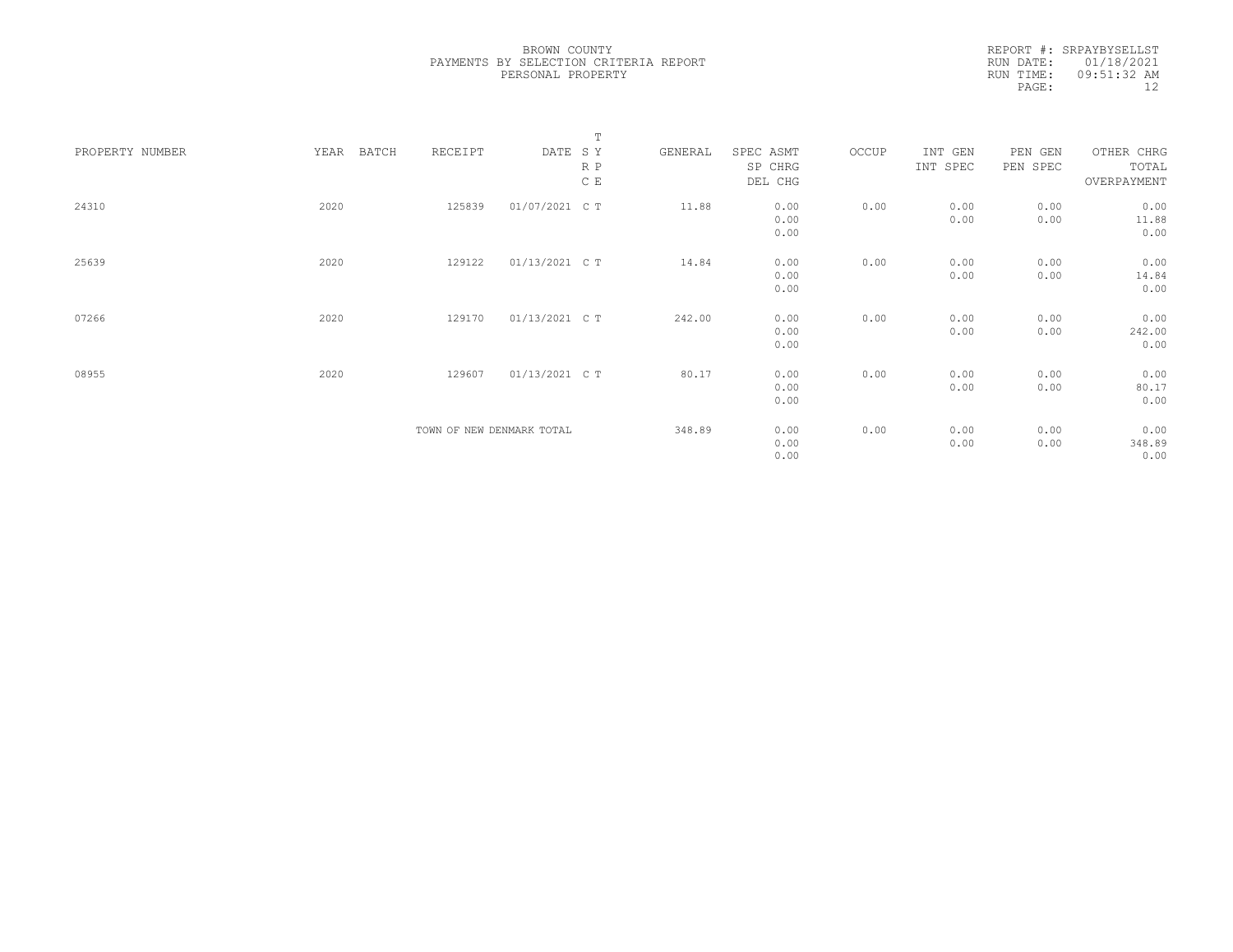BROWN COUNTY
PAYMENTS BY SELECTION CRITERIA REPORT
PERSONAL PROPERTY

REPORT #: SRPAYBYSELLST
RUN DATE: 01/18/2021
RUN TIME: 09:51:32 AM
PAGE: 12

| PROPERTY NUMBER | YEAR | BATCH | RECEIPT | DATE | T S Y R P C E | GENERAL | SPEC ASMT SP CHRG DEL CHG | OCCUP | INT GEN INT SPEC | PEN GEN PEN SPEC | OTHER CHRG TOTAL OVERPAYMENT |
|---|---|---|---|---|---|---|---|---|---|---|---|
| 24310 | 2020 | | 125839 | 01/07/2021 | C T | 11.88 | 0.00 0.00 0.00 | 0.00 | 0.00 0.00 | 0.00 0.00 | 0.00 11.88 0.00 |
| 25639 | 2020 | | 129122 | 01/13/2021 | C T | 14.84 | 0.00 0.00 0.00 | 0.00 | 0.00 0.00 | 0.00 0.00 | 0.00 14.84 0.00 |
| 07266 | 2020 | | 129170 | 01/13/2021 | C T | 242.00 | 0.00 0.00 0.00 | 0.00 | 0.00 0.00 | 0.00 0.00 | 0.00 242.00 0.00 |
| 08955 | 2020 | | 129607 | 01/13/2021 | C T | 80.17 | 0.00 0.00 0.00 | 0.00 | 0.00 0.00 | 0.00 0.00 | 0.00 80.17 0.00 |
| | | | TOWN OF NEW DENMARK TOTAL | | | 348.89 | 0.00 0.00 0.00 | 0.00 | 0.00 0.00 | 0.00 0.00 | 0.00 348.89 0.00 |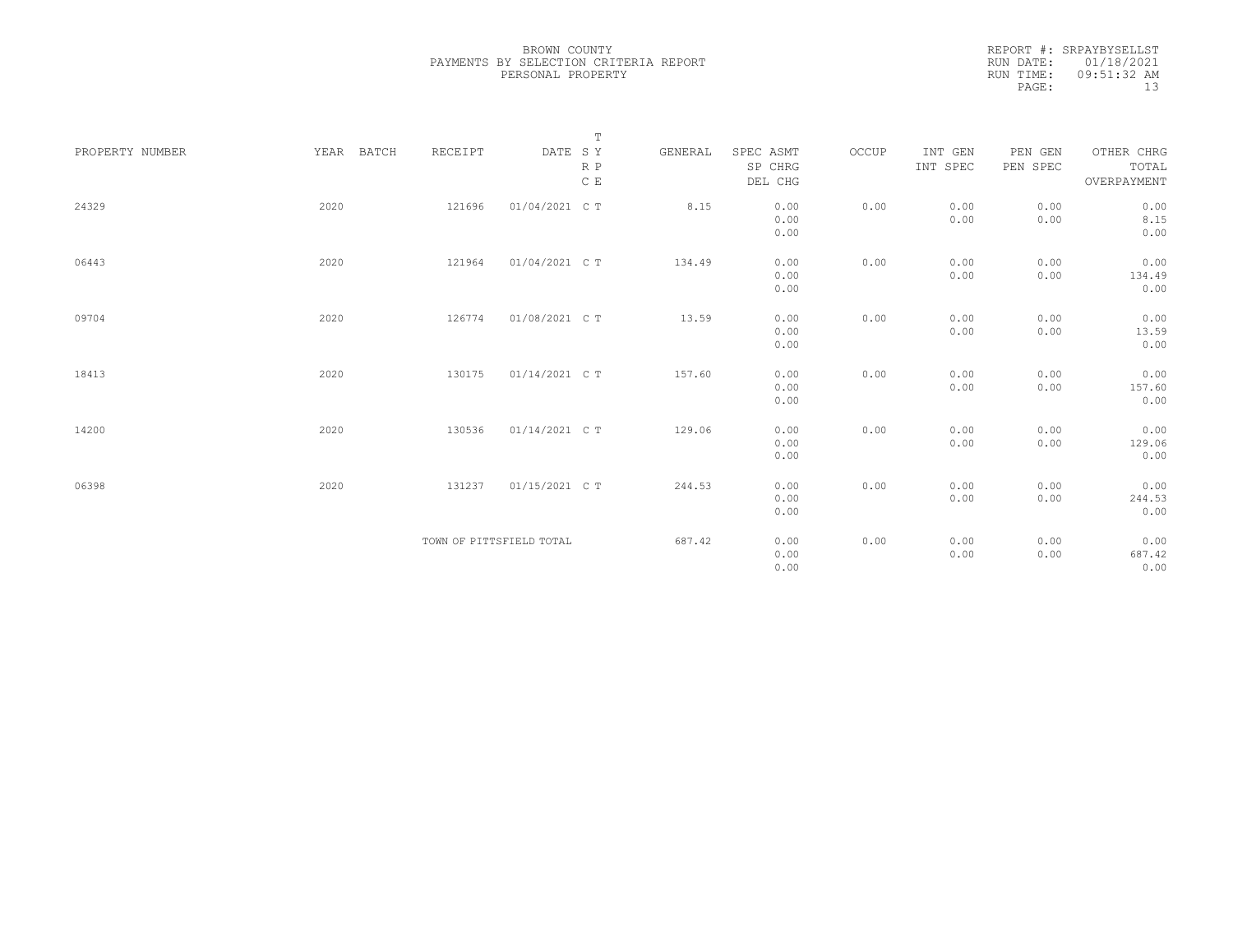BROWN COUNTY
PAYMENTS BY SELECTION CRITERIA REPORT
PERSONAL PROPERTY

REPORT #: SRPAYBYSELLST
RUN DATE: 01/18/2021
RUN TIME: 09:51:32 AM

| PROPERTY NUMBER | YEAR | BATCH | RECEIPT | DATE | T SY RP CE | GENERAL | SPEC ASMT SP CHRG DEL CHG | OCCUP | INT GEN INT SPEC | PEN GEN PEN SPEC | OTHER CHRG TOTAL OVERPAYMENT |
|---|---|---|---|---|---|---|---|---|---|---|---|
| 24329 | 2020 | | 121696 | 01/04/2021 | C T | 8.15 | 0.00 0.00 0.00 | 0.00 | 0.00 0.00 | 0.00 0.00 | 0.00 8.15 0.00 |
| 06443 | 2020 | | 121964 | 01/04/2021 | C T | 134.49 | 0.00 0.00 0.00 | 0.00 | 0.00 0.00 | 0.00 0.00 | 0.00 134.49 0.00 |
| 09704 | 2020 | | 126774 | 01/08/2021 | C T | 13.59 | 0.00 0.00 0.00 | 0.00 | 0.00 0.00 | 0.00 0.00 | 0.00 13.59 0.00 |
| 18413 | 2020 | | 130175 | 01/14/2021 | C T | 157.60 | 0.00 0.00 0.00 | 0.00 | 0.00 0.00 | 0.00 0.00 | 0.00 157.60 0.00 |
| 14200 | 2020 | | 130536 | 01/14/2021 | C T | 129.06 | 0.00 0.00 0.00 | 0.00 | 0.00 0.00 | 0.00 0.00 | 0.00 129.06 0.00 |
| 06398 | 2020 | | 131237 | 01/15/2021 | C T | 244.53 | 0.00 0.00 0.00 | 0.00 | 0.00 0.00 | 0.00 0.00 | 0.00 244.53 0.00 |
| | | | TOWN OF PITTSFIELD TOTAL | | | 687.42 | 0.00 0.00 0.00 | 0.00 | 0.00 0.00 | 0.00 0.00 | 0.00 687.42 0.00 |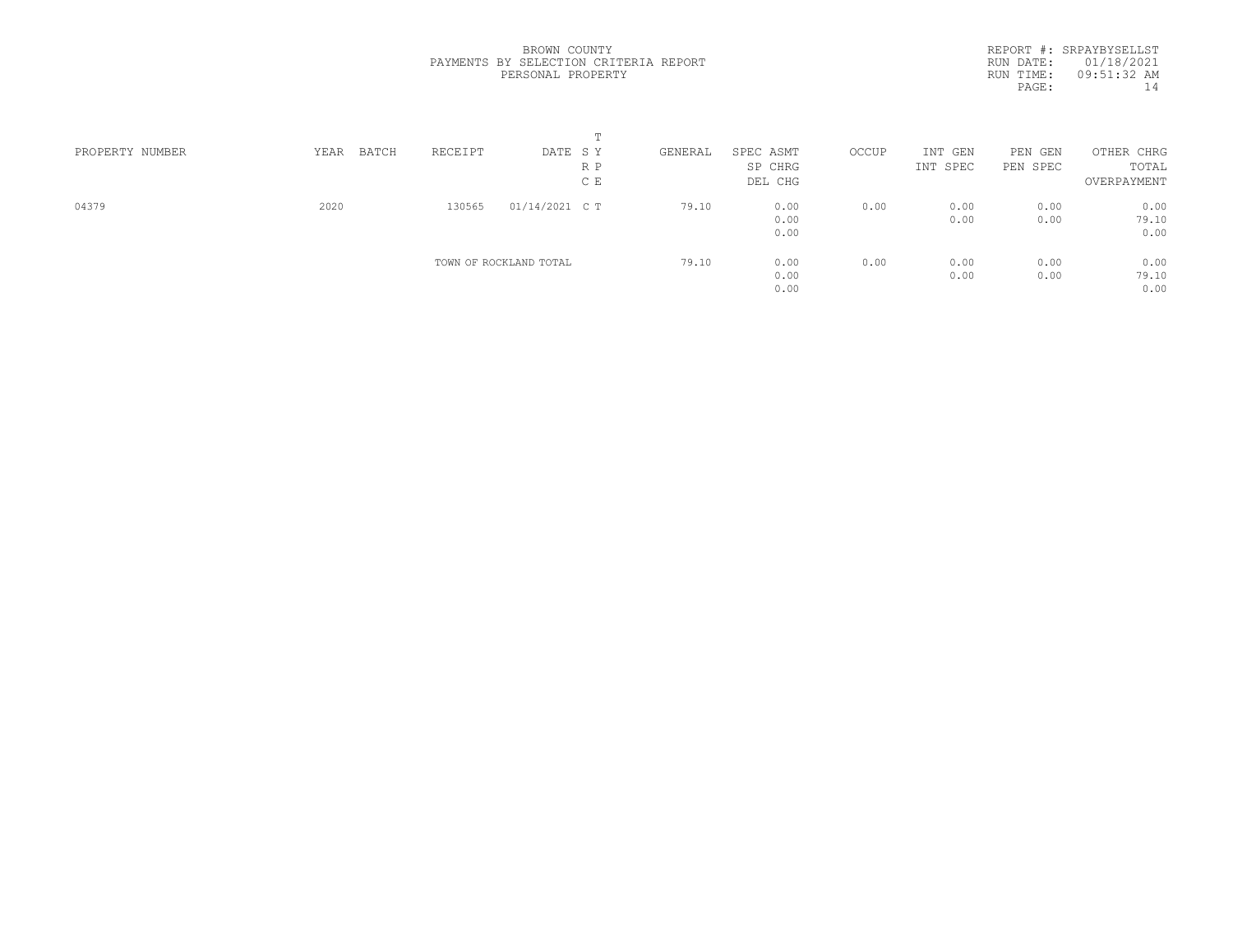BROWN COUNTY
PAYMENTS BY SELECTION CRITERIA REPORT
PERSONAL PROPERTY

REPORT #: SRPAYBYSELLST
RUN DATE: 01/18/2021
RUN TIME: 09:51:32 AM

| PROPERTY NUMBER | YEAR | BATCH | RECEIPT | DATE | T S Y R P C E | GENERAL | SPEC ASMT / SP CHRG / DEL CHG | OCCUP | INT GEN / INT SPEC | PEN GEN / PEN SPEC | OTHER CHRG / TOTAL / OVERPAYMENT |
|---|---|---|---|---|---|---|---|---|---|---|---|
| 04379 | 2020 | | 130565 | 01/14/2021 | C T | 79.10 | 0.00 / 0.00 / 0.00 | 0.00 | 0.00 / 0.00 | 0.00 / 0.00 | 0.00 / 79.10 / 0.00 |
| | | | TOWN OF ROCKLAND TOTAL | | | 79.10 | 0.00 / 0.00 / 0.00 | 0.00 | 0.00 / 0.00 | 0.00 / 0.00 | 0.00 / 79.10 / 0.00 |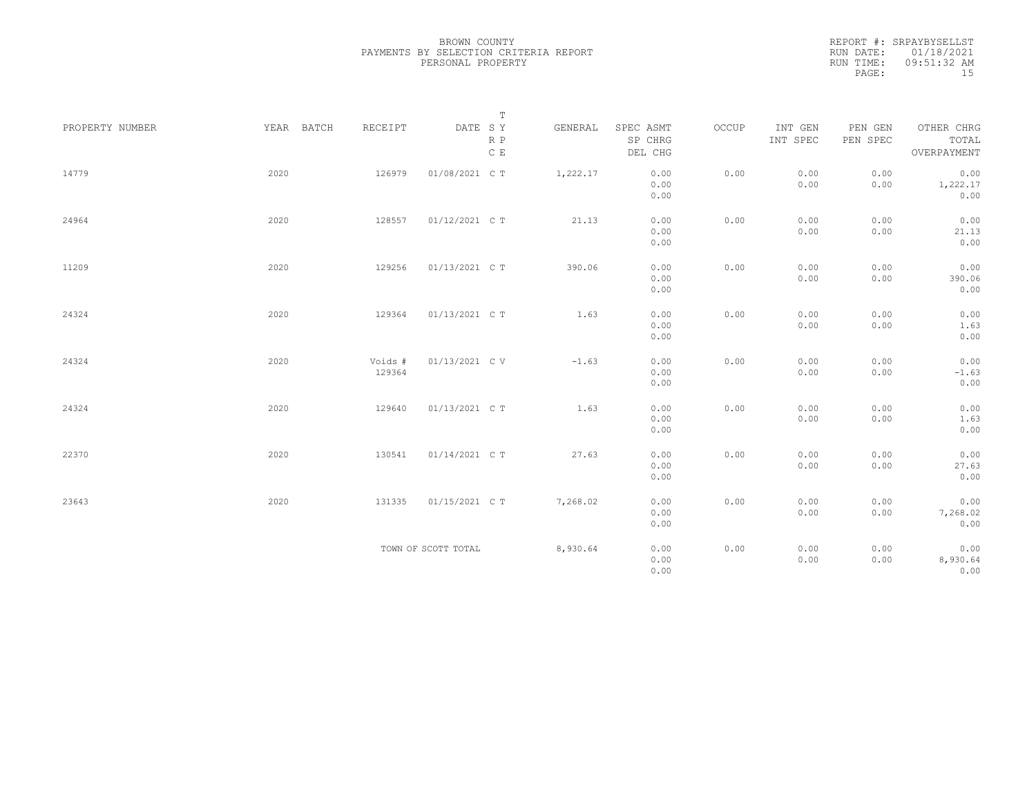BROWN COUNTY
PAYMENTS BY SELECTION CRITERIA REPORT
PERSONAL PROPERTY

REPORT #: SRPAYBYSELLST
RUN DATE: 01/18/2021
RUN TIME: 09:51:32 AM

| PROPERTY NUMBER | YEAR | BATCH | RECEIPT | DATE | T SY RP CE | GENERAL | SPEC ASMT / SP CHRG / DEL CHG | OCCUP | INT GEN / INT SPEC | PEN GEN / PEN SPEC | OTHER CHRG / TOTAL / OVERPAYMENT |
|---|---|---|---|---|---|---|---|---|---|---|---|
| 14779 | 2020 | | 126979 | 01/08/2021 | C T | 1,222.17 | 0.00<br>0.00<br>0.00 | 0.00 | 0.00<br>0.00 | 0.00<br>0.00 | 0.00<br>1,222.17<br>0.00 |
| 24964 | 2020 | | 128557 | 01/12/2021 | C T | 21.13 | 0.00<br>0.00<br>0.00 | 0.00 | 0.00<br>0.00 | 0.00<br>0.00 | 0.00<br>21.13<br>0.00 |
| 11209 | 2020 | | 129256 | 01/13/2021 | C T | 390.06 | 0.00<br>0.00<br>0.00 | 0.00 | 0.00<br>0.00 | 0.00<br>0.00 | 0.00<br>390.06<br>0.00 |
| 24324 | 2020 | | 129364 | 01/13/2021 | C T | 1.63 | 0.00<br>0.00<br>0.00 | 0.00 | 0.00<br>0.00 | 0.00<br>0.00 | 0.00<br>1.63<br>0.00 |
| 24324 | 2020 | | Voids #<br>129364 | 01/13/2021 | C V | -1.63 | 0.00<br>0.00<br>0.00 | 0.00 | 0.00<br>0.00 | 0.00<br>0.00 | 0.00<br>-1.63<br>0.00 |
| 24324 | 2020 | | 129640 | 01/13/2021 | C T | 1.63 | 0.00<br>0.00<br>0.00 | 0.00 | 0.00<br>0.00 | 0.00<br>0.00 | 0.00<br>1.63<br>0.00 |
| 22370 | 2020 | | 130541 | 01/14/2021 | C T | 27.63 | 0.00<br>0.00<br>0.00 | 0.00 | 0.00<br>0.00 | 0.00<br>0.00 | 0.00<br>27.63<br>0.00 |
| 23643 | 2020 | | 131335 | 01/15/2021 | C T | 7,268.02 | 0.00<br>0.00<br>0.00 | 0.00 | 0.00<br>0.00 | 0.00<br>0.00 | 0.00<br>7,268.02<br>0.00 |
| | | | TOWN OF SCOTT TOTAL | | | 8,930.64 | 0.00<br>0.00<br>0.00 | 0.00 | 0.00<br>0.00 | 0.00<br>0.00 | 0.00<br>8,930.64<br>0.00 |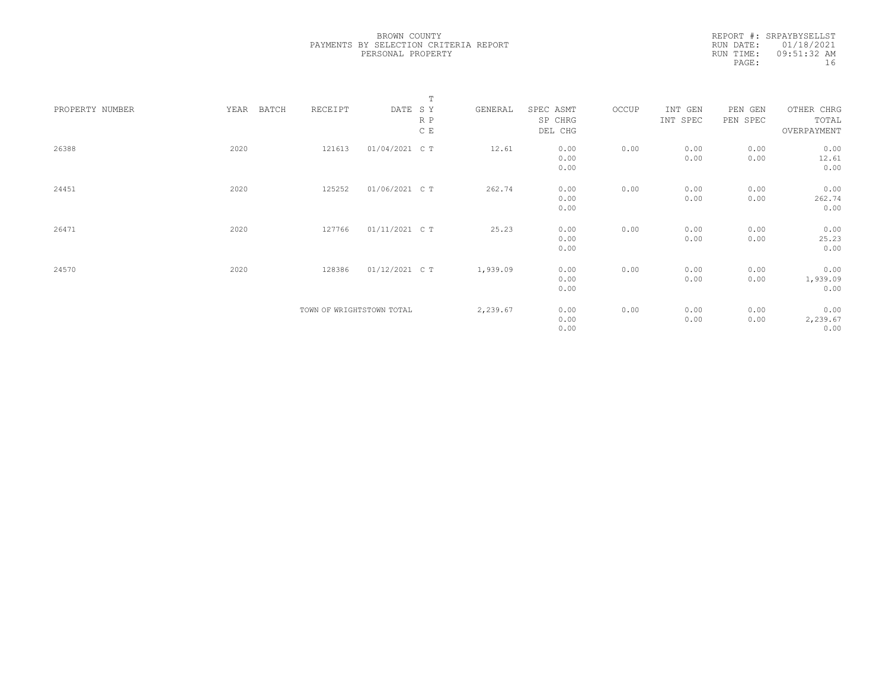BROWN COUNTY
PAYMENTS BY SELECTION CRITERIA REPORT
PERSONAL PROPERTY

REPORT #: SRPAYBYSELLST
RUN DATE: 01/18/2021
RUN TIME: 09:51:32 AM

| PROPERTY NUMBER | YEAR | BATCH | RECEIPT | DATE | T SY RP CE | GENERAL | SPEC ASMT SP CHRG DEL CHG | OCCUP | INT GEN INT SPEC | PEN GEN PEN SPEC | OTHER CHRG TOTAL OVERPAYMENT |
|---|---|---|---|---|---|---|---|---|---|---|---|
| 26388 | 2020 | | 121613 | 01/04/2021 | C T | 12.61 | 0.00 0.00 0.00 | 0.00 | 0.00 0.00 | 0.00 0.00 | 0.00 12.61 0.00 |
| 24451 | 2020 | | 125252 | 01/06/2021 | C T | 262.74 | 0.00 0.00 0.00 | 0.00 | 0.00 0.00 | 0.00 0.00 | 0.00 262.74 0.00 |
| 26471 | 2020 | | 127766 | 01/11/2021 | C T | 25.23 | 0.00 0.00 0.00 | 0.00 | 0.00 0.00 | 0.00 0.00 | 0.00 25.23 0.00 |
| 24570 | 2020 | | 128386 | 01/12/2021 | C T | 1,939.09 | 0.00 0.00 0.00 | 0.00 | 0.00 0.00 | 0.00 0.00 | 0.00 1,939.09 0.00 |
| | | | TOWN OF WRIGHTSTOWN TOTAL | | | 2,239.67 | 0.00 0.00 0.00 | 0.00 | 0.00 0.00 | 0.00 0.00 | 0.00 2,239.67 0.00 |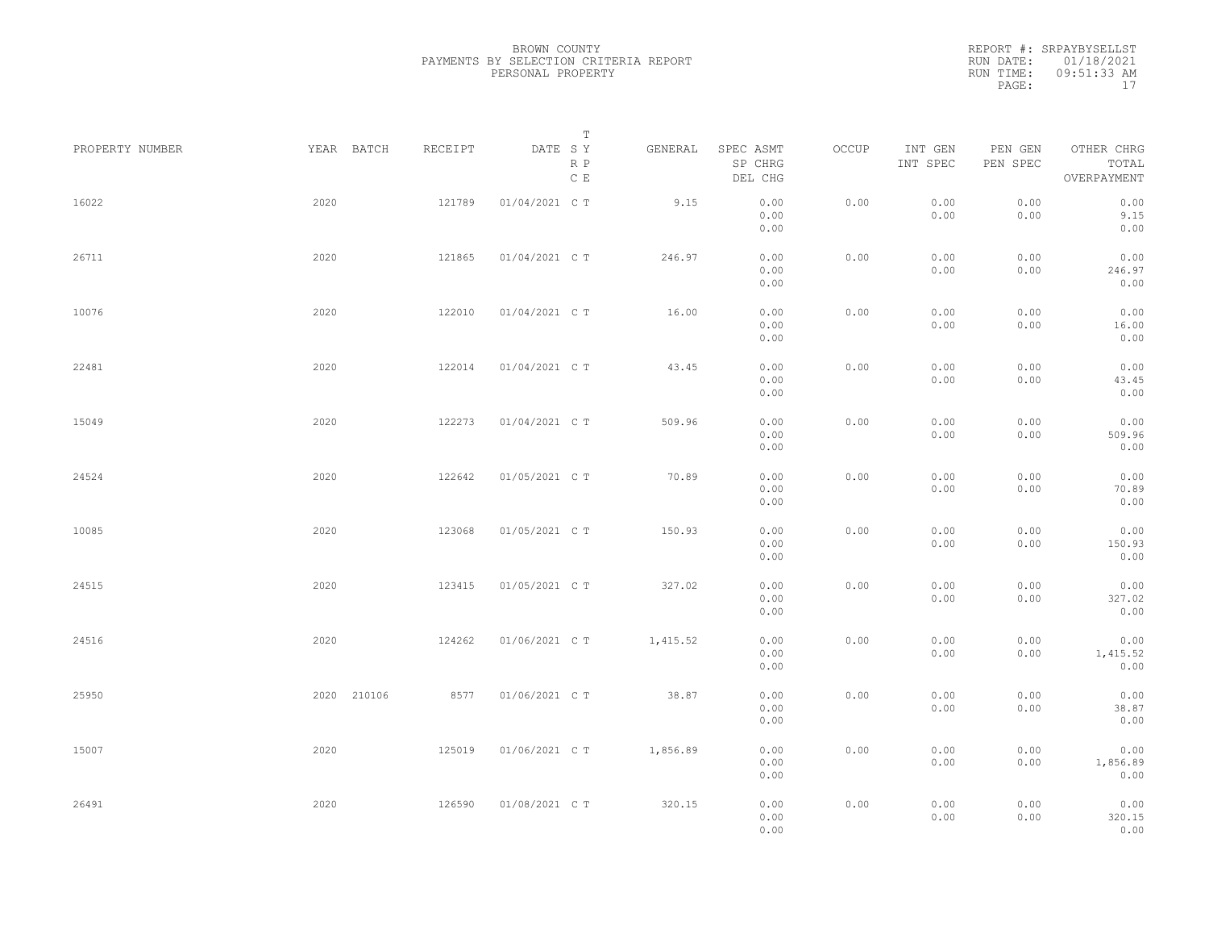BROWN COUNTY
PAYMENTS BY SELECTION CRITERIA REPORT
PERSONAL PROPERTY

REPORT #: SRPAYBYSELLST
RUN DATE: 01/18/2021
RUN TIME: 09:51:33 AM

| PROPERTY NUMBER | YEAR | BATCH | RECEIPT | DATE | T S Y R P C E | GENERAL | SPEC ASMT / SP CHRG / DEL CHG | OCCUP | INT GEN / INT SPEC | PEN GEN / PEN SPEC | OTHER CHRG / TOTAL / OVERPAYMENT |
|---|---|---|---|---|---|---|---|---|---|---|---|
| 16022 | 2020 | | 121789 | 01/04/2021 | C T | 9.15 | 0.00 / 0.00 / 0.00 | 0.00 | 0.00 / 0.00 | 0.00 / 0.00 | 0.00 / 9.15 / 0.00 |
| 26711 | 2020 | | 121865 | 01/04/2021 | C T | 246.97 | 0.00 / 0.00 / 0.00 | 0.00 | 0.00 / 0.00 | 0.00 / 0.00 | 0.00 / 246.97 / 0.00 |
| 10076 | 2020 | | 122010 | 01/04/2021 | C T | 16.00 | 0.00 / 0.00 / 0.00 | 0.00 | 0.00 / 0.00 | 0.00 / 0.00 | 0.00 / 16.00 / 0.00 |
| 22481 | 2020 | | 122014 | 01/04/2021 | C T | 43.45 | 0.00 / 0.00 / 0.00 | 0.00 | 0.00 / 0.00 | 0.00 / 0.00 | 0.00 / 43.45 / 0.00 |
| 15049 | 2020 | | 122273 | 01/04/2021 | C T | 509.96 | 0.00 / 0.00 / 0.00 | 0.00 | 0.00 / 0.00 | 0.00 / 0.00 | 0.00 / 509.96 / 0.00 |
| 24524 | 2020 | | 122642 | 01/05/2021 | C T | 70.89 | 0.00 / 0.00 / 0.00 | 0.00 | 0.00 / 0.00 | 0.00 / 0.00 | 0.00 / 70.89 / 0.00 |
| 10085 | 2020 | | 123068 | 01/05/2021 | C T | 150.93 | 0.00 / 0.00 / 0.00 | 0.00 | 0.00 / 0.00 | 0.00 / 0.00 | 0.00 / 150.93 / 0.00 |
| 24515 | 2020 | | 123415 | 01/05/2021 | C T | 327.02 | 0.00 / 0.00 / 0.00 | 0.00 | 0.00 / 0.00 | 0.00 / 0.00 | 0.00 / 327.02 / 0.00 |
| 24516 | 2020 | | 124262 | 01/06/2021 | C T | 1,415.52 | 0.00 / 0.00 / 0.00 | 0.00 | 0.00 / 0.00 | 0.00 / 0.00 | 0.00 / 1,415.52 / 0.00 |
| 25950 | 2020 | 210106 | 8577 | 01/06/2021 | C T | 38.87 | 0.00 / 0.00 / 0.00 | 0.00 | 0.00 / 0.00 | 0.00 / 0.00 | 0.00 / 38.87 / 0.00 |
| 15007 | 2020 | | 125019 | 01/06/2021 | C T | 1,856.89 | 0.00 / 0.00 / 0.00 | 0.00 | 0.00 / 0.00 | 0.00 / 0.00 | 0.00 / 1,856.89 / 0.00 |
| 26491 | 2020 | | 126590 | 01/08/2021 | C T | 320.15 | 0.00 / 0.00 / 0.00 | 0.00 | 0.00 / 0.00 | 0.00 / 0.00 | 0.00 / 320.15 / 0.00 |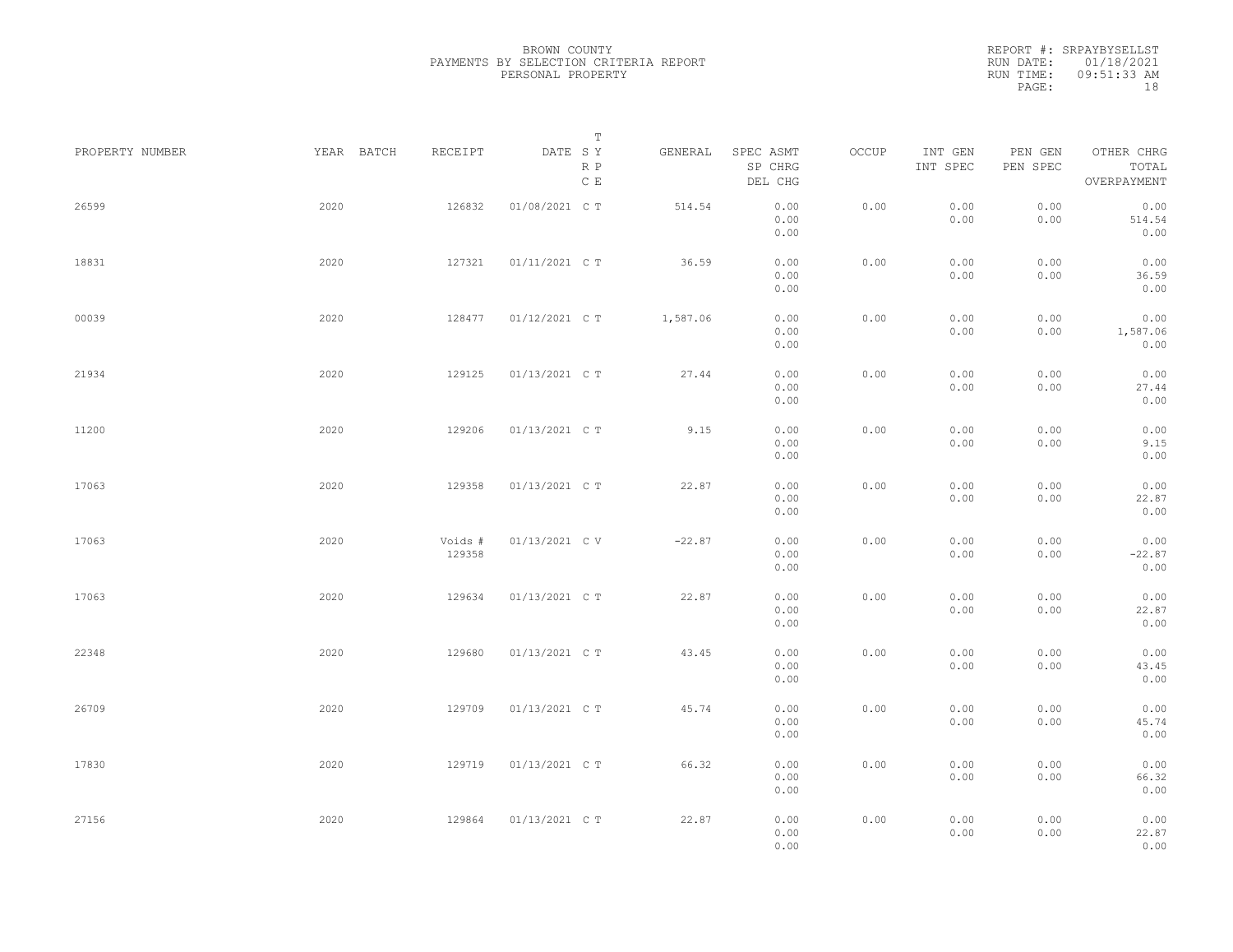BROWN COUNTY
PAYMENTS BY SELECTION CRITERIA REPORT
PERSONAL PROPERTY

REPORT #: SRPAYBYSELLST
RUN DATE: 01/18/2021
RUN TIME: 09:51:33 AM

| PROPERTY NUMBER | YEAR | BATCH | RECEIPT | DATE | T SY RP CE | GENERAL | SPEC ASMT / SP CHRG / DEL CHG | OCCUP | INT GEN / INT SPEC | PEN GEN / PEN SPEC | OTHER CHRG / TOTAL / OVERPAYMENT |
|---|---|---|---|---|---|---|---|---|---|---|---|
| 26599 | 2020 | | 126832 | 01/08/2021 | C T | 514.54 | 0.00 / 0.00 / 0.00 | 0.00 | 0.00 / 0.00 | 0.00 / 0.00 | 0.00 / 514.54 / 0.00 |
| 18831 | 2020 | | 127321 | 01/11/2021 | C T | 36.59 | 0.00 / 0.00 / 0.00 | 0.00 | 0.00 / 0.00 | 0.00 / 0.00 | 0.00 / 36.59 / 0.00 |
| 00039 | 2020 | | 128477 | 01/12/2021 | C T | 1,587.06 | 0.00 / 0.00 / 0.00 | 0.00 | 0.00 / 0.00 | 0.00 / 0.00 | 0.00 / 1,587.06 / 0.00 |
| 21934 | 2020 | | 129125 | 01/13/2021 | C T | 27.44 | 0.00 / 0.00 / 0.00 | 0.00 | 0.00 / 0.00 | 0.00 / 0.00 | 0.00 / 27.44 / 0.00 |
| 11200 | 2020 | | 129206 | 01/13/2021 | C T | 9.15 | 0.00 / 0.00 / 0.00 | 0.00 | 0.00 / 0.00 | 0.00 / 0.00 | 0.00 / 9.15 / 0.00 |
| 17063 | 2020 | | 129358 | 01/13/2021 | C T | 22.87 | 0.00 / 0.00 / 0.00 | 0.00 | 0.00 / 0.00 | 0.00 / 0.00 | 0.00 / 22.87 / 0.00 |
| 17063 | 2020 | | Voids # 129358 | 01/13/2021 | C V | -22.87 | 0.00 / 0.00 / 0.00 | 0.00 | 0.00 / 0.00 | 0.00 / 0.00 | 0.00 / -22.87 / 0.00 |
| 17063 | 2020 | | 129634 | 01/13/2021 | C T | 22.87 | 0.00 / 0.00 / 0.00 | 0.00 | 0.00 / 0.00 | 0.00 / 0.00 | 0.00 / 22.87 / 0.00 |
| 22348 | 2020 | | 129680 | 01/13/2021 | C T | 43.45 | 0.00 / 0.00 / 0.00 | 0.00 | 0.00 / 0.00 | 0.00 / 0.00 | 0.00 / 43.45 / 0.00 |
| 26709 | 2020 | | 129709 | 01/13/2021 | C T | 45.74 | 0.00 / 0.00 / 0.00 | 0.00 | 0.00 / 0.00 | 0.00 / 0.00 | 0.00 / 45.74 / 0.00 |
| 17830 | 2020 | | 129719 | 01/13/2021 | C T | 66.32 | 0.00 / 0.00 / 0.00 | 0.00 | 0.00 / 0.00 | 0.00 / 0.00 | 0.00 / 66.32 / 0.00 |
| 27156 | 2020 | | 129864 | 01/13/2021 | C T | 22.87 | 0.00 / 0.00 / 0.00 | 0.00 | 0.00 / 0.00 | 0.00 / 0.00 | 0.00 / 22.87 / 0.00 |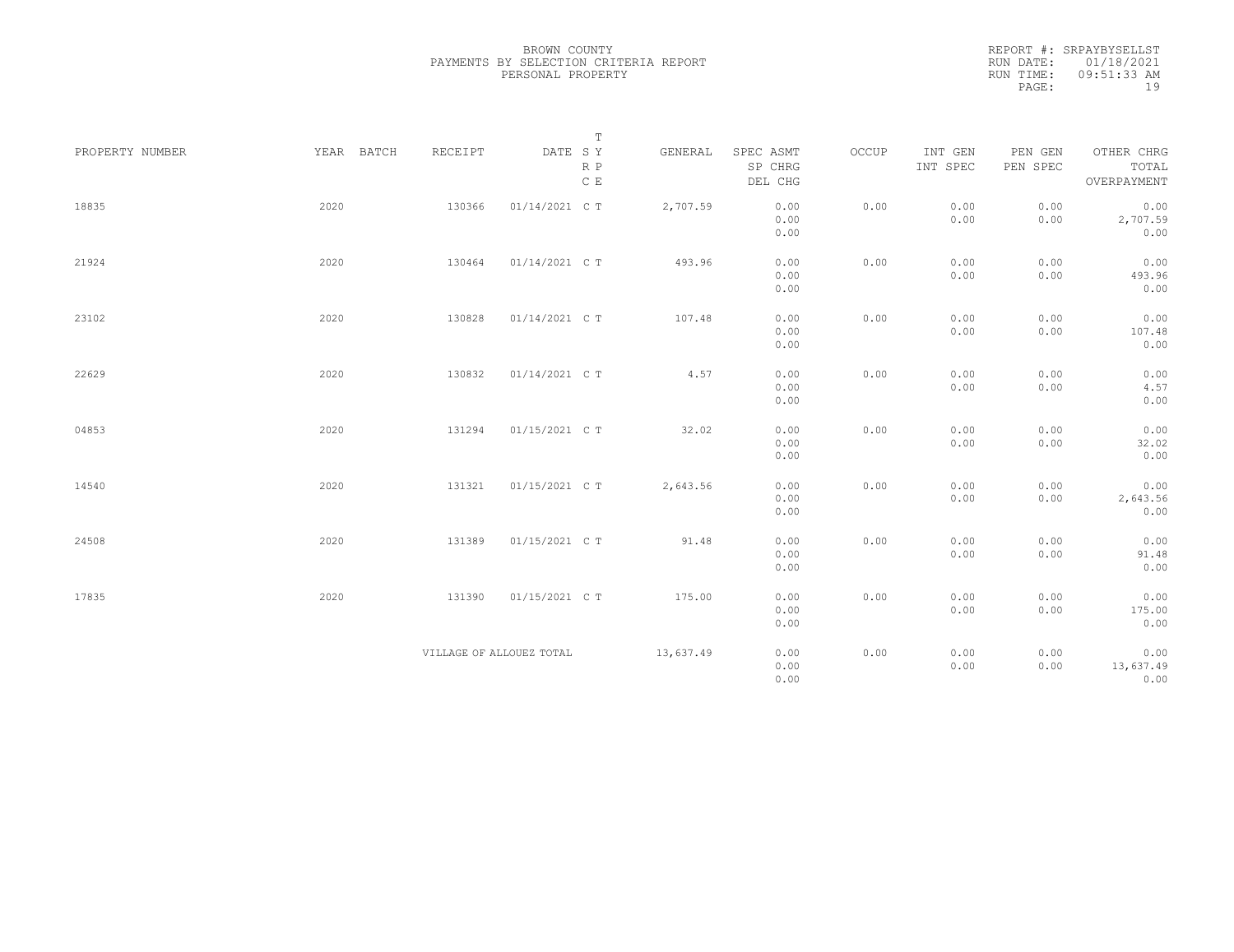BROWN COUNTY
PAYMENTS BY SELECTION CRITERIA REPORT
PERSONAL PROPERTY

REPORT #: SRPAYBYSELLST
RUN DATE: 01/18/2021
RUN TIME: 09:51:33 AM

| PROPERTY NUMBER | YEAR | BATCH | RECEIPT | DATE | T SY RP CE | GENERAL | SPEC ASMT / SP CHRG / DEL CHG | OCCUP | INT GEN / INT SPEC | PEN GEN / PEN SPEC | OTHER CHRG / TOTAL / OVERPAYMENT |
|---|---|---|---|---|---|---|---|---|---|---|---|
| 18835 | 2020 | | 130366 | 01/14/2021 | C T | 2,707.59 | 0.00 / 0.00 / 0.00 | 0.00 | 0.00 / 0.00 | 0.00 / 0.00 | 0.00 / 2,707.59 / 0.00 |
| 21924 | 2020 | | 130464 | 01/14/2021 | C T | 493.96 | 0.00 / 0.00 / 0.00 | 0.00 | 0.00 / 0.00 | 0.00 / 0.00 | 0.00 / 493.96 / 0.00 |
| 23102 | 2020 | | 130828 | 01/14/2021 | C T | 107.48 | 0.00 / 0.00 / 0.00 | 0.00 | 0.00 / 0.00 | 0.00 / 0.00 | 0.00 / 107.48 / 0.00 |
| 22629 | 2020 | | 130832 | 01/14/2021 | C T | 4.57 | 0.00 / 0.00 / 0.00 | 0.00 | 0.00 / 0.00 | 0.00 / 0.00 | 0.00 / 4.57 / 0.00 |
| 04853 | 2020 | | 131294 | 01/15/2021 | C T | 32.02 | 0.00 / 0.00 / 0.00 | 0.00 | 0.00 / 0.00 | 0.00 / 0.00 | 0.00 / 32.02 / 0.00 |
| 14540 | 2020 | | 131321 | 01/15/2021 | C T | 2,643.56 | 0.00 / 0.00 / 0.00 | 0.00 | 0.00 / 0.00 | 0.00 / 0.00 | 0.00 / 2,643.56 / 0.00 |
| 24508 | 2020 | | 131389 | 01/15/2021 | C T | 91.48 | 0.00 / 0.00 / 0.00 | 0.00 | 0.00 / 0.00 | 0.00 / 0.00 | 0.00 / 91.48 / 0.00 |
| 17835 | 2020 | | 131390 | 01/15/2021 | C T | 175.00 | 0.00 / 0.00 / 0.00 | 0.00 | 0.00 / 0.00 | 0.00 / 0.00 | 0.00 / 175.00 / 0.00 |
| | | | VILLAGE OF ALLOUEZ TOTAL | | | 13,637.49 | 0.00 / 0.00 / 0.00 | 0.00 | 0.00 / 0.00 | 0.00 / 0.00 | 0.00 / 13,637.49 / 0.00 |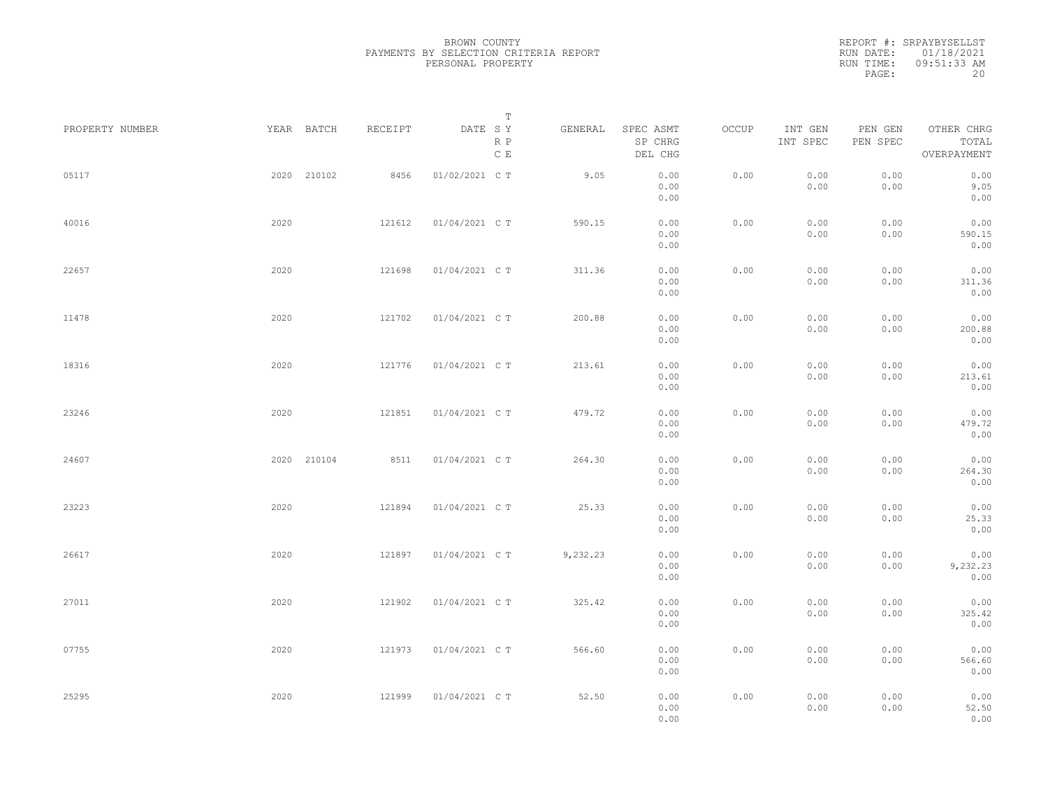BROWN COUNTY
PAYMENTS BY SELECTION CRITERIA REPORT
PERSONAL PROPERTY

REPORT #: SRPAYBYSELLST
RUN DATE: 01/18/2021
RUN TIME: 09:51:33 AM

| PROPERTY NUMBER | YEAR | BATCH | RECEIPT | DATE | T SY RP CE | GENERAL | SPEC ASMT / SP CHRG / DEL CHG | OCCUP | INT GEN / INT SPEC | PEN GEN / PEN SPEC | OTHER CHRG / TOTAL / OVERPAYMENT |
|---|---|---|---|---|---|---|---|---|---|---|---|
| 05117 | 2020 | 210102 | 8456 | 01/02/2021 | C T | 9.05 | 0.00 / 0.00 / 0.00 | 0.00 | 0.00 / 0.00 | 0.00 / 0.00 | 0.00 / 9.05 / 0.00 |
| 40016 | 2020 | | 121612 | 01/04/2021 | C T | 590.15 | 0.00 / 0.00 / 0.00 | 0.00 | 0.00 / 0.00 | 0.00 / 0.00 | 0.00 / 590.15 / 0.00 |
| 22657 | 2020 | | 121698 | 01/04/2021 | C T | 311.36 | 0.00 / 0.00 / 0.00 | 0.00 | 0.00 / 0.00 | 0.00 / 0.00 | 0.00 / 311.36 / 0.00 |
| 11478 | 2020 | | 121702 | 01/04/2021 | C T | 200.88 | 0.00 / 0.00 / 0.00 | 0.00 | 0.00 / 0.00 | 0.00 / 0.00 | 0.00 / 200.88 / 0.00 |
| 18316 | 2020 | | 121776 | 01/04/2021 | C T | 213.61 | 0.00 / 0.00 / 0.00 | 0.00 | 0.00 / 0.00 | 0.00 / 0.00 | 0.00 / 213.61 / 0.00 |
| 23246 | 2020 | | 121851 | 01/04/2021 | C T | 479.72 | 0.00 / 0.00 / 0.00 | 0.00 | 0.00 / 0.00 | 0.00 / 0.00 | 0.00 / 479.72 / 0.00 |
| 24607 | 2020 | 210104 | 8511 | 01/04/2021 | C T | 264.30 | 0.00 / 0.00 / 0.00 | 0.00 | 0.00 / 0.00 | 0.00 / 0.00 | 0.00 / 264.30 / 0.00 |
| 23223 | 2020 | | 121894 | 01/04/2021 | C T | 25.33 | 0.00 / 0.00 / 0.00 | 0.00 | 0.00 / 0.00 | 0.00 / 0.00 | 0.00 / 25.33 / 0.00 |
| 26617 | 2020 | | 121897 | 01/04/2021 | C T | 9,232.23 | 0.00 / 0.00 / 0.00 | 0.00 | 0.00 / 0.00 | 0.00 / 0.00 | 0.00 / 9,232.23 / 0.00 |
| 27011 | 2020 | | 121902 | 01/04/2021 | C T | 325.42 | 0.00 / 0.00 / 0.00 | 0.00 | 0.00 / 0.00 | 0.00 / 0.00 | 0.00 / 325.42 / 0.00 |
| 07755 | 2020 | | 121973 | 01/04/2021 | C T | 566.60 | 0.00 / 0.00 / 0.00 | 0.00 | 0.00 / 0.00 | 0.00 / 0.00 | 0.00 / 566.60 / 0.00 |
| 25295 | 2020 | | 121999 | 01/04/2021 | C T | 52.50 | 0.00 / 0.00 / 0.00 | 0.00 | 0.00 / 0.00 | 0.00 / 0.00 | 0.00 / 52.50 / 0.00 |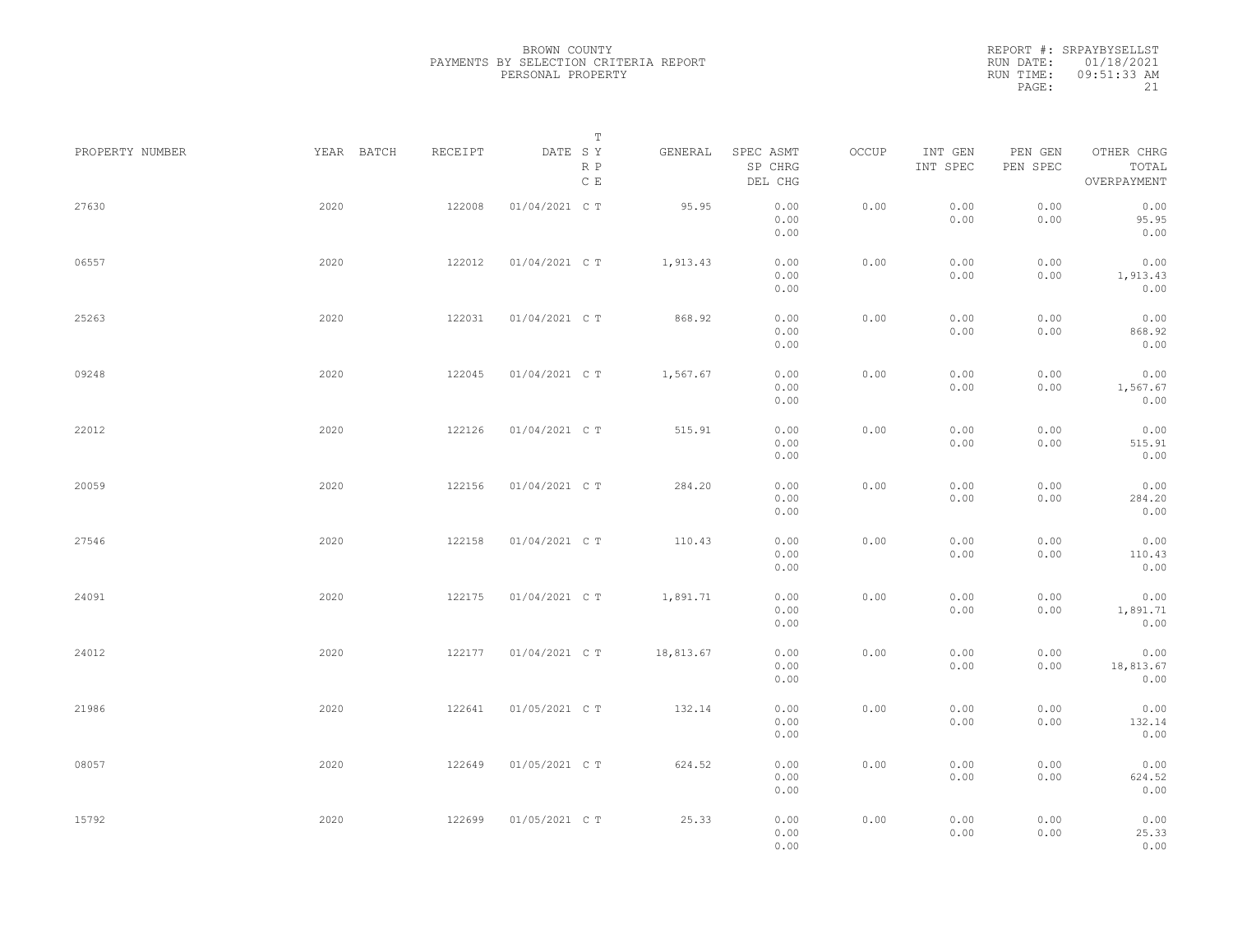BROWN COUNTY
PAYMENTS BY SELECTION CRITERIA REPORT
PERSONAL PROPERTY

REPORT #: SRPAYBYSELLST
RUN DATE: 01/18/2021
RUN TIME: 09:51:33 AM

| PROPERTY NUMBER | YEAR | BATCH | RECEIPT | DATE | T S Y R P C E | GENERAL | SPEC ASMT SP CHRG DEL CHG | OCCUP | INT GEN INT SPEC | PEN GEN PEN SPEC | OTHER CHRG TOTAL OVERPAYMENT |
|---|---|---|---|---|---|---|---|---|---|---|---|
| 27630 | 2020 | | 122008 | 01/04/2021 | C T | 95.95 | 0.00 0.00 0.00 | 0.00 | 0.00 0.00 | 0.00 0.00 | 0.00 95.95 0.00 |
| 06557 | 2020 | | 122012 | 01/04/2021 | C T | 1,913.43 | 0.00 0.00 0.00 | 0.00 | 0.00 0.00 | 0.00 0.00 | 0.00 1,913.43 0.00 |
| 25263 | 2020 | | 122031 | 01/04/2021 | C T | 868.92 | 0.00 0.00 0.00 | 0.00 | 0.00 0.00 | 0.00 0.00 | 0.00 868.92 0.00 |
| 09248 | 2020 | | 122045 | 01/04/2021 | C T | 1,567.67 | 0.00 0.00 0.00 | 0.00 | 0.00 0.00 | 0.00 0.00 | 0.00 1,567.67 0.00 |
| 22012 | 2020 | | 122126 | 01/04/2021 | C T | 515.91 | 0.00 0.00 0.00 | 0.00 | 0.00 0.00 | 0.00 0.00 | 0.00 515.91 0.00 |
| 20059 | 2020 | | 122156 | 01/04/2021 | C T | 284.20 | 0.00 0.00 0.00 | 0.00 | 0.00 0.00 | 0.00 0.00 | 0.00 284.20 0.00 |
| 27546 | 2020 | | 122158 | 01/04/2021 | C T | 110.43 | 0.00 0.00 0.00 | 0.00 | 0.00 0.00 | 0.00 0.00 | 0.00 110.43 0.00 |
| 24091 | 2020 | | 122175 | 01/04/2021 | C T | 1,891.71 | 0.00 0.00 0.00 | 0.00 | 0.00 0.00 | 0.00 0.00 | 0.00 1,891.71 0.00 |
| 24012 | 2020 | | 122177 | 01/04/2021 | C T | 18,813.67 | 0.00 0.00 0.00 | 0.00 | 0.00 0.00 | 0.00 0.00 | 0.00 18,813.67 0.00 |
| 21986 | 2020 | | 122641 | 01/05/2021 | C T | 132.14 | 0.00 0.00 0.00 | 0.00 | 0.00 0.00 | 0.00 0.00 | 0.00 132.14 0.00 |
| 08057 | 2020 | | 122649 | 01/05/2021 | C T | 624.52 | 0.00 0.00 0.00 | 0.00 | 0.00 0.00 | 0.00 0.00 | 0.00 624.52 0.00 |
| 15792 | 2020 | | 122699 | 01/05/2021 | C T | 25.33 | 0.00 0.00 0.00 | 0.00 | 0.00 0.00 | 0.00 0.00 | 0.00 25.33 0.00 |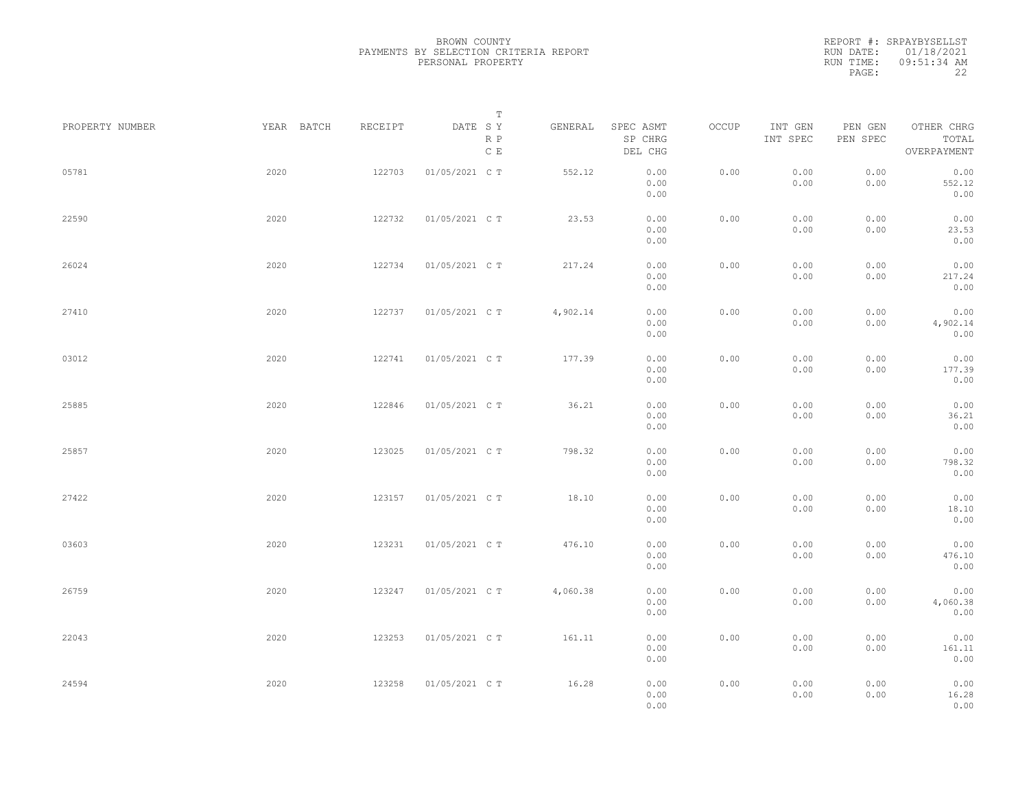BROWN COUNTY
PAYMENTS BY SELECTION CRITERIA REPORT
PERSONAL PROPERTY

REPORT #: SRPAYBYSELLST
RUN DATE: 01/18/2021
RUN TIME: 09:51:34 AM

| PROPERTY NUMBER | YEAR | BATCH | RECEIPT | DATE | T SY RP CE | GENERAL | SPEC ASMT / SP CHRG / DEL CHG | OCCUP | INT GEN / INT SPEC | PEN GEN / PEN SPEC | OTHER CHRG / TOTAL / OVERPAYMENT |
|---|---|---|---|---|---|---|---|---|---|---|---|
| 05781 | 2020 | | 122703 | 01/05/2021 | C T | 552.12 | 0.00 / 0.00 / 0.00 | 0.00 | 0.00 / 0.00 | 0.00 / 0.00 | 0.00 / 552.12 / 0.00 |
| 22590 | 2020 | | 122732 | 01/05/2021 | C T | 23.53 | 0.00 / 0.00 / 0.00 | 0.00 | 0.00 / 0.00 | 0.00 / 0.00 | 0.00 / 23.53 / 0.00 |
| 26024 | 2020 | | 122734 | 01/05/2021 | C T | 217.24 | 0.00 / 0.00 / 0.00 | 0.00 | 0.00 / 0.00 | 0.00 / 0.00 | 0.00 / 217.24 / 0.00 |
| 27410 | 2020 | | 122737 | 01/05/2021 | C T | 4,902.14 | 0.00 / 0.00 / 0.00 | 0.00 | 0.00 / 0.00 | 0.00 / 0.00 | 0.00 / 4,902.14 / 0.00 |
| 03012 | 2020 | | 122741 | 01/05/2021 | C T | 177.39 | 0.00 / 0.00 / 0.00 | 0.00 | 0.00 / 0.00 | 0.00 / 0.00 | 0.00 / 177.39 / 0.00 |
| 25885 | 2020 | | 122846 | 01/05/2021 | C T | 36.21 | 0.00 / 0.00 / 0.00 | 0.00 | 0.00 / 0.00 | 0.00 / 0.00 | 0.00 / 36.21 / 0.00 |
| 25857 | 2020 | | 123025 | 01/05/2021 | C T | 798.32 | 0.00 / 0.00 / 0.00 | 0.00 | 0.00 / 0.00 | 0.00 / 0.00 | 0.00 / 798.32 / 0.00 |
| 27422 | 2020 | | 123157 | 01/05/2021 | C T | 18.10 | 0.00 / 0.00 / 0.00 | 0.00 | 0.00 / 0.00 | 0.00 / 0.00 | 0.00 / 18.10 / 0.00 |
| 03603 | 2020 | | 123231 | 01/05/2021 | C T | 476.10 | 0.00 / 0.00 / 0.00 | 0.00 | 0.00 / 0.00 | 0.00 / 0.00 | 0.00 / 476.10 / 0.00 |
| 26759 | 2020 | | 123247 | 01/05/2021 | C T | 4,060.38 | 0.00 / 0.00 / 0.00 | 0.00 | 0.00 / 0.00 | 0.00 / 0.00 | 0.00 / 4,060.38 / 0.00 |
| 22043 | 2020 | | 123253 | 01/05/2021 | C T | 161.11 | 0.00 / 0.00 / 0.00 | 0.00 | 0.00 / 0.00 | 0.00 / 0.00 | 0.00 / 161.11 / 0.00 |
| 24594 | 2020 | | 123258 | 01/05/2021 | C T | 16.28 | 0.00 / 0.00 / 0.00 | 0.00 | 0.00 / 0.00 | 0.00 / 0.00 | 0.00 / 16.28 / 0.00 |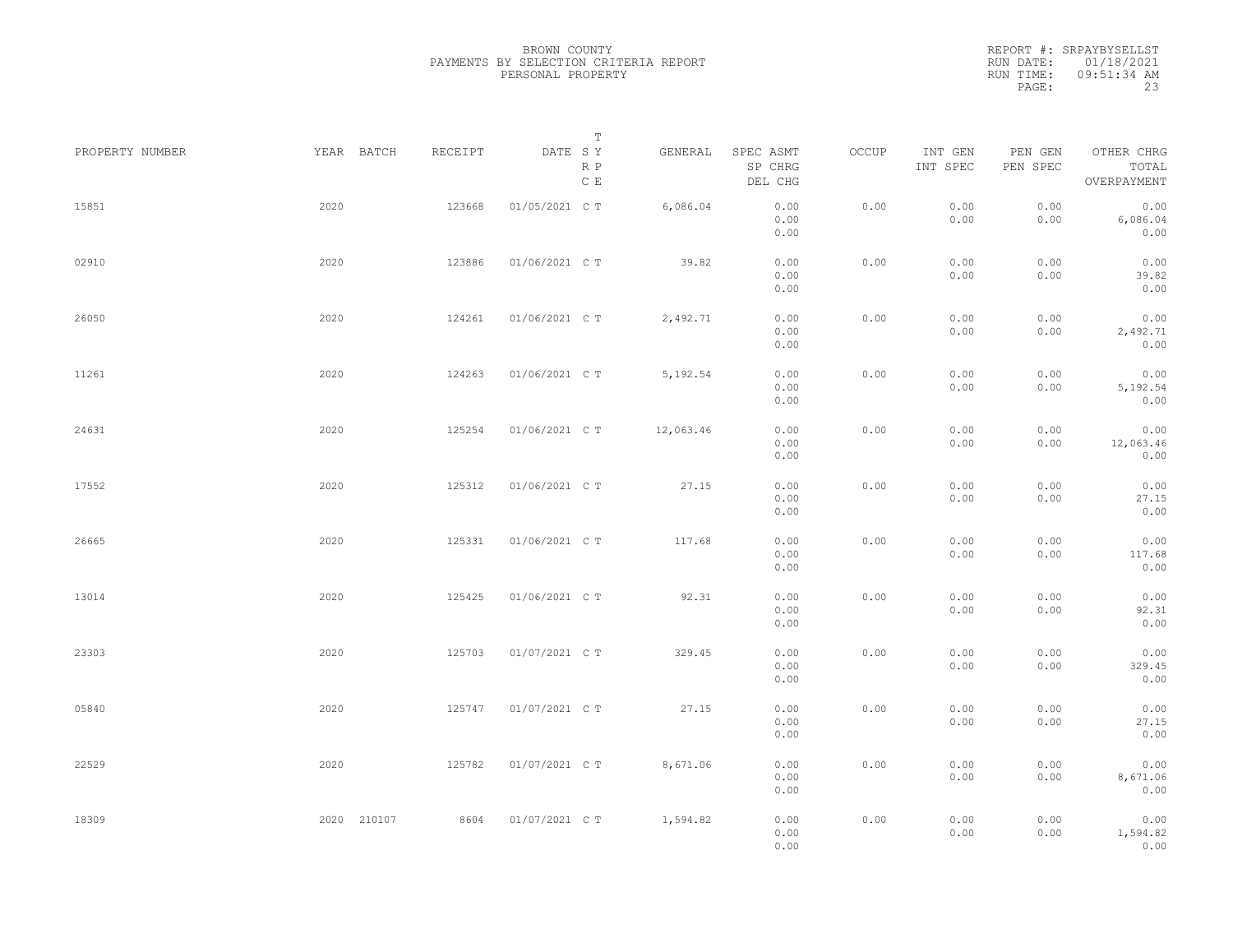BROWN COUNTY
PAYMENTS BY SELECTION CRITERIA REPORT
PERSONAL PROPERTY

REPORT #: SRPAYBYSELLST
RUN DATE: 01/18/2021
RUN TIME: 09:51:34 AM

| PROPERTY NUMBER | YEAR | BATCH | RECEIPT | DATE | T SY RP CE | GENERAL | SPEC ASMT SP CHRG DEL CHG | OCCUP | INT GEN INT SPEC | PEN GEN PEN SPEC | OTHER CHRG TOTAL OVERPAYMENT |
|---|---|---|---|---|---|---|---|---|---|---|---|
| 15851 | 2020 | | 123668 | 01/05/2021 | C T | 6,086.04 | 0.00 0.00 0.00 | 0.00 | 0.00 0.00 | 0.00 0.00 | 0.00 6,086.04 0.00 |
| 02910 | 2020 | | 123886 | 01/06/2021 | C T | 39.82 | 0.00 0.00 0.00 | 0.00 | 0.00 0.00 | 0.00 0.00 | 0.00 39.82 0.00 |
| 26050 | 2020 | | 124261 | 01/06/2021 | C T | 2,492.71 | 0.00 0.00 0.00 | 0.00 | 0.00 0.00 | 0.00 0.00 | 0.00 2,492.71 0.00 |
| 11261 | 2020 | | 124263 | 01/06/2021 | C T | 5,192.54 | 0.00 0.00 0.00 | 0.00 | 0.00 0.00 | 0.00 0.00 | 0.00 5,192.54 0.00 |
| 24631 | 2020 | | 125254 | 01/06/2021 | C T | 12,063.46 | 0.00 0.00 0.00 | 0.00 | 0.00 0.00 | 0.00 0.00 | 0.00 12,063.46 0.00 |
| 17552 | 2020 | | 125312 | 01/06/2021 | C T | 27.15 | 0.00 0.00 0.00 | 0.00 | 0.00 0.00 | 0.00 0.00 | 0.00 27.15 0.00 |
| 26665 | 2020 | | 125331 | 01/06/2021 | C T | 117.68 | 0.00 0.00 0.00 | 0.00 | 0.00 0.00 | 0.00 0.00 | 0.00 117.68 0.00 |
| 13014 | 2020 | | 125425 | 01/06/2021 | C T | 92.31 | 0.00 0.00 0.00 | 0.00 | 0.00 0.00 | 0.00 0.00 | 0.00 92.31 0.00 |
| 23303 | 2020 | | 125703 | 01/07/2021 | C T | 329.45 | 0.00 0.00 0.00 | 0.00 | 0.00 0.00 | 0.00 0.00 | 0.00 329.45 0.00 |
| 05840 | 2020 | | 125747 | 01/07/2021 | C T | 27.15 | 0.00 0.00 0.00 | 0.00 | 0.00 0.00 | 0.00 0.00 | 0.00 27.15 0.00 |
| 22529 | 2020 | | 125782 | 01/07/2021 | C T | 8,671.06 | 0.00 0.00 0.00 | 0.00 | 0.00 0.00 | 0.00 0.00 | 0.00 8,671.06 0.00 |
| 18309 | 2020 | 210107 | 8604 | 01/07/2021 | C T | 1,594.82 | 0.00 0.00 0.00 | 0.00 | 0.00 0.00 | 0.00 0.00 | 0.00 1,594.82 0.00 |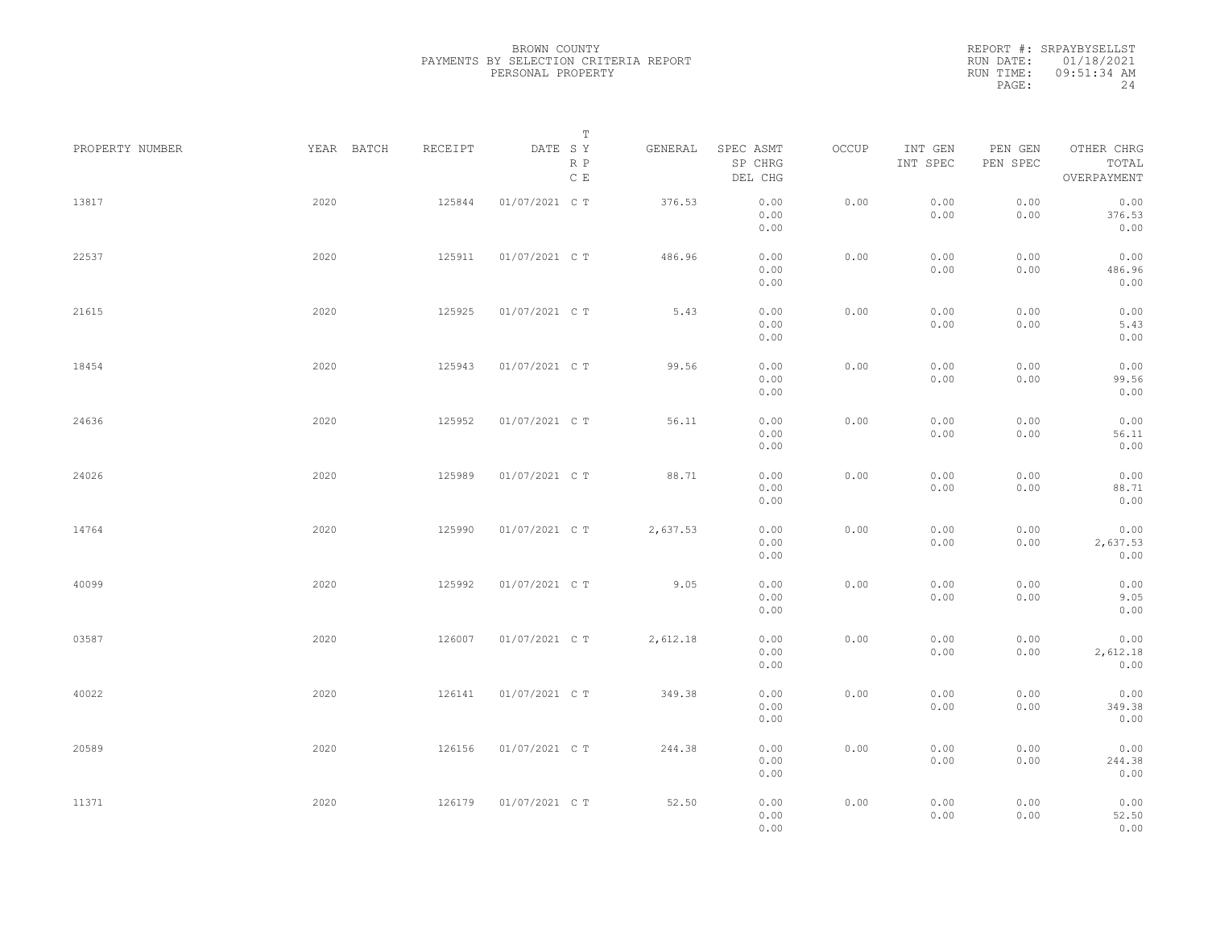BROWN COUNTY
PAYMENTS BY SELECTION CRITERIA REPORT
PERSONAL PROPERTY

REPORT #: SRPAYBYSELLST
RUN DATE: 01/18/2021
RUN TIME: 09:51:34 AM

| PROPERTY NUMBER | YEAR | BATCH | RECEIPT | DATE | T SY RP CE | GENERAL | SPEC ASMT / SP CHRG / DEL CHG | OCCUP | INT GEN / INT SPEC | PEN GEN / PEN SPEC | OTHER CHRG / TOTAL / OVERPAYMENT |
|---|---|---|---|---|---|---|---|---|---|---|---|
| 13817 | 2020 | | 125844 | 01/07/2021 | C T | 376.53 | 0.00 / 0.00 / 0.00 | 0.00 | 0.00 / 0.00 | 0.00 / 0.00 | 0.00 / 376.53 / 0.00 |
| 22537 | 2020 | | 125911 | 01/07/2021 | C T | 486.96 | 0.00 / 0.00 / 0.00 | 0.00 | 0.00 / 0.00 | 0.00 / 0.00 | 0.00 / 486.96 / 0.00 |
| 21615 | 2020 | | 125925 | 01/07/2021 | C T | 5.43 | 0.00 / 0.00 / 0.00 | 0.00 | 0.00 / 0.00 | 0.00 / 0.00 | 0.00 / 5.43 / 0.00 |
| 18454 | 2020 | | 125943 | 01/07/2021 | C T | 99.56 | 0.00 / 0.00 / 0.00 | 0.00 | 0.00 / 0.00 | 0.00 / 0.00 | 0.00 / 99.56 / 0.00 |
| 24636 | 2020 | | 125952 | 01/07/2021 | C T | 56.11 | 0.00 / 0.00 / 0.00 | 0.00 | 0.00 / 0.00 | 0.00 / 0.00 | 0.00 / 56.11 / 0.00 |
| 24026 | 2020 | | 125989 | 01/07/2021 | C T | 88.71 | 0.00 / 0.00 / 0.00 | 0.00 | 0.00 / 0.00 | 0.00 / 0.00 | 0.00 / 88.71 / 0.00 |
| 14764 | 2020 | | 125990 | 01/07/2021 | C T | 2,637.53 | 0.00 / 0.00 / 0.00 | 0.00 | 0.00 / 0.00 | 0.00 / 0.00 | 0.00 / 2,637.53 / 0.00 |
| 40099 | 2020 | | 125992 | 01/07/2021 | C T | 9.05 | 0.00 / 0.00 / 0.00 | 0.00 | 0.00 / 0.00 | 0.00 / 0.00 | 0.00 / 9.05 / 0.00 |
| 03587 | 2020 | | 126007 | 01/07/2021 | C T | 2,612.18 | 0.00 / 0.00 / 0.00 | 0.00 | 0.00 / 0.00 | 0.00 / 0.00 | 0.00 / 2,612.18 / 0.00 |
| 40022 | 2020 | | 126141 | 01/07/2021 | C T | 349.38 | 0.00 / 0.00 / 0.00 | 0.00 | 0.00 / 0.00 | 0.00 / 0.00 | 0.00 / 349.38 / 0.00 |
| 20589 | 2020 | | 126156 | 01/07/2021 | C T | 244.38 | 0.00 / 0.00 / 0.00 | 0.00 | 0.00 / 0.00 | 0.00 / 0.00 | 0.00 / 244.38 / 0.00 |
| 11371 | 2020 | | 126179 | 01/07/2021 | C T | 52.50 | 0.00 / 0.00 / 0.00 | 0.00 | 0.00 / 0.00 | 0.00 / 0.00 | 0.00 / 52.50 / 0.00 |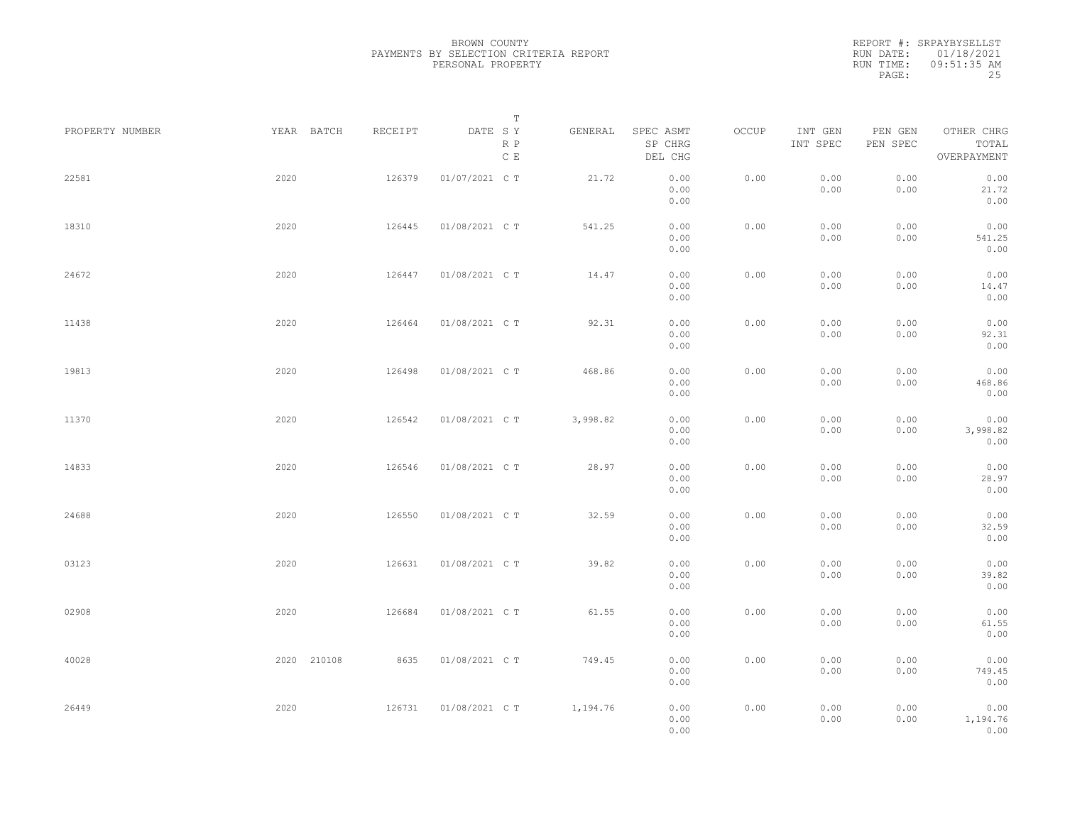BROWN COUNTY
PAYMENTS BY SELECTION CRITERIA REPORT
PERSONAL PROPERTY

REPORT #: SRPAYBYSELLST
RUN DATE: 01/18/2021
RUN TIME: 09:51:35 AM
PAGE: 25

| PROPERTY NUMBER | YEAR | BATCH | RECEIPT | DATE | T SY RP CE | GENERAL | SPEC ASMT / SP CHRG / DEL CHG | OCCUP | INT GEN / INT SPEC | PEN GEN / PEN SPEC | OTHER CHRG / TOTAL / OVERPAYMENT |
|---|---|---|---|---|---|---|---|---|---|---|---|
| 22581 | 2020 | | 126379 | 01/07/2021 | C T | 21.72 | 0.00 / 0.00 / 0.00 | 0.00 | 0.00 / 0.00 | 0.00 / 0.00 | 0.00 / 21.72 / 0.00 |
| 18310 | 2020 | | 126445 | 01/08/2021 | C T | 541.25 | 0.00 / 0.00 / 0.00 | 0.00 | 0.00 / 0.00 | 0.00 / 0.00 | 0.00 / 541.25 / 0.00 |
| 24672 | 2020 | | 126447 | 01/08/2021 | C T | 14.47 | 0.00 / 0.00 / 0.00 | 0.00 | 0.00 / 0.00 | 0.00 / 0.00 | 0.00 / 14.47 / 0.00 |
| 11438 | 2020 | | 126464 | 01/08/2021 | C T | 92.31 | 0.00 / 0.00 / 0.00 | 0.00 | 0.00 / 0.00 | 0.00 / 0.00 | 0.00 / 92.31 / 0.00 |
| 19813 | 2020 | | 126498 | 01/08/2021 | C T | 468.86 | 0.00 / 0.00 / 0.00 | 0.00 | 0.00 / 0.00 | 0.00 / 0.00 | 0.00 / 468.86 / 0.00 |
| 11370 | 2020 | | 126542 | 01/08/2021 | C T | 3,998.82 | 0.00 / 0.00 / 0.00 | 0.00 | 0.00 / 0.00 | 0.00 / 0.00 | 0.00 / 3,998.82 / 0.00 |
| 14833 | 2020 | | 126546 | 01/08/2021 | C T | 28.97 | 0.00 / 0.00 / 0.00 | 0.00 | 0.00 / 0.00 | 0.00 / 0.00 | 0.00 / 28.97 / 0.00 |
| 24688 | 2020 | | 126550 | 01/08/2021 | C T | 32.59 | 0.00 / 0.00 / 0.00 | 0.00 | 0.00 / 0.00 | 0.00 / 0.00 | 0.00 / 32.59 / 0.00 |
| 03123 | 2020 | | 126631 | 01/08/2021 | C T | 39.82 | 0.00 / 0.00 / 0.00 | 0.00 | 0.00 / 0.00 | 0.00 / 0.00 | 0.00 / 39.82 / 0.00 |
| 02908 | 2020 | | 126684 | 01/08/2021 | C T | 61.55 | 0.00 / 0.00 / 0.00 | 0.00 | 0.00 / 0.00 | 0.00 / 0.00 | 0.00 / 61.55 / 0.00 |
| 40028 | 2020 | 210108 | 8635 | 01/08/2021 | C T | 749.45 | 0.00 / 0.00 / 0.00 | 0.00 | 0.00 / 0.00 | 0.00 / 0.00 | 0.00 / 749.45 / 0.00 |
| 26449 | 2020 | | 126731 | 01/08/2021 | C T | 1,194.76 | 0.00 / 0.00 / 0.00 | 0.00 | 0.00 / 0.00 | 0.00 / 0.00 | 0.00 / 1,194.76 / 0.00 |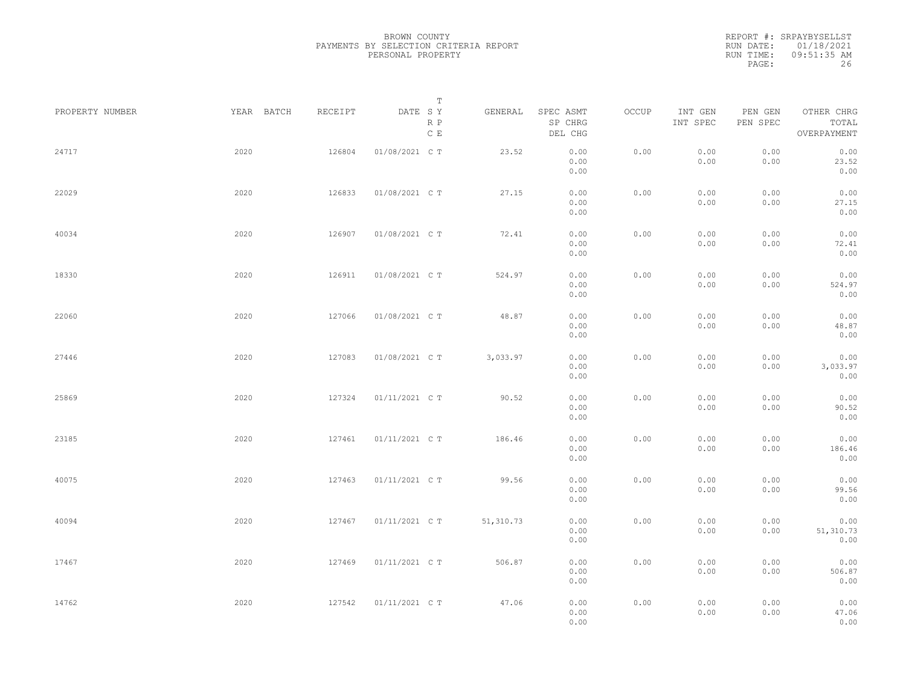BROWN COUNTY
PAYMENTS BY SELECTION CRITERIA REPORT
PERSONAL PROPERTY

REPORT #: SRPAYBYSELLST
RUN DATE: 01/18/2021
RUN TIME: 09:51:35 AM

| PROPERTY NUMBER | YEAR | BATCH | RECEIPT | DATE | T SY RP CE | GENERAL | SPEC ASMT / SP CHRG / DEL CHG | OCCUP | INT GEN / INT SPEC | PEN GEN / PEN SPEC | OTHER CHRG / TOTAL / OVERPAYMENT |
|---|---|---|---|---|---|---|---|---|---|---|---|
| 24717 | 2020 | | 126804 | 01/08/2021 | C T | 23.52 | 0.00 / 0.00 / 0.00 | 0.00 | 0.00 / 0.00 | 0.00 / 0.00 | 0.00 / 23.52 / 0.00 |
| 22029 | 2020 | | 126833 | 01/08/2021 | C T | 27.15 | 0.00 / 0.00 / 0.00 | 0.00 | 0.00 / 0.00 | 0.00 / 0.00 | 0.00 / 27.15 / 0.00 |
| 40034 | 2020 | | 126907 | 01/08/2021 | C T | 72.41 | 0.00 / 0.00 / 0.00 | 0.00 | 0.00 / 0.00 | 0.00 / 0.00 | 0.00 / 72.41 / 0.00 |
| 18330 | 2020 | | 126911 | 01/08/2021 | C T | 524.97 | 0.00 / 0.00 / 0.00 | 0.00 | 0.00 / 0.00 | 0.00 / 0.00 | 0.00 / 524.97 / 0.00 |
| 22060 | 2020 | | 127066 | 01/08/2021 | C T | 48.87 | 0.00 / 0.00 / 0.00 | 0.00 | 0.00 / 0.00 | 0.00 / 0.00 | 0.00 / 48.87 / 0.00 |
| 27446 | 2020 | | 127083 | 01/08/2021 | C T | 3,033.97 | 0.00 / 0.00 / 0.00 | 0.00 | 0.00 / 0.00 | 0.00 / 0.00 | 0.00 / 3,033.97 / 0.00 |
| 25869 | 2020 | | 127324 | 01/11/2021 | C T | 90.52 | 0.00 / 0.00 / 0.00 | 0.00 | 0.00 / 0.00 | 0.00 / 0.00 | 0.00 / 90.52 / 0.00 |
| 23185 | 2020 | | 127461 | 01/11/2021 | C T | 186.46 | 0.00 / 0.00 / 0.00 | 0.00 | 0.00 / 0.00 | 0.00 / 0.00 | 0.00 / 186.46 / 0.00 |
| 40075 | 2020 | | 127463 | 01/11/2021 | C T | 99.56 | 0.00 / 0.00 / 0.00 | 0.00 | 0.00 / 0.00 | 0.00 / 0.00 | 0.00 / 99.56 / 0.00 |
| 40094 | 2020 | | 127467 | 01/11/2021 | C T | 51,310.73 | 0.00 / 0.00 / 0.00 | 0.00 | 0.00 / 0.00 | 0.00 / 0.00 | 0.00 / 51,310.73 / 0.00 |
| 17467 | 2020 | | 127469 | 01/11/2021 | C T | 506.87 | 0.00 / 0.00 / 0.00 | 0.00 | 0.00 / 0.00 | 0.00 / 0.00 | 0.00 / 506.87 / 0.00 |
| 14762 | 2020 | | 127542 | 01/11/2021 | C T | 47.06 | 0.00 / 0.00 / 0.00 | 0.00 | 0.00 / 0.00 | 0.00 / 0.00 | 0.00 / 47.06 / 0.00 |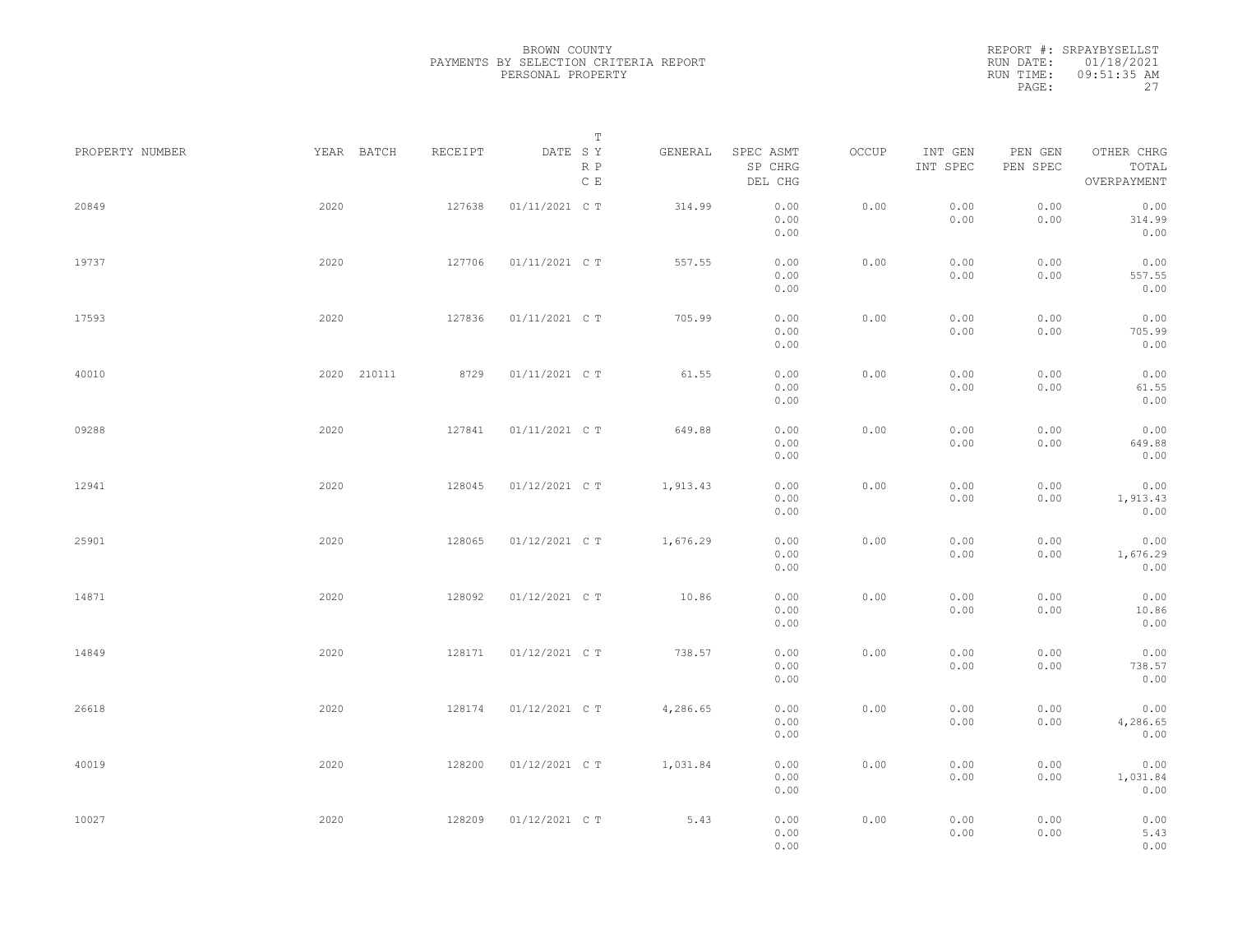BROWN COUNTY
PAYMENTS BY SELECTION CRITERIA REPORT
PERSONAL PROPERTY

REPORT #: SRPAYBYSELLST
RUN DATE: 01/18/2021
RUN TIME: 09:51:35 AM

| PROPERTY NUMBER | YEAR | BATCH | RECEIPT | DATE | T SY RP CE | GENERAL | SPEC ASMT SP CHRG DEL CHG | OCCUP | INT GEN INT SPEC | PEN GEN PEN SPEC | OTHER CHRG TOTAL OVERPAYMENT |
|---|---|---|---|---|---|---|---|---|---|---|---|
| 20849 | 2020 | | 127638 | 01/11/2021 | C T | 314.99 | 0.00 0.00 0.00 | 0.00 | 0.00 0.00 | 0.00 0.00 | 0.00 314.99 0.00 |
| 19737 | 2020 | | 127706 | 01/11/2021 | C T | 557.55 | 0.00 0.00 0.00 | 0.00 | 0.00 0.00 | 0.00 0.00 | 0.00 557.55 0.00 |
| 17593 | 2020 | | 127836 | 01/11/2021 | C T | 705.99 | 0.00 0.00 0.00 | 0.00 | 0.00 0.00 | 0.00 0.00 | 0.00 705.99 0.00 |
| 40010 | 2020 | 210111 | 8729 | 01/11/2021 | C T | 61.55 | 0.00 0.00 0.00 | 0.00 | 0.00 0.00 | 0.00 0.00 | 0.00 61.55 0.00 |
| 09288 | 2020 | | 127841 | 01/11/2021 | C T | 649.88 | 0.00 0.00 0.00 | 0.00 | 0.00 0.00 | 0.00 0.00 | 0.00 649.88 0.00 |
| 12941 | 2020 | | 128045 | 01/12/2021 | C T | 1,913.43 | 0.00 0.00 0.00 | 0.00 | 0.00 0.00 | 0.00 0.00 | 0.00 1,913.43 0.00 |
| 25901 | 2020 | | 128065 | 01/12/2021 | C T | 1,676.29 | 0.00 0.00 0.00 | 0.00 | 0.00 0.00 | 0.00 0.00 | 0.00 1,676.29 0.00 |
| 14871 | 2020 | | 128092 | 01/12/2021 | C T | 10.86 | 0.00 0.00 0.00 | 0.00 | 0.00 0.00 | 0.00 0.00 | 0.00 10.86 0.00 |
| 14849 | 2020 | | 128171 | 01/12/2021 | C T | 738.57 | 0.00 0.00 0.00 | 0.00 | 0.00 0.00 | 0.00 0.00 | 0.00 738.57 0.00 |
| 26618 | 2020 | | 128174 | 01/12/2021 | C T | 4,286.65 | 0.00 0.00 0.00 | 0.00 | 0.00 0.00 | 0.00 0.00 | 0.00 4,286.65 0.00 |
| 40019 | 2020 | | 128200 | 01/12/2021 | C T | 1,031.84 | 0.00 0.00 0.00 | 0.00 | 0.00 0.00 | 0.00 0.00 | 0.00 1,031.84 0.00 |
| 10027 | 2020 | | 128209 | 01/12/2021 | C T | 5.43 | 0.00 0.00 0.00 | 0.00 | 0.00 0.00 | 0.00 0.00 | 0.00 5.43 0.00 |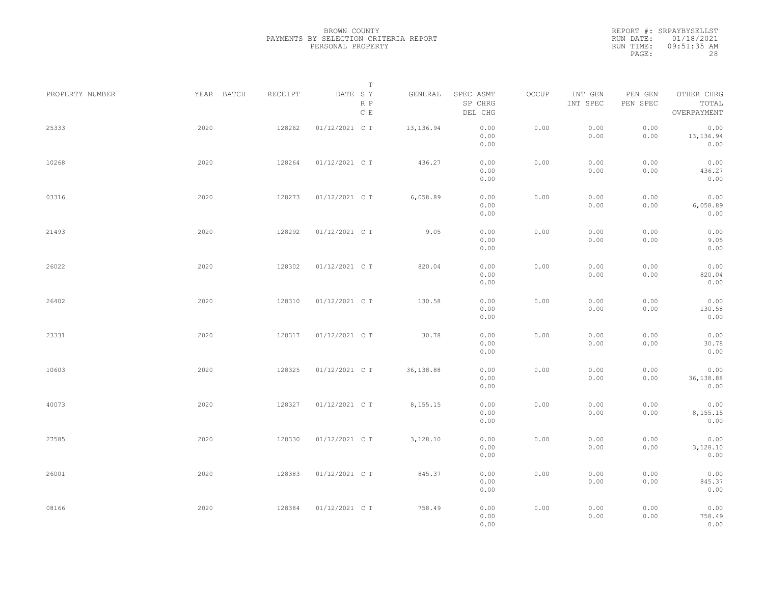BROWN COUNTY
PAYMENTS BY SELECTION CRITERIA REPORT
PERSONAL PROPERTY

REPORT #: SRPAYBYSELLST
RUN DATE: 01/18/2021
RUN TIME: 09:51:35 AM

| PROPERTY NUMBER | YEAR | BATCH | RECEIPT | DATE | T S Y R P C E | GENERAL | SPEC ASMT / SP CHRG / DEL CHG | OCCUP | INT GEN / INT SPEC | PEN GEN / PEN SPEC | OTHER CHRG / TOTAL / OVERPAYMENT |
|---|---|---|---|---|---|---|---|---|---|---|---|
| 25333 | 2020 | | 128262 | 01/12/2021 | C T | 13,136.94 | 0.00 / 0.00 / 0.00 | 0.00 | 0.00 / 0.00 | 0.00 / 0.00 | 0.00 / 13,136.94 / 0.00 |
| 10268 | 2020 | | 128264 | 01/12/2021 | C T | 436.27 | 0.00 / 0.00 / 0.00 | 0.00 | 0.00 / 0.00 | 0.00 / 0.00 | 0.00 / 436.27 / 0.00 |
| 03316 | 2020 | | 128273 | 01/12/2021 | C T | 6,058.89 | 0.00 / 0.00 / 0.00 | 0.00 | 0.00 / 0.00 | 0.00 / 0.00 | 0.00 / 6,058.89 / 0.00 |
| 21493 | 2020 | | 128292 | 01/12/2021 | C T | 9.05 | 0.00 / 0.00 / 0.00 | 0.00 | 0.00 / 0.00 | 0.00 / 0.00 | 0.00 / 9.05 / 0.00 |
| 26022 | 2020 | | 128302 | 01/12/2021 | C T | 820.04 | 0.00 / 0.00 / 0.00 | 0.00 | 0.00 / 0.00 | 0.00 / 0.00 | 0.00 / 820.04 / 0.00 |
| 26402 | 2020 | | 128310 | 01/12/2021 | C T | 130.58 | 0.00 / 0.00 / 0.00 | 0.00 | 0.00 / 0.00 | 0.00 / 0.00 | 0.00 / 130.58 / 0.00 |
| 23331 | 2020 | | 128317 | 01/12/2021 | C T | 30.78 | 0.00 / 0.00 / 0.00 | 0.00 | 0.00 / 0.00 | 0.00 / 0.00 | 0.00 / 30.78 / 0.00 |
| 10603 | 2020 | | 128325 | 01/12/2021 | C T | 36,138.88 | 0.00 / 0.00 / 0.00 | 0.00 | 0.00 / 0.00 | 0.00 / 0.00 | 0.00 / 36,138.88 / 0.00 |
| 40073 | 2020 | | 128327 | 01/12/2021 | C T | 8,155.15 | 0.00 / 0.00 / 0.00 | 0.00 | 0.00 / 0.00 | 0.00 / 0.00 | 0.00 / 8,155.15 / 0.00 |
| 27585 | 2020 | | 128330 | 01/12/2021 | C T | 3,128.10 | 0.00 / 0.00 / 0.00 | 0.00 | 0.00 / 0.00 | 0.00 / 0.00 | 0.00 / 3,128.10 / 0.00 |
| 26001 | 2020 | | 128383 | 01/12/2021 | C T | 845.37 | 0.00 / 0.00 / 0.00 | 0.00 | 0.00 / 0.00 | 0.00 / 0.00 | 0.00 / 845.37 / 0.00 |
| 08166 | 2020 | | 128384 | 01/12/2021 | C T | 758.49 | 0.00 / 0.00 / 0.00 | 0.00 | 0.00 / 0.00 | 0.00 / 0.00 | 0.00 / 758.49 / 0.00 |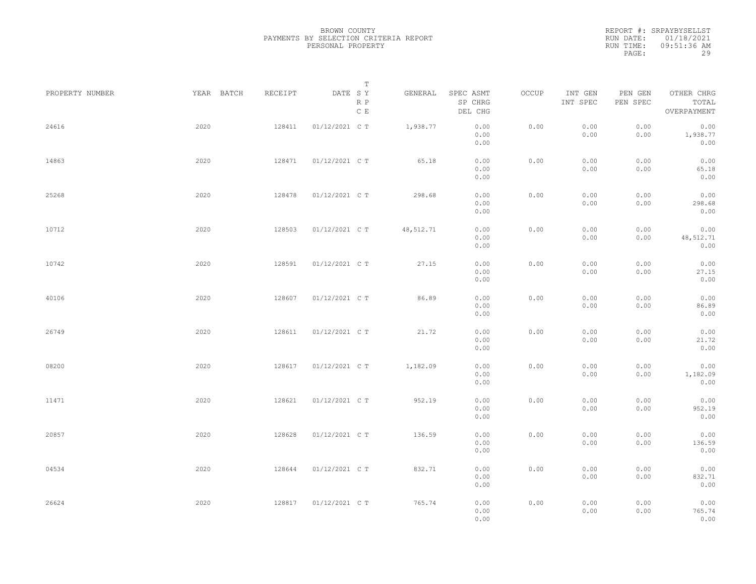BROWN COUNTY
PAYMENTS BY SELECTION CRITERIA REPORT
PERSONAL PROPERTY

REPORT #: SRPAYBYSELLST
RUN DATE: 01/18/2021
RUN TIME: 09:51:36 AM

| PROPERTY NUMBER | YEAR | BATCH | RECEIPT | DATE | T SY RP CE | GENERAL | SPEC ASMT / SP CHRG / DEL CHG | OCCUP | INT GEN / INT SPEC | PEN GEN / PEN SPEC | OTHER CHRG / TOTAL / OVERPAYMENT |
|---|---|---|---|---|---|---|---|---|---|---|---|
| 24616 | 2020 | | 128411 | 01/12/2021 | C T | 1,938.77 | 0.00 / 0.00 / 0.00 | 0.00 | 0.00 / 0.00 | 0.00 / 0.00 | 0.00 / 1,938.77 / 0.00 |
| 14863 | 2020 | | 128471 | 01/12/2021 | C T | 65.18 | 0.00 / 0.00 / 0.00 | 0.00 | 0.00 / 0.00 | 0.00 / 0.00 | 0.00 / 65.18 / 0.00 |
| 25268 | 2020 | | 128478 | 01/12/2021 | C T | 298.68 | 0.00 / 0.00 / 0.00 | 0.00 | 0.00 / 0.00 | 0.00 / 0.00 | 0.00 / 298.68 / 0.00 |
| 10712 | 2020 | | 128503 | 01/12/2021 | C T | 48,512.71 | 0.00 / 0.00 / 0.00 | 0.00 | 0.00 / 0.00 | 0.00 / 0.00 | 0.00 / 48,512.71 / 0.00 |
| 10742 | 2020 | | 128591 | 01/12/2021 | C T | 27.15 | 0.00 / 0.00 / 0.00 | 0.00 | 0.00 / 0.00 | 0.00 / 0.00 | 0.00 / 27.15 / 0.00 |
| 40106 | 2020 | | 128607 | 01/12/2021 | C T | 86.89 | 0.00 / 0.00 / 0.00 | 0.00 | 0.00 / 0.00 | 0.00 / 0.00 | 0.00 / 86.89 / 0.00 |
| 26749 | 2020 | | 128611 | 01/12/2021 | C T | 21.72 | 0.00 / 0.00 / 0.00 | 0.00 | 0.00 / 0.00 | 0.00 / 0.00 | 0.00 / 21.72 / 0.00 |
| 08200 | 2020 | | 128617 | 01/12/2021 | C T | 1,182.09 | 0.00 / 0.00 / 0.00 | 0.00 | 0.00 / 0.00 | 0.00 / 0.00 | 0.00 / 1,182.09 / 0.00 |
| 11471 | 2020 | | 128621 | 01/12/2021 | C T | 952.19 | 0.00 / 0.00 / 0.00 | 0.00 | 0.00 / 0.00 | 0.00 / 0.00 | 0.00 / 952.19 / 0.00 |
| 20857 | 2020 | | 128628 | 01/12/2021 | C T | 136.59 | 0.00 / 0.00 / 0.00 | 0.00 | 0.00 / 0.00 | 0.00 / 0.00 | 0.00 / 136.59 / 0.00 |
| 04534 | 2020 | | 128644 | 01/12/2021 | C T | 832.71 | 0.00 / 0.00 / 0.00 | 0.00 | 0.00 / 0.00 | 0.00 / 0.00 | 0.00 / 832.71 / 0.00 |
| 26624 | 2020 | | 128817 | 01/12/2021 | C T | 765.74 | 0.00 / 0.00 / 0.00 | 0.00 | 0.00 / 0.00 | 0.00 / 0.00 | 0.00 / 765.74 / 0.00 |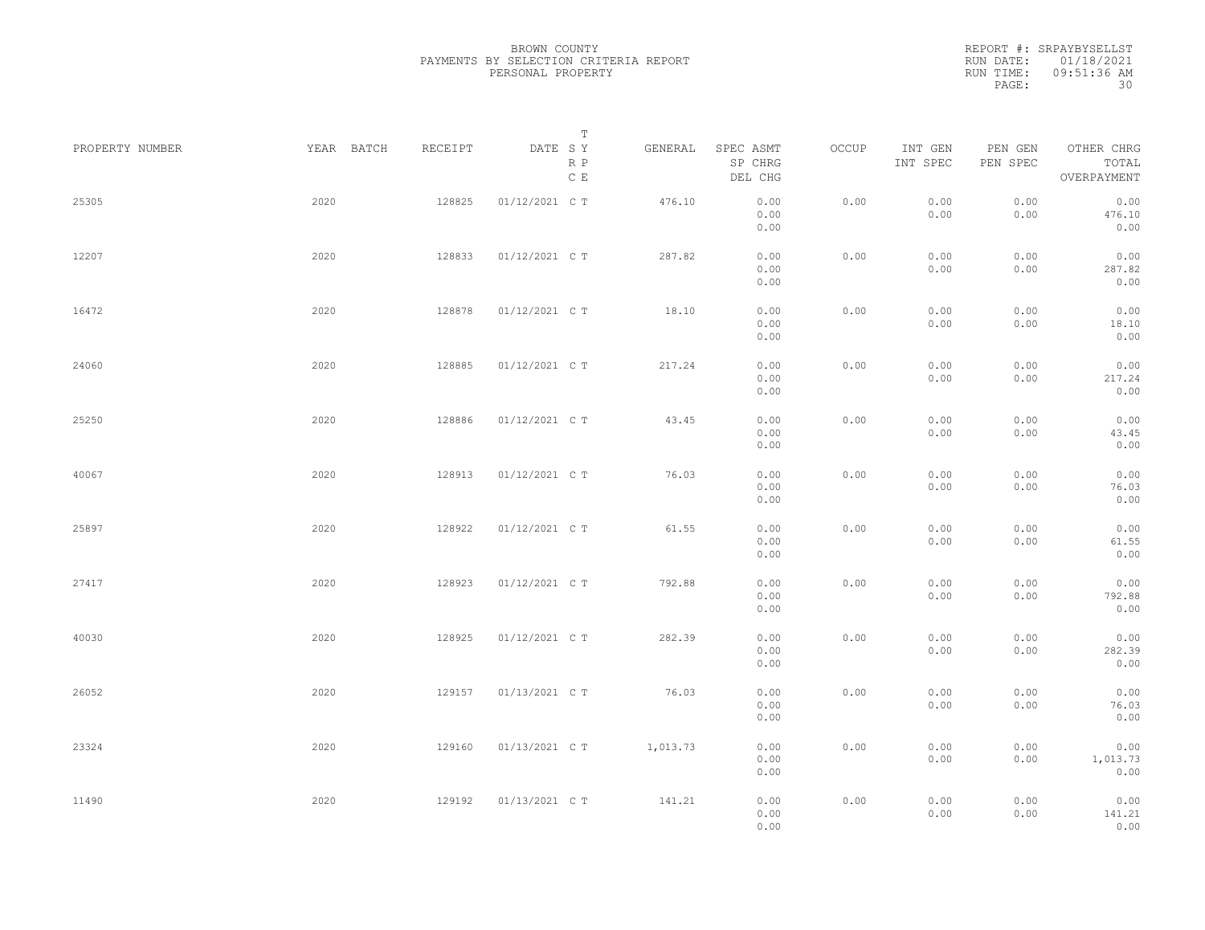BROWN COUNTY
PAYMENTS BY SELECTION CRITERIA REPORT
PERSONAL PROPERTY

REPORT #: SRPAYBYSELLST
RUN DATE: 01/18/2021
RUN TIME: 09:51:36 AM

| PROPERTY NUMBER | YEAR | BATCH | RECEIPT | DATE | T S Y R P C E | GENERAL | SPEC ASMT SP CHRG DEL CHG | OCCUP | INT GEN INT SPEC | PEN GEN PEN SPEC | OTHER CHRG TOTAL OVERPAYMENT |
|---|---|---|---|---|---|---|---|---|---|---|---|
| 25305 | 2020 | | 128825 | 01/12/2021 | C T | 476.10 | 0.00 0.00 0.00 | 0.00 | 0.00 0.00 | 0.00 0.00 | 0.00 476.10 0.00 |
| 12207 | 2020 | | 128833 | 01/12/2021 | C T | 287.82 | 0.00 0.00 0.00 | 0.00 | 0.00 0.00 | 0.00 0.00 | 0.00 287.82 0.00 |
| 16472 | 2020 | | 128878 | 01/12/2021 | C T | 18.10 | 0.00 0.00 0.00 | 0.00 | 0.00 0.00 | 0.00 0.00 | 0.00 18.10 0.00 |
| 24060 | 2020 | | 128885 | 01/12/2021 | C T | 217.24 | 0.00 0.00 0.00 | 0.00 | 0.00 0.00 | 0.00 0.00 | 0.00 217.24 0.00 |
| 25250 | 2020 | | 128886 | 01/12/2021 | C T | 43.45 | 0.00 0.00 0.00 | 0.00 | 0.00 0.00 | 0.00 0.00 | 0.00 43.45 0.00 |
| 40067 | 2020 | | 128913 | 01/12/2021 | C T | 76.03 | 0.00 0.00 0.00 | 0.00 | 0.00 0.00 | 0.00 0.00 | 0.00 76.03 0.00 |
| 25897 | 2020 | | 128922 | 01/12/2021 | C T | 61.55 | 0.00 0.00 0.00 | 0.00 | 0.00 0.00 | 0.00 0.00 | 0.00 61.55 0.00 |
| 27417 | 2020 | | 128923 | 01/12/2021 | C T | 792.88 | 0.00 0.00 0.00 | 0.00 | 0.00 0.00 | 0.00 0.00 | 0.00 792.88 0.00 |
| 40030 | 2020 | | 128925 | 01/12/2021 | C T | 282.39 | 0.00 0.00 0.00 | 0.00 | 0.00 0.00 | 0.00 0.00 | 0.00 282.39 0.00 |
| 26052 | 2020 | | 129157 | 01/13/2021 | C T | 76.03 | 0.00 0.00 0.00 | 0.00 | 0.00 0.00 | 0.00 0.00 | 0.00 76.03 0.00 |
| 23324 | 2020 | | 129160 | 01/13/2021 | C T | 1,013.73 | 0.00 0.00 0.00 | 0.00 | 0.00 0.00 | 0.00 0.00 | 0.00 1,013.73 0.00 |
| 11490 | 2020 | | 129192 | 01/13/2021 | C T | 141.21 | 0.00 0.00 0.00 | 0.00 | 0.00 0.00 | 0.00 0.00 | 0.00 141.21 0.00 |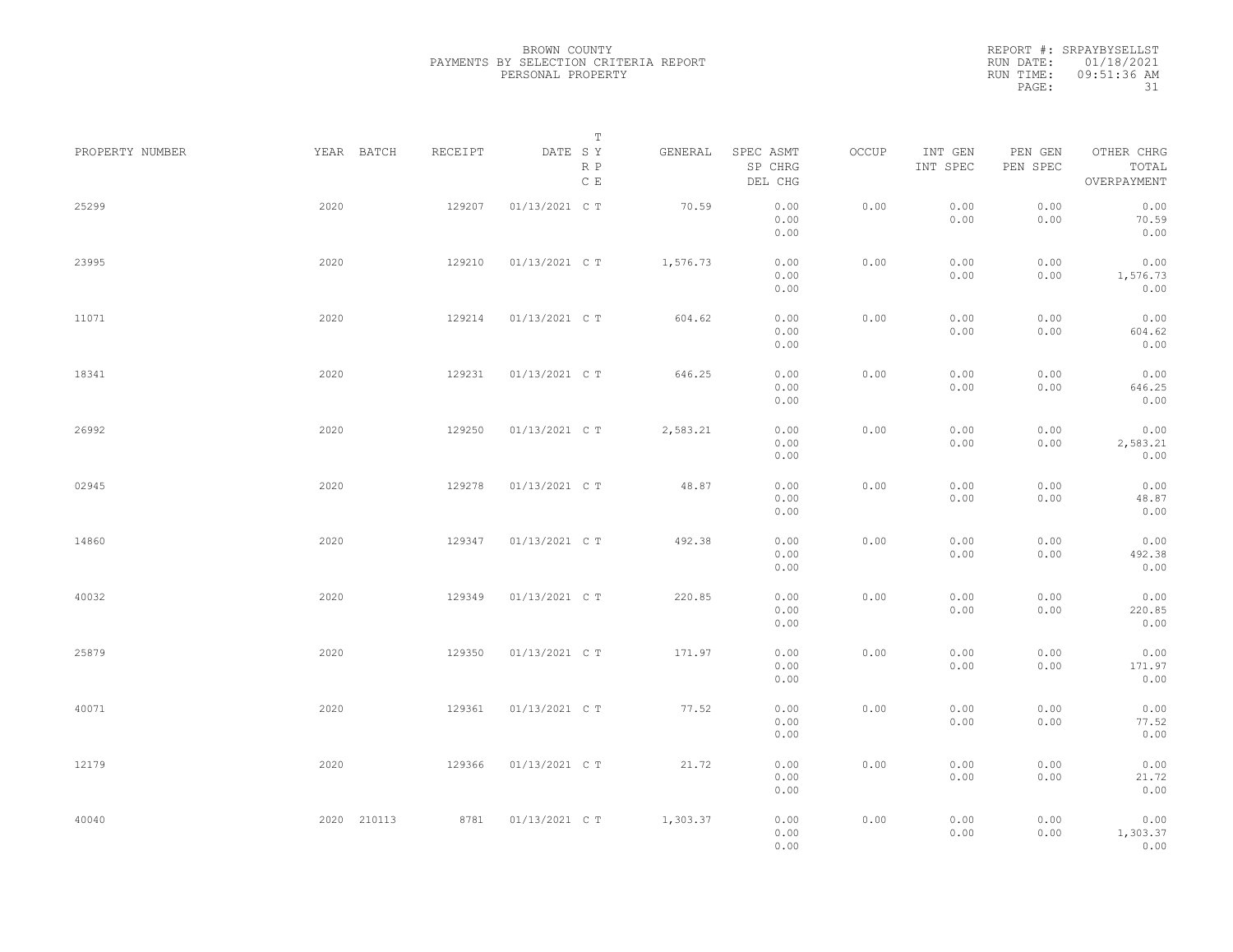BROWN COUNTY
PAYMENTS BY SELECTION CRITERIA REPORT
PERSONAL PROPERTY

REPORT #: SRPAYBYSELLST
RUN DATE: 01/18/2021
RUN TIME: 09:51:36 AM

| PROPERTY NUMBER | YEAR | BATCH | RECEIPT | DATE | T SY RP CE | GENERAL | SPEC ASMT SP CHRG DEL CHG | OCCUP | INT GEN INT SPEC | PEN GEN PEN SPEC | OTHER CHRG TOTAL OVERPAYMENT |
|---|---|---|---|---|---|---|---|---|---|---|---|
| 25299 | 2020 | | 129207 | 01/13/2021 | C T | 70.59 | 0.00 0.00 0.00 | 0.00 | 0.00 0.00 | 0.00 0.00 | 0.00 70.59 0.00 |
| 23995 | 2020 | | 129210 | 01/13/2021 | C T | 1,576.73 | 0.00 0.00 0.00 | 0.00 | 0.00 0.00 | 0.00 0.00 | 0.00 1,576.73 0.00 |
| 11071 | 2020 | | 129214 | 01/13/2021 | C T | 604.62 | 0.00 0.00 0.00 | 0.00 | 0.00 0.00 | 0.00 0.00 | 0.00 604.62 0.00 |
| 18341 | 2020 | | 129231 | 01/13/2021 | C T | 646.25 | 0.00 0.00 0.00 | 0.00 | 0.00 0.00 | 0.00 0.00 | 0.00 646.25 0.00 |
| 26992 | 2020 | | 129250 | 01/13/2021 | C T | 2,583.21 | 0.00 0.00 0.00 | 0.00 | 0.00 0.00 | 0.00 0.00 | 0.00 2,583.21 0.00 |
| 02945 | 2020 | | 129278 | 01/13/2021 | C T | 48.87 | 0.00 0.00 0.00 | 0.00 | 0.00 0.00 | 0.00 0.00 | 0.00 48.87 0.00 |
| 14860 | 2020 | | 129347 | 01/13/2021 | C T | 492.38 | 0.00 0.00 0.00 | 0.00 | 0.00 0.00 | 0.00 0.00 | 0.00 492.38 0.00 |
| 40032 | 2020 | | 129349 | 01/13/2021 | C T | 220.85 | 0.00 0.00 0.00 | 0.00 | 0.00 0.00 | 0.00 0.00 | 0.00 220.85 0.00 |
| 25879 | 2020 | | 129350 | 01/13/2021 | C T | 171.97 | 0.00 0.00 0.00 | 0.00 | 0.00 0.00 | 0.00 0.00 | 0.00 171.97 0.00 |
| 40071 | 2020 | | 129361 | 01/13/2021 | C T | 77.52 | 0.00 0.00 0.00 | 0.00 | 0.00 0.00 | 0.00 0.00 | 0.00 77.52 0.00 |
| 12179 | 2020 | | 129366 | 01/13/2021 | C T | 21.72 | 0.00 0.00 0.00 | 0.00 | 0.00 0.00 | 0.00 0.00 | 0.00 21.72 0.00 |
| 40040 | 2020 | 210113 | 8781 | 01/13/2021 | C T | 1,303.37 | 0.00 0.00 0.00 | 0.00 | 0.00 0.00 | 0.00 0.00 | 0.00 1,303.37 0.00 |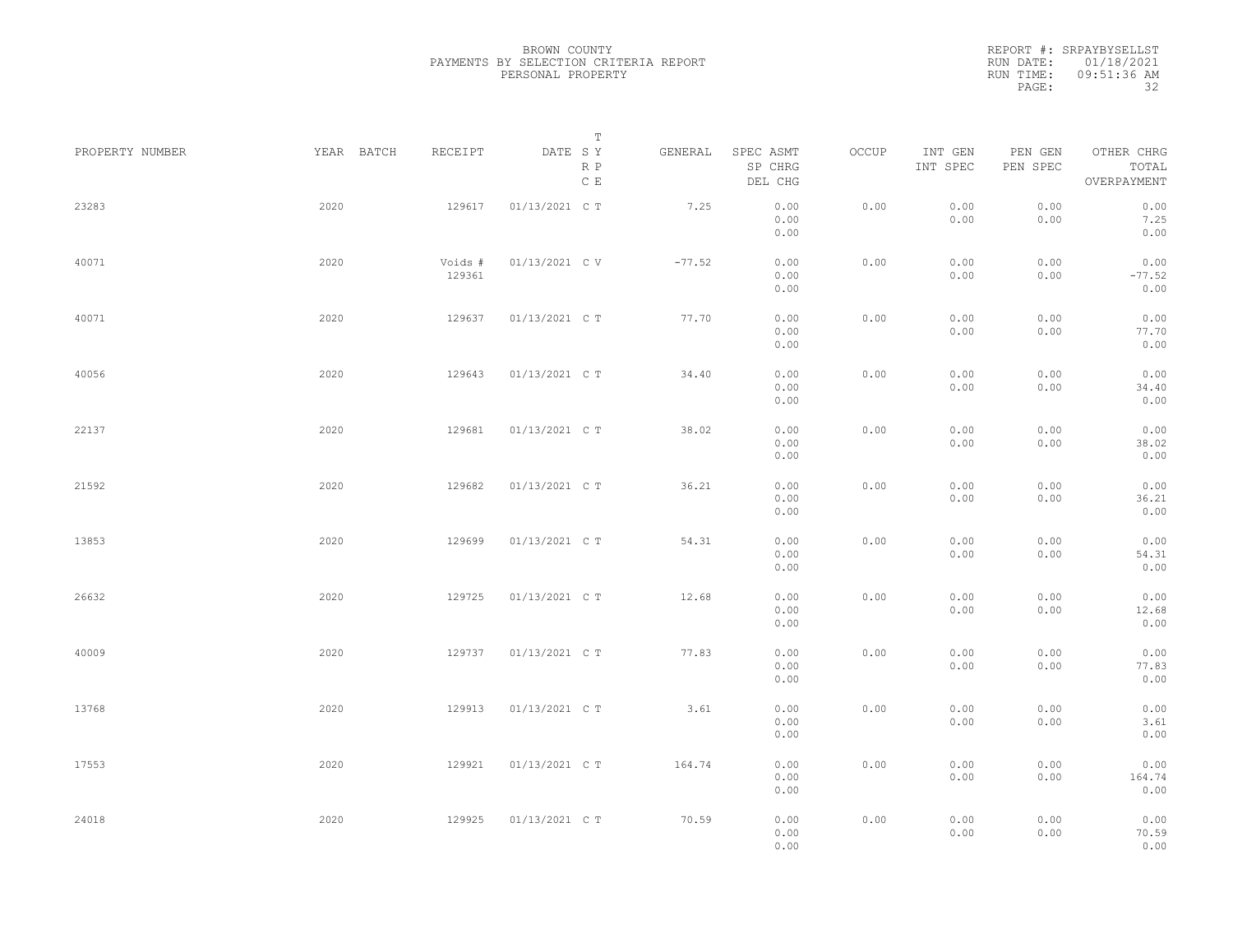BROWN COUNTY
PAYMENTS BY SELECTION CRITERIA REPORT
PERSONAL PROPERTY

REPORT #: SRPAYBYSELLST
RUN DATE: 01/18/2021
RUN TIME: 09:51:36 AM

| PROPERTY NUMBER | YEAR | BATCH | RECEIPT | DATE | T SY RP CE | GENERAL | SPEC ASMT / SP CHRG / DEL CHG | OCCUP | INT GEN / INT SPEC | PEN GEN / PEN SPEC | OTHER CHRG / TOTAL / OVERPAYMENT |
|---|---|---|---|---|---|---|---|---|---|---|---|
| 23283 | 2020 | | 129617 | 01/13/2021 | C T | 7.25 | 0.00 / 0.00 / 0.00 | 0.00 | 0.00 / 0.00 | 0.00 / 0.00 | 0.00 / 7.25 / 0.00 |
| 40071 | 2020 | | Voids # 129361 | 01/13/2021 | C V | -77.52 | 0.00 / 0.00 / 0.00 | 0.00 | 0.00 / 0.00 | 0.00 / 0.00 | 0.00 / -77.52 / 0.00 |
| 40071 | 2020 | | 129637 | 01/13/2021 | C T | 77.70 | 0.00 / 0.00 / 0.00 | 0.00 | 0.00 / 0.00 | 0.00 / 0.00 | 0.00 / 77.70 / 0.00 |
| 40056 | 2020 | | 129643 | 01/13/2021 | C T | 34.40 | 0.00 / 0.00 / 0.00 | 0.00 | 0.00 / 0.00 | 0.00 / 0.00 | 0.00 / 34.40 / 0.00 |
| 22137 | 2020 | | 129681 | 01/13/2021 | C T | 38.02 | 0.00 / 0.00 / 0.00 | 0.00 | 0.00 / 0.00 | 0.00 / 0.00 | 0.00 / 38.02 / 0.00 |
| 21592 | 2020 | | 129682 | 01/13/2021 | C T | 36.21 | 0.00 / 0.00 / 0.00 | 0.00 | 0.00 / 0.00 | 0.00 / 0.00 | 0.00 / 36.21 / 0.00 |
| 13853 | 2020 | | 129699 | 01/13/2021 | C T | 54.31 | 0.00 / 0.00 / 0.00 | 0.00 | 0.00 / 0.00 | 0.00 / 0.00 | 0.00 / 54.31 / 0.00 |
| 26632 | 2020 | | 129725 | 01/13/2021 | C T | 12.68 | 0.00 / 0.00 / 0.00 | 0.00 | 0.00 / 0.00 | 0.00 / 0.00 | 0.00 / 12.68 / 0.00 |
| 40009 | 2020 | | 129737 | 01/13/2021 | C T | 77.83 | 0.00 / 0.00 / 0.00 | 0.00 | 0.00 / 0.00 | 0.00 / 0.00 | 0.00 / 77.83 / 0.00 |
| 13768 | 2020 | | 129913 | 01/13/2021 | C T | 3.61 | 0.00 / 0.00 / 0.00 | 0.00 | 0.00 / 0.00 | 0.00 / 0.00 | 0.00 / 3.61 / 0.00 |
| 17553 | 2020 | | 129921 | 01/13/2021 | C T | 164.74 | 0.00 / 0.00 / 0.00 | 0.00 | 0.00 / 0.00 | 0.00 / 0.00 | 0.00 / 164.74 / 0.00 |
| 24018 | 2020 | | 129925 | 01/13/2021 | C T | 70.59 | 0.00 / 0.00 / 0.00 | 0.00 | 0.00 / 0.00 | 0.00 / 0.00 | 0.00 / 70.59 / 0.00 |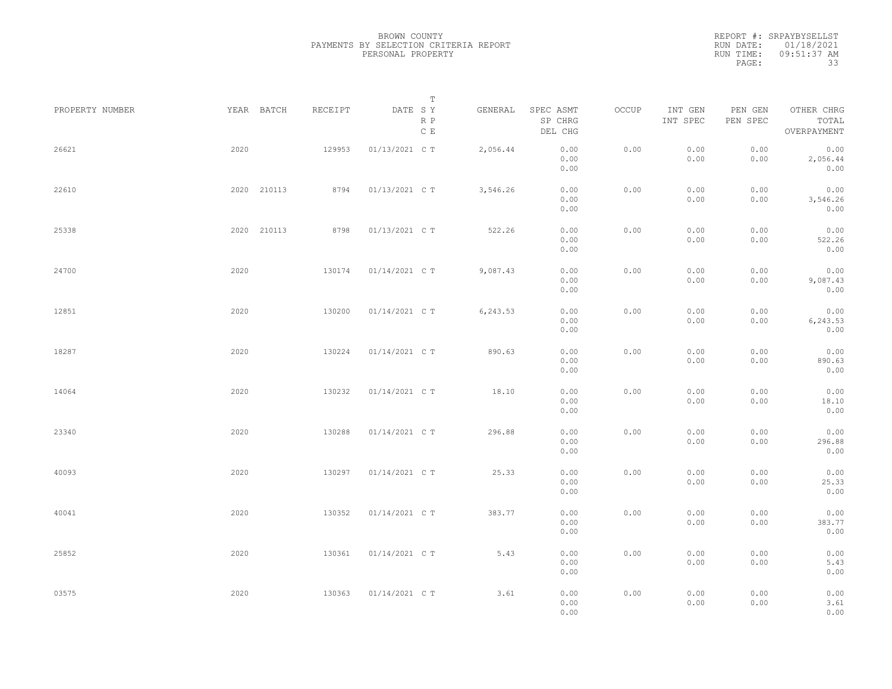BROWN COUNTY
PAYMENTS BY SELECTION CRITERIA REPORT
PERSONAL PROPERTY

REPORT #: SRPAYBYSELLST
RUN DATE: 01/18/2021
RUN TIME: 09:51:37 AM

| PROPERTY NUMBER | YEAR | BATCH | RECEIPT | DATE | T SY RP CE | GENERAL | SPEC ASMT / SP CHRG / DEL CHG | OCCUP | INT GEN / INT SPEC | PEN GEN / PEN SPEC | OTHER CHRG / TOTAL / OVERPAYMENT |
|---|---|---|---|---|---|---|---|---|---|---|---|
| 26621 | 2020 | | 129953 | 01/13/2021 | C T | 2,056.44 | 0.00<br>0.00<br>0.00 | 0.00 | 0.00<br>0.00 | 0.00<br>0.00 | 0.00<br>2,056.44<br>0.00 |
| 22610 | 2020 | 210113 | 8794 | 01/13/2021 | C T | 3,546.26 | 0.00<br>0.00<br>0.00 | 0.00 | 0.00<br>0.00 | 0.00<br>0.00 | 0.00<br>3,546.26<br>0.00 |
| 25338 | 2020 | 210113 | 8798 | 01/13/2021 | C T | 522.26 | 0.00<br>0.00<br>0.00 | 0.00 | 0.00<br>0.00 | 0.00<br>0.00 | 0.00<br>522.26<br>0.00 |
| 24700 | 2020 | | 130174 | 01/14/2021 | C T | 9,087.43 | 0.00<br>0.00<br>0.00 | 0.00 | 0.00<br>0.00 | 0.00<br>0.00 | 0.00<br>9,087.43<br>0.00 |
| 12851 | 2020 | | 130200 | 01/14/2021 | C T | 6,243.53 | 0.00<br>0.00<br>0.00 | 0.00 | 0.00<br>0.00 | 0.00<br>0.00 | 0.00<br>6,243.53<br>0.00 |
| 18287 | 2020 | | 130224 | 01/14/2021 | C T | 890.63 | 0.00<br>0.00<br>0.00 | 0.00 | 0.00<br>0.00 | 0.00<br>0.00 | 0.00<br>890.63<br>0.00 |
| 14064 | 2020 | | 130232 | 01/14/2021 | C T | 18.10 | 0.00<br>0.00<br>0.00 | 0.00 | 0.00<br>0.00 | 0.00<br>0.00 | 0.00<br>18.10<br>0.00 |
| 23340 | 2020 | | 130288 | 01/14/2021 | C T | 296.88 | 0.00<br>0.00<br>0.00 | 0.00 | 0.00<br>0.00 | 0.00<br>0.00 | 0.00<br>296.88<br>0.00 |
| 40093 | 2020 | | 130297 | 01/14/2021 | C T | 25.33 | 0.00<br>0.00<br>0.00 | 0.00 | 0.00<br>0.00 | 0.00<br>0.00 | 0.00<br>25.33<br>0.00 |
| 40041 | 2020 | | 130352 | 01/14/2021 | C T | 383.77 | 0.00<br>0.00<br>0.00 | 0.00 | 0.00<br>0.00 | 0.00<br>0.00 | 0.00<br>383.77<br>0.00 |
| 25852 | 2020 | | 130361 | 01/14/2021 | C T | 5.43 | 0.00<br>0.00<br>0.00 | 0.00 | 0.00<br>0.00 | 0.00<br>0.00 | 0.00<br>5.43<br>0.00 |
| 03575 | 2020 | | 130363 | 01/14/2021 | C T | 3.61 | 0.00<br>0.00<br>0.00 | 0.00 | 0.00<br>0.00 | 0.00<br>0.00 | 0.00<br>3.61<br>0.00 |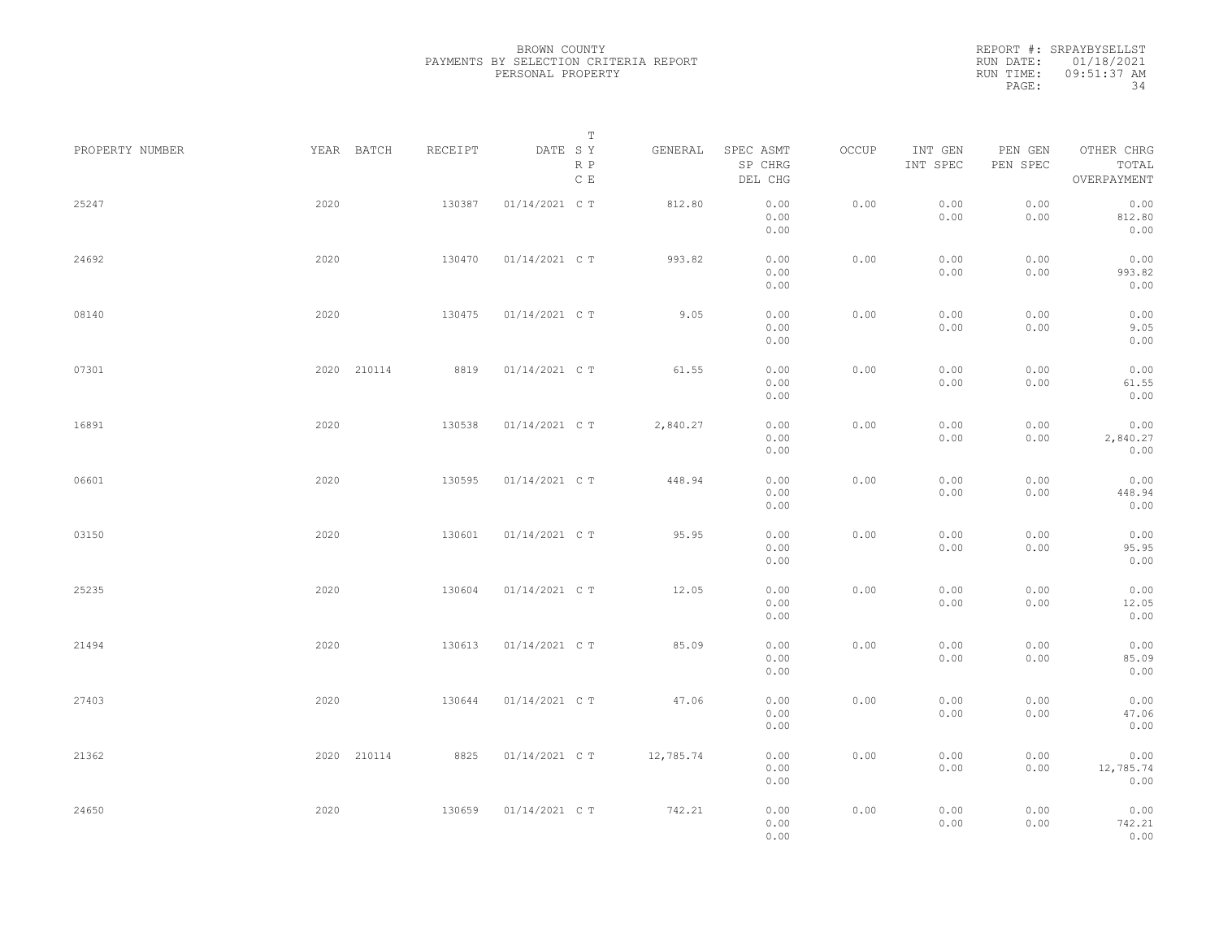BROWN COUNTY
PAYMENTS BY SELECTION CRITERIA REPORT
PERSONAL PROPERTY

REPORT #: SRPAYBYSELLST
RUN DATE: 01/18/2021
RUN TIME: 09:51:37 AM

| PROPERTY NUMBER | YEAR | BATCH | RECEIPT | DATE | T SY RP CE | GENERAL | SPEC ASMT / SP CHRG / DEL CHG | OCCUP | INT GEN / INT SPEC | PEN GEN / PEN SPEC | OTHER CHRG / TOTAL / OVERPAYMENT |
|---|---|---|---|---|---|---|---|---|---|---|---|
| 25247 | 2020 | | 130387 | 01/14/2021 | C T | 812.80 | 0.00 / 0.00 / 0.00 | 0.00 | 0.00 / 0.00 | 0.00 / 0.00 | 0.00 / 812.80 / 0.00 |
| 24692 | 2020 | | 130470 | 01/14/2021 | C T | 993.82 | 0.00 / 0.00 / 0.00 | 0.00 | 0.00 / 0.00 | 0.00 / 0.00 | 0.00 / 993.82 / 0.00 |
| 08140 | 2020 | | 130475 | 01/14/2021 | C T | 9.05 | 0.00 / 0.00 / 0.00 | 0.00 | 0.00 / 0.00 | 0.00 / 0.00 | 0.00 / 9.05 / 0.00 |
| 07301 | 2020 | 210114 | 8819 | 01/14/2021 | C T | 61.55 | 0.00 / 0.00 / 0.00 | 0.00 | 0.00 / 0.00 | 0.00 / 0.00 | 0.00 / 61.55 / 0.00 |
| 16891 | 2020 | | 130538 | 01/14/2021 | C T | 2,840.27 | 0.00 / 0.00 / 0.00 | 0.00 | 0.00 / 0.00 | 0.00 / 0.00 | 0.00 / 2,840.27 / 0.00 |
| 06601 | 2020 | | 130595 | 01/14/2021 | C T | 448.94 | 0.00 / 0.00 / 0.00 | 0.00 | 0.00 / 0.00 | 0.00 / 0.00 | 0.00 / 448.94 / 0.00 |
| 03150 | 2020 | | 130601 | 01/14/2021 | C T | 95.95 | 0.00 / 0.00 / 0.00 | 0.00 | 0.00 / 0.00 | 0.00 / 0.00 | 0.00 / 95.95 / 0.00 |
| 25235 | 2020 | | 130604 | 01/14/2021 | C T | 12.05 | 0.00 / 0.00 / 0.00 | 0.00 | 0.00 / 0.00 | 0.00 / 0.00 | 0.00 / 12.05 / 0.00 |
| 21494 | 2020 | | 130613 | 01/14/2021 | C T | 85.09 | 0.00 / 0.00 / 0.00 | 0.00 | 0.00 / 0.00 | 0.00 / 0.00 | 0.00 / 85.09 / 0.00 |
| 27403 | 2020 | | 130644 | 01/14/2021 | C T | 47.06 | 0.00 / 0.00 / 0.00 | 0.00 | 0.00 / 0.00 | 0.00 / 0.00 | 0.00 / 47.06 / 0.00 |
| 21362 | 2020 | 210114 | 8825 | 01/14/2021 | C T | 12,785.74 | 0.00 / 0.00 / 0.00 | 0.00 | 0.00 / 0.00 | 0.00 / 0.00 | 0.00 / 12,785.74 / 0.00 |
| 24650 | 2020 | | 130659 | 01/14/2021 | C T | 742.21 | 0.00 / 0.00 / 0.00 | 0.00 | 0.00 / 0.00 | 0.00 / 0.00 | 0.00 / 742.21 / 0.00 |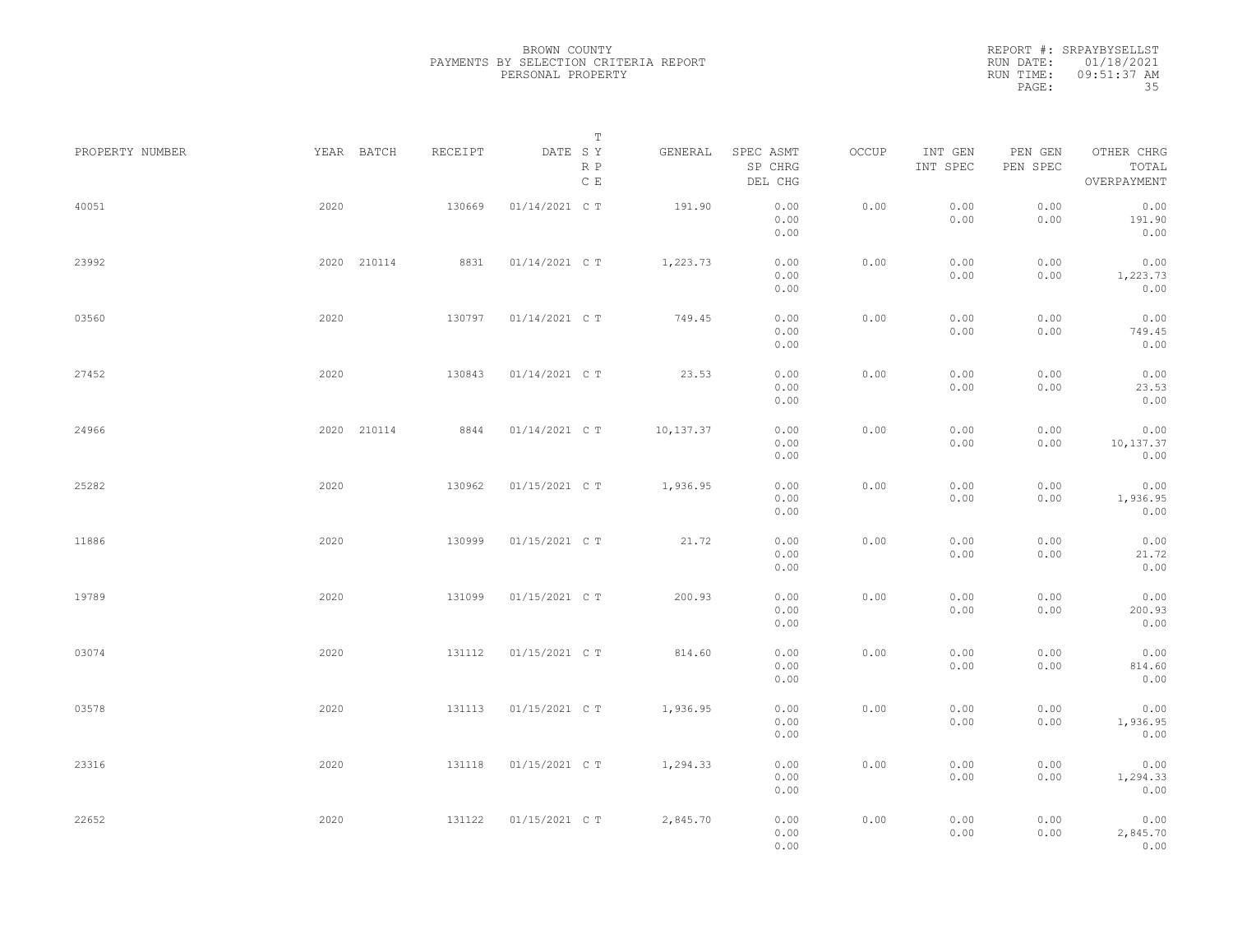BROWN COUNTY
PAYMENTS BY SELECTION CRITERIA REPORT
PERSONAL PROPERTY

REPORT #: SRPAYBYSELLST
RUN DATE: 01/18/2021
RUN TIME: 09:51:37 AM

| PROPERTY NUMBER | YEAR | BATCH | RECEIPT | DATE | T SY RP CE | GENERAL | SPEC ASMT / SP CHRG / DEL CHG | OCCUP | INT GEN / INT SPEC | PEN GEN / PEN SPEC | OTHER CHRG / TOTAL / OVERPAYMENT |
|---|---|---|---|---|---|---|---|---|---|---|---|
| 40051 | 2020 | | 130669 | 01/14/2021 | C T | 191.90 | 0.00 / 0.00 / 0.00 | 0.00 | 0.00 / 0.00 | 0.00 / 0.00 | 0.00 / 191.90 / 0.00 |
| 23992 | 2020 | 210114 | 8831 | 01/14/2021 | C T | 1,223.73 | 0.00 / 0.00 / 0.00 | 0.00 | 0.00 / 0.00 | 0.00 / 0.00 | 0.00 / 1,223.73 / 0.00 |
| 03560 | 2020 | | 130797 | 01/14/2021 | C T | 749.45 | 0.00 / 0.00 / 0.00 | 0.00 | 0.00 / 0.00 | 0.00 / 0.00 | 0.00 / 749.45 / 0.00 |
| 27452 | 2020 | | 130843 | 01/14/2021 | C T | 23.53 | 0.00 / 0.00 / 0.00 | 0.00 | 0.00 / 0.00 | 0.00 / 0.00 | 0.00 / 23.53 / 0.00 |
| 24966 | 2020 | 210114 | 8844 | 01/14/2021 | C T | 10,137.37 | 0.00 / 0.00 / 0.00 | 0.00 | 0.00 / 0.00 | 0.00 / 0.00 | 0.00 / 10,137.37 / 0.00 |
| 25282 | 2020 | | 130962 | 01/15/2021 | C T | 1,936.95 | 0.00 / 0.00 / 0.00 | 0.00 | 0.00 / 0.00 | 0.00 / 0.00 | 0.00 / 1,936.95 / 0.00 |
| 11886 | 2020 | | 130999 | 01/15/2021 | C T | 21.72 | 0.00 / 0.00 / 0.00 | 0.00 | 0.00 / 0.00 | 0.00 / 0.00 | 0.00 / 21.72 / 0.00 |
| 19789 | 2020 | | 131099 | 01/15/2021 | C T | 200.93 | 0.00 / 0.00 / 0.00 | 0.00 | 0.00 / 0.00 | 0.00 / 0.00 | 0.00 / 200.93 / 0.00 |
| 03074 | 2020 | | 131112 | 01/15/2021 | C T | 814.60 | 0.00 / 0.00 / 0.00 | 0.00 | 0.00 / 0.00 | 0.00 / 0.00 | 0.00 / 814.60 / 0.00 |
| 03578 | 2020 | | 131113 | 01/15/2021 | C T | 1,936.95 | 0.00 / 0.00 / 0.00 | 0.00 | 0.00 / 0.00 | 0.00 / 0.00 | 0.00 / 1,936.95 / 0.00 |
| 23316 | 2020 | | 131118 | 01/15/2021 | C T | 1,294.33 | 0.00 / 0.00 / 0.00 | 0.00 | 0.00 / 0.00 | 0.00 / 0.00 | 0.00 / 1,294.33 / 0.00 |
| 22652 | 2020 | | 131122 | 01/15/2021 | C T | 2,845.70 | 0.00 / 0.00 / 0.00 | 0.00 | 0.00 / 0.00 | 0.00 / 0.00 | 0.00 / 2,845.70 / 0.00 |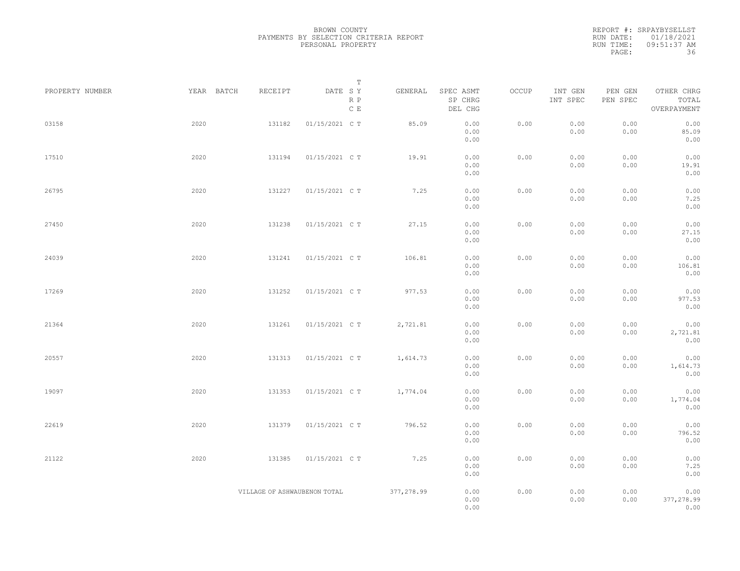BROWN COUNTY
PAYMENTS BY SELECTION CRITERIA REPORT
PERSONAL PROPERTY

REPORT #: SRPAYBYSELLST
RUN DATE: 01/18/2021
RUN TIME: 09:51:37 AM

| PROPERTY NUMBER | YEAR | BATCH | RECEIPT | DATE | T SY RP CE | GENERAL | SPEC ASMT / SP CHRG / DEL CHG | OCCUP | INT GEN / INT SPEC | PEN GEN / PEN SPEC | OTHER CHRG / TOTAL / OVERPAYMENT |
|---|---|---|---|---|---|---|---|---|---|---|---|
| 03158 | 2020 | | 131182 | 01/15/2021 | C T | 85.09 | 0.00 / 0.00 / 0.00 | 0.00 | 0.00 / 0.00 | 0.00 / 0.00 | 0.00 / 85.09 / 0.00 |
| 17510 | 2020 | | 131194 | 01/15/2021 | C T | 19.91 | 0.00 / 0.00 / 0.00 | 0.00 | 0.00 / 0.00 | 0.00 / 0.00 | 0.00 / 19.91 / 0.00 |
| 26795 | 2020 | | 131227 | 01/15/2021 | C T | 7.25 | 0.00 / 0.00 / 0.00 | 0.00 | 0.00 / 0.00 | 0.00 / 0.00 | 0.00 / 7.25 / 0.00 |
| 27450 | 2020 | | 131238 | 01/15/2021 | C T | 27.15 | 0.00 / 0.00 / 0.00 | 0.00 | 0.00 / 0.00 | 0.00 / 0.00 | 0.00 / 27.15 / 0.00 |
| 24039 | 2020 | | 131241 | 01/15/2021 | C T | 106.81 | 0.00 / 0.00 / 0.00 | 0.00 | 0.00 / 0.00 | 0.00 / 0.00 | 0.00 / 106.81 / 0.00 |
| 17269 | 2020 | | 131252 | 01/15/2021 | C T | 977.53 | 0.00 / 0.00 / 0.00 | 0.00 | 0.00 / 0.00 | 0.00 / 0.00 | 0.00 / 977.53 / 0.00 |
| 21364 | 2020 | | 131261 | 01/15/2021 | C T | 2,721.81 | 0.00 / 0.00 / 0.00 | 0.00 | 0.00 / 0.00 | 0.00 / 0.00 | 0.00 / 2,721.81 / 0.00 |
| 20557 | 2020 | | 131313 | 01/15/2021 | C T | 1,614.73 | 0.00 / 0.00 / 0.00 | 0.00 | 0.00 / 0.00 | 0.00 / 0.00 | 0.00 / 1,614.73 / 0.00 |
| 19097 | 2020 | | 131353 | 01/15/2021 | C T | 1,774.04 | 0.00 / 0.00 / 0.00 | 0.00 | 0.00 / 0.00 | 0.00 / 0.00 | 0.00 / 1,774.04 / 0.00 |
| 22619 | 2020 | | 131379 | 01/15/2021 | C T | 796.52 | 0.00 / 0.00 / 0.00 | 0.00 | 0.00 / 0.00 | 0.00 / 0.00 | 0.00 / 796.52 / 0.00 |
| 21122 | 2020 | | 131385 | 01/15/2021 | C T | 7.25 | 0.00 / 0.00 / 0.00 | 0.00 | 0.00 / 0.00 | 0.00 / 0.00 | 0.00 / 7.25 / 0.00 |
| | | | VILLAGE OF ASHWAUBENON TOTAL | | | 377,278.99 | 0.00 / 0.00 / 0.00 | 0.00 | 0.00 / 0.00 | 0.00 / 0.00 | 0.00 / 377,278.99 / 0.00 |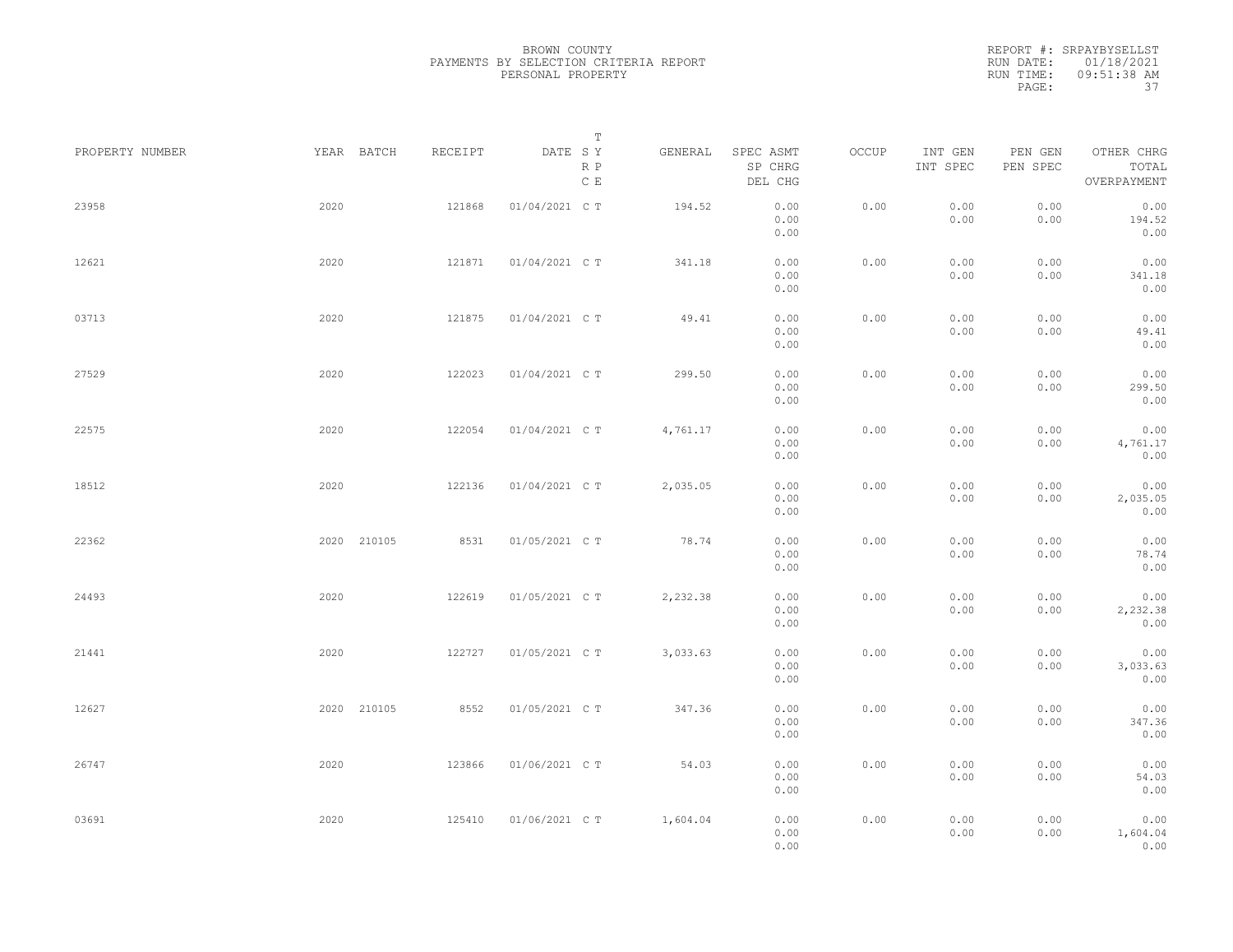BROWN COUNTY
PAYMENTS BY SELECTION CRITERIA REPORT
PERSONAL PROPERTY

REPORT #: SRPAYBYSELLST
RUN DATE: 01/18/2021
RUN TIME: 09:51:38 AM

| PROPERTY NUMBER | YEAR | BATCH | RECEIPT | DATE | T SY RP CE | GENERAL | SPEC ASMT / SP CHRG / DEL CHG | OCCUP | INT GEN / INT SPEC | PEN GEN / PEN SPEC | OTHER CHRG / TOTAL / OVERPAYMENT |
|---|---|---|---|---|---|---|---|---|---|---|---|
| 23958 | 2020 | | 121868 | 01/04/2021 | C T | 194.52 | 0.00 / 0.00 / 0.00 | 0.00 | 0.00 / 0.00 | 0.00 / 0.00 | 0.00 / 194.52 / 0.00 |
| 12621 | 2020 | | 121871 | 01/04/2021 | C T | 341.18 | 0.00 / 0.00 / 0.00 | 0.00 | 0.00 / 0.00 | 0.00 / 0.00 | 0.00 / 341.18 / 0.00 |
| 03713 | 2020 | | 121875 | 01/04/2021 | C T | 49.41 | 0.00 / 0.00 / 0.00 | 0.00 | 0.00 / 0.00 | 0.00 / 0.00 | 0.00 / 49.41 / 0.00 |
| 27529 | 2020 | | 122023 | 01/04/2021 | C T | 299.50 | 0.00 / 0.00 / 0.00 | 0.00 | 0.00 / 0.00 | 0.00 / 0.00 | 0.00 / 299.50 / 0.00 |
| 22575 | 2020 | | 122054 | 01/04/2021 | C T | 4,761.17 | 0.00 / 0.00 / 0.00 | 0.00 | 0.00 / 0.00 | 0.00 / 0.00 | 0.00 / 4,761.17 / 0.00 |
| 18512 | 2020 | | 122136 | 01/04/2021 | C T | 2,035.05 | 0.00 / 0.00 / 0.00 | 0.00 | 0.00 / 0.00 | 0.00 / 0.00 | 0.00 / 2,035.05 / 0.00 |
| 22362 | 2020 | 210105 | 8531 | 01/05/2021 | C T | 78.74 | 0.00 / 0.00 / 0.00 | 0.00 | 0.00 / 0.00 | 0.00 / 0.00 | 0.00 / 78.74 / 0.00 |
| 24493 | 2020 | | 122619 | 01/05/2021 | C T | 2,232.38 | 0.00 / 0.00 / 0.00 | 0.00 | 0.00 / 0.00 | 0.00 / 0.00 | 0.00 / 2,232.38 / 0.00 |
| 21441 | 2020 | | 122727 | 01/05/2021 | C T | 3,033.63 | 0.00 / 0.00 / 0.00 | 0.00 | 0.00 / 0.00 | 0.00 / 0.00 | 0.00 / 3,033.63 / 0.00 |
| 12627 | 2020 | 210105 | 8552 | 01/05/2021 | C T | 347.36 | 0.00 / 0.00 / 0.00 | 0.00 | 0.00 / 0.00 | 0.00 / 0.00 | 0.00 / 347.36 / 0.00 |
| 26747 | 2020 | | 123866 | 01/06/2021 | C T | 54.03 | 0.00 / 0.00 / 0.00 | 0.00 | 0.00 / 0.00 | 0.00 / 0.00 | 0.00 / 54.03 / 0.00 |
| 03691 | 2020 | | 125410 | 01/06/2021 | C T | 1,604.04 | 0.00 / 0.00 / 0.00 | 0.00 | 0.00 / 0.00 | 0.00 / 0.00 | 0.00 / 1,604.04 / 0.00 |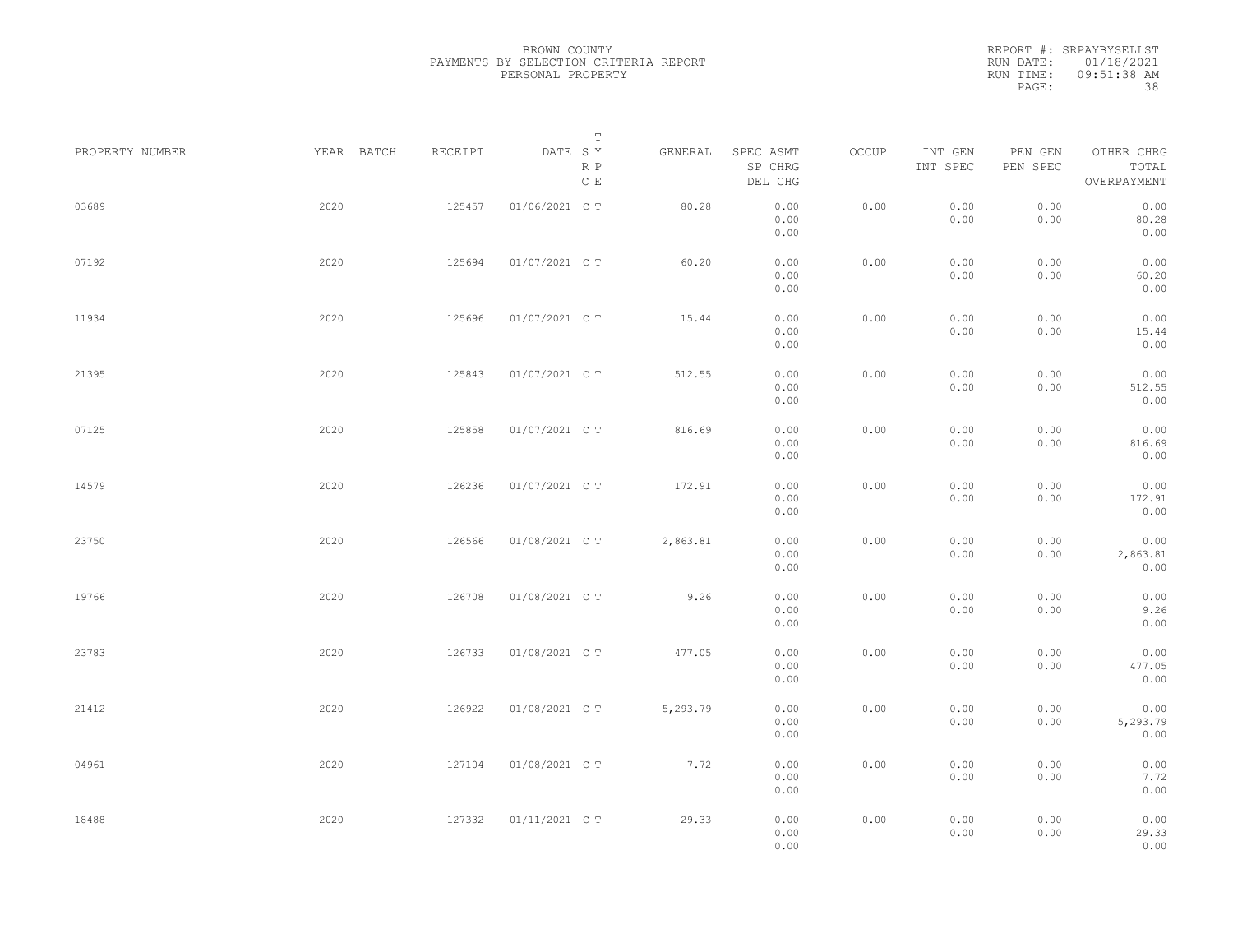BROWN COUNTY
PAYMENTS BY SELECTION CRITERIA REPORT
PERSONAL PROPERTY

REPORT #: SRPAYBYSELLST
RUN DATE: 01/18/2021
RUN TIME: 09:51:38 AM

| PROPERTY NUMBER | YEAR | BATCH | RECEIPT | DATE | T S Y R P C E | GENERAL | SPEC ASMT / SP CHRG / DEL CHG | OCCUP | INT GEN / INT SPEC | PEN GEN / PEN SPEC | OTHER CHRG / TOTAL / OVERPAYMENT |
|---|---|---|---|---|---|---|---|---|---|---|---|
| 03689 | 2020 | | 125457 | 01/06/2021 | C T | 80.28 | 0.00 / 0.00 / 0.00 | 0.00 | 0.00 / 0.00 | 0.00 / 0.00 | 0.00 / 80.28 / 0.00 |
| 07192 | 2020 | | 125694 | 01/07/2021 | C T | 60.20 | 0.00 / 0.00 / 0.00 | 0.00 | 0.00 / 0.00 | 0.00 / 0.00 | 0.00 / 60.20 / 0.00 |
| 11934 | 2020 | | 125696 | 01/07/2021 | C T | 15.44 | 0.00 / 0.00 / 0.00 | 0.00 | 0.00 / 0.00 | 0.00 / 0.00 | 0.00 / 15.44 / 0.00 |
| 21395 | 2020 | | 125843 | 01/07/2021 | C T | 512.55 | 0.00 / 0.00 / 0.00 | 0.00 | 0.00 / 0.00 | 0.00 / 0.00 | 0.00 / 512.55 / 0.00 |
| 07125 | 2020 | | 125858 | 01/07/2021 | C T | 816.69 | 0.00 / 0.00 / 0.00 | 0.00 | 0.00 / 0.00 | 0.00 / 0.00 | 0.00 / 816.69 / 0.00 |
| 14579 | 2020 | | 126236 | 01/07/2021 | C T | 172.91 | 0.00 / 0.00 / 0.00 | 0.00 | 0.00 / 0.00 | 0.00 / 0.00 | 0.00 / 172.91 / 0.00 |
| 23750 | 2020 | | 126566 | 01/08/2021 | C T | 2,863.81 | 0.00 / 0.00 / 0.00 | 0.00 | 0.00 / 0.00 | 0.00 / 0.00 | 0.00 / 2,863.81 / 0.00 |
| 19766 | 2020 | | 126708 | 01/08/2021 | C T | 9.26 | 0.00 / 0.00 / 0.00 | 0.00 | 0.00 / 0.00 | 0.00 / 0.00 | 0.00 / 9.26 / 0.00 |
| 23783 | 2020 | | 126733 | 01/08/2021 | C T | 477.05 | 0.00 / 0.00 / 0.00 | 0.00 | 0.00 / 0.00 | 0.00 / 0.00 | 0.00 / 477.05 / 0.00 |
| 21412 | 2020 | | 126922 | 01/08/2021 | C T | 5,293.79 | 0.00 / 0.00 / 0.00 | 0.00 | 0.00 / 0.00 | 0.00 / 0.00 | 0.00 / 5,293.79 / 0.00 |
| 04961 | 2020 | | 127104 | 01/08/2021 | C T | 7.72 | 0.00 / 0.00 / 0.00 | 0.00 | 0.00 / 0.00 | 0.00 / 0.00 | 0.00 / 7.72 / 0.00 |
| 18488 | 2020 | | 127332 | 01/11/2021 | C T | 29.33 | 0.00 / 0.00 / 0.00 | 0.00 | 0.00 / 0.00 | 0.00 / 0.00 | 0.00 / 29.33 / 0.00 |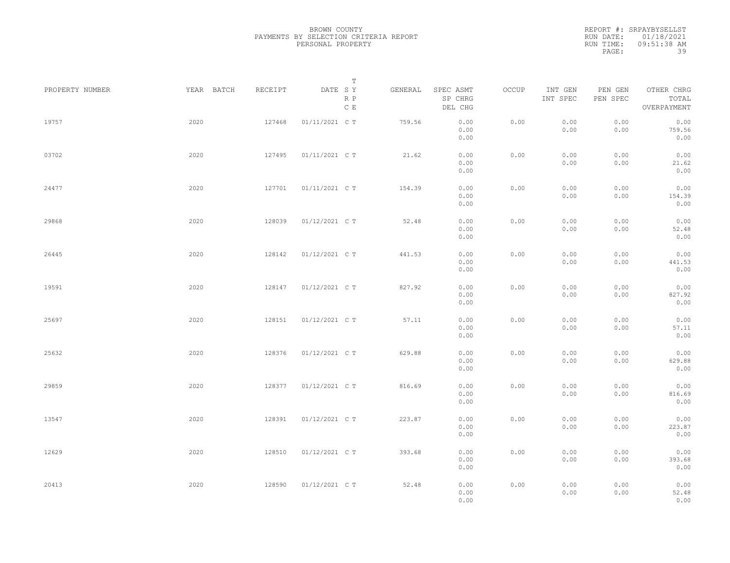BROWN COUNTY
PAYMENTS BY SELECTION CRITERIA REPORT
PERSONAL PROPERTY

REPORT #: SRPAYBYSELLST
RUN DATE: 01/18/2021
RUN TIME: 09:51:38 AM

| PROPERTY NUMBER | YEAR | BATCH | RECEIPT | DATE | T SY RP CE | GENERAL | SPEC ASMT SP CHRG DEL CHG | OCCUP | INT GEN INT SPEC | PEN GEN PEN SPEC | OTHER CHRG TOTAL OVERPAYMENT |
|---|---|---|---|---|---|---|---|---|---|---|---|
| 19757 | 2020 | | 127468 | 01/11/2021 | C T | 759.56 | 0.00 0.00 0.00 | 0.00 | 0.00 0.00 | 0.00 0.00 | 0.00 759.56 0.00 |
| 03702 | 2020 | | 127495 | 01/11/2021 | C T | 21.62 | 0.00 0.00 0.00 | 0.00 | 0.00 0.00 | 0.00 0.00 | 0.00 21.62 0.00 |
| 24477 | 2020 | | 127701 | 01/11/2021 | C T | 154.39 | 0.00 0.00 0.00 | 0.00 | 0.00 0.00 | 0.00 0.00 | 0.00 154.39 0.00 |
| 29868 | 2020 | | 128039 | 01/12/2021 | C T | 52.48 | 0.00 0.00 0.00 | 0.00 | 0.00 0.00 | 0.00 0.00 | 0.00 52.48 0.00 |
| 26445 | 2020 | | 128142 | 01/12/2021 | C T | 441.53 | 0.00 0.00 0.00 | 0.00 | 0.00 0.00 | 0.00 0.00 | 0.00 441.53 0.00 |
| 19591 | 2020 | | 128147 | 01/12/2021 | C T | 827.92 | 0.00 0.00 0.00 | 0.00 | 0.00 0.00 | 0.00 0.00 | 0.00 827.92 0.00 |
| 25697 | 2020 | | 128151 | 01/12/2021 | C T | 57.11 | 0.00 0.00 0.00 | 0.00 | 0.00 0.00 | 0.00 0.00 | 0.00 57.11 0.00 |
| 25632 | 2020 | | 128376 | 01/12/2021 | C T | 629.88 | 0.00 0.00 0.00 | 0.00 | 0.00 0.00 | 0.00 0.00 | 0.00 629.88 0.00 |
| 29859 | 2020 | | 128377 | 01/12/2021 | C T | 816.69 | 0.00 0.00 0.00 | 0.00 | 0.00 0.00 | 0.00 0.00 | 0.00 816.69 0.00 |
| 13547 | 2020 | | 128391 | 01/12/2021 | C T | 223.87 | 0.00 0.00 0.00 | 0.00 | 0.00 0.00 | 0.00 0.00 | 0.00 223.87 0.00 |
| 12629 | 2020 | | 128510 | 01/12/2021 | C T | 393.68 | 0.00 0.00 0.00 | 0.00 | 0.00 0.00 | 0.00 0.00 | 0.00 393.68 0.00 |
| 20413 | 2020 | | 128590 | 01/12/2021 | C T | 52.48 | 0.00 0.00 0.00 | 0.00 | 0.00 0.00 | 0.00 0.00 | 0.00 52.48 0.00 |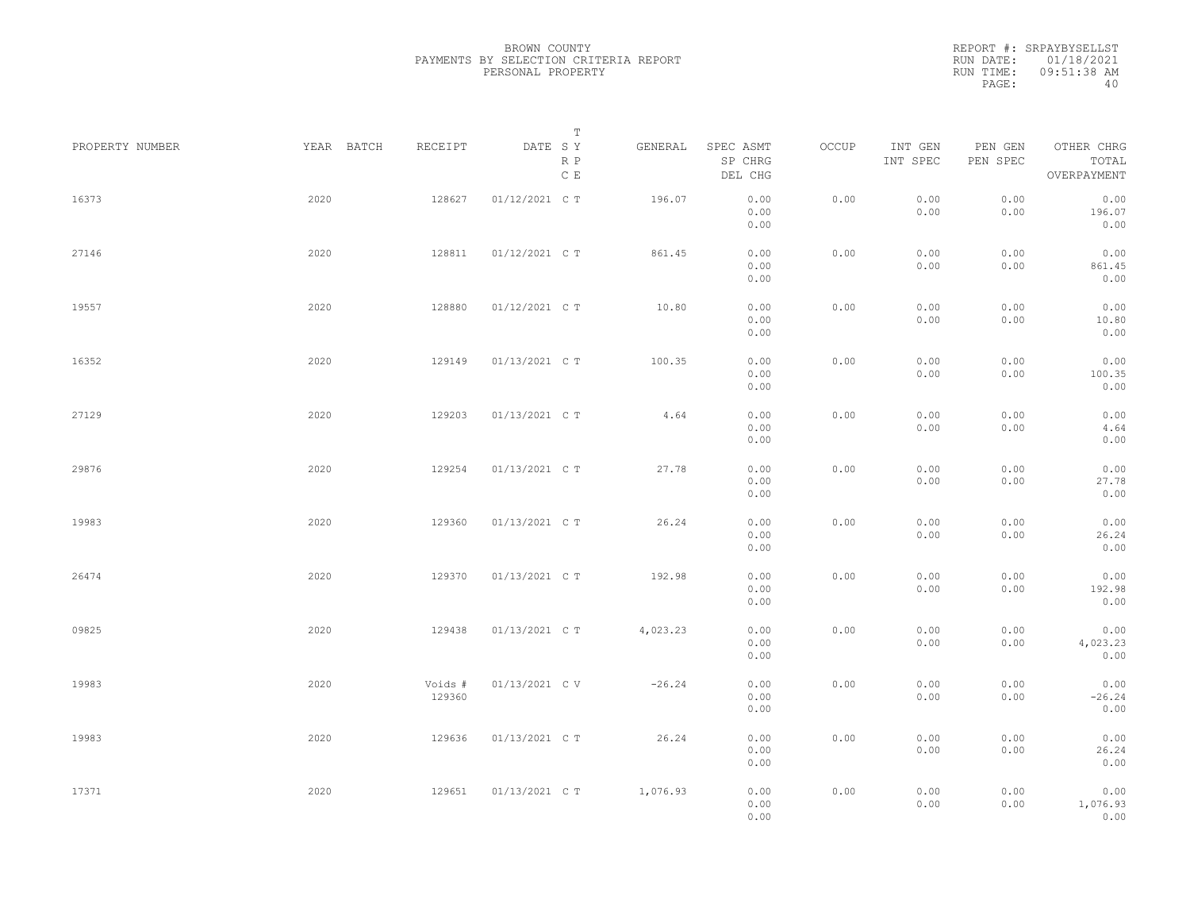BROWN COUNTY
PAYMENTS BY SELECTION CRITERIA REPORT
PERSONAL PROPERTY

REPORT #: SRPAYBYSELLST
RUN DATE: 01/18/2021
RUN TIME: 09:51:38 AM

| PROPERTY NUMBER | YEAR | BATCH | RECEIPT | DATE | T SY RP CE | GENERAL | SPEC ASMT SP CHRG DEL CHG | OCCUP | INT GEN INT SPEC | PEN GEN PEN SPEC | OTHER CHRG TOTAL OVERPAYMENT |
|---|---|---|---|---|---|---|---|---|---|---|---|
| 16373 | 2020 | | 128627 | 01/12/2021 | C T | 196.07 | 0.00 0.00 0.00 | 0.00 | 0.00 0.00 | 0.00 0.00 | 0.00 196.07 0.00 |
| 27146 | 2020 | | 128811 | 01/12/2021 | C T | 861.45 | 0.00 0.00 0.00 | 0.00 | 0.00 0.00 | 0.00 0.00 | 0.00 861.45 0.00 |
| 19557 | 2020 | | 128880 | 01/12/2021 | C T | 10.80 | 0.00 0.00 0.00 | 0.00 | 0.00 0.00 | 0.00 0.00 | 0.00 10.80 0.00 |
| 16352 | 2020 | | 129149 | 01/13/2021 | C T | 100.35 | 0.00 0.00 0.00 | 0.00 | 0.00 0.00 | 0.00 0.00 | 0.00 100.35 0.00 |
| 27129 | 2020 | | 129203 | 01/13/2021 | C T | 4.64 | 0.00 0.00 0.00 | 0.00 | 0.00 0.00 | 0.00 0.00 | 0.00 4.64 0.00 |
| 29876 | 2020 | | 129254 | 01/13/2021 | C T | 27.78 | 0.00 0.00 0.00 | 0.00 | 0.00 0.00 | 0.00 0.00 | 0.00 27.78 0.00 |
| 19983 | 2020 | | 129360 | 01/13/2021 | C T | 26.24 | 0.00 0.00 0.00 | 0.00 | 0.00 0.00 | 0.00 0.00 | 0.00 26.24 0.00 |
| 26474 | 2020 | | 129370 | 01/13/2021 | C T | 192.98 | 0.00 0.00 0.00 | 0.00 | 0.00 0.00 | 0.00 0.00 | 0.00 192.98 0.00 |
| 09825 | 2020 | | 129438 | 01/13/2021 | C T | 4,023.23 | 0.00 0.00 0.00 | 0.00 | 0.00 0.00 | 0.00 0.00 | 0.00 4,023.23 0.00 |
| 19983 | 2020 | | Voids # 129360 | 01/13/2021 | C V | -26.24 | 0.00 0.00 0.00 | 0.00 | 0.00 0.00 | 0.00 0.00 | 0.00 -26.24 0.00 |
| 19983 | 2020 | | 129636 | 01/13/2021 | C T | 26.24 | 0.00 0.00 0.00 | 0.00 | 0.00 0.00 | 0.00 0.00 | 0.00 26.24 0.00 |
| 17371 | 2020 | | 129651 | 01/13/2021 | C T | 1,076.93 | 0.00 0.00 0.00 | 0.00 | 0.00 0.00 | 0.00 0.00 | 0.00 1,076.93 0.00 |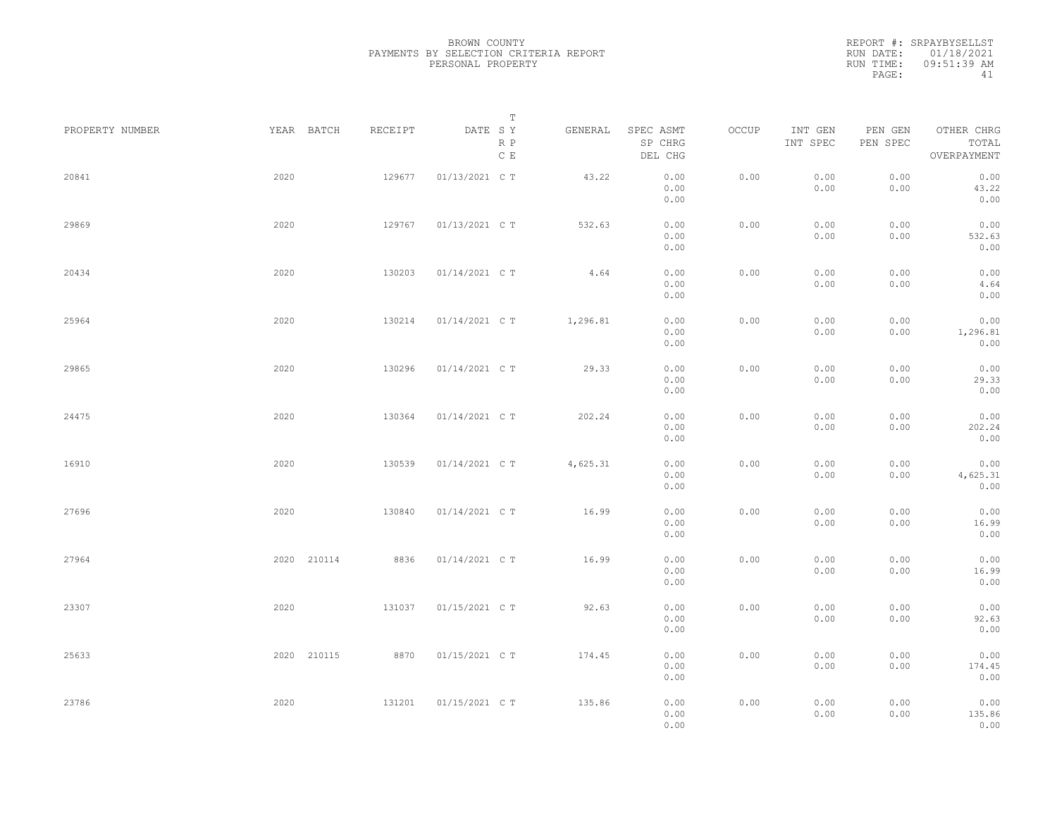BROWN COUNTY
PAYMENTS BY SELECTION CRITERIA REPORT
PERSONAL PROPERTY

REPORT #: SRPAYBYSELLST
RUN DATE: 01/18/2021
RUN TIME: 09:51:39 AM

| PROPERTY NUMBER | YEAR | BATCH | RECEIPT | DATE | T S Y R P C E | GENERAL | SPEC ASMT / SP CHRG / DEL CHG | OCCUP | INT GEN / INT SPEC | PEN GEN / PEN SPEC | OTHER CHRG / TOTAL / OVERPAYMENT |
|---|---|---|---|---|---|---|---|---|---|---|---|
| 20841 | 2020 | | 129677 | 01/13/2021 | C T | 43.22 | 0.00 / 0.00 / 0.00 | 0.00 | 0.00 / 0.00 | 0.00 / 0.00 | 0.00 / 43.22 / 0.00 |
| 29869 | 2020 | | 129767 | 01/13/2021 | C T | 532.63 | 0.00 / 0.00 / 0.00 | 0.00 | 0.00 / 0.00 | 0.00 / 0.00 | 0.00 / 532.63 / 0.00 |
| 20434 | 2020 | | 130203 | 01/14/2021 | C T | 4.64 | 0.00 / 0.00 / 0.00 | 0.00 | 0.00 / 0.00 | 0.00 / 0.00 | 0.00 / 4.64 / 0.00 |
| 25964 | 2020 | | 130214 | 01/14/2021 | C T | 1,296.81 | 0.00 / 0.00 / 0.00 | 0.00 | 0.00 / 0.00 | 0.00 / 0.00 | 0.00 / 1,296.81 / 0.00 |
| 29865 | 2020 | | 130296 | 01/14/2021 | C T | 29.33 | 0.00 / 0.00 / 0.00 | 0.00 | 0.00 / 0.00 | 0.00 / 0.00 | 0.00 / 29.33 / 0.00 |
| 24475 | 2020 | | 130364 | 01/14/2021 | C T | 202.24 | 0.00 / 0.00 / 0.00 | 0.00 | 0.00 / 0.00 | 0.00 / 0.00 | 0.00 / 202.24 / 0.00 |
| 16910 | 2020 | | 130539 | 01/14/2021 | C T | 4,625.31 | 0.00 / 0.00 / 0.00 | 0.00 | 0.00 / 0.00 | 0.00 / 0.00 | 0.00 / 4,625.31 / 0.00 |
| 27696 | 2020 | | 130840 | 01/14/2021 | C T | 16.99 | 0.00 / 0.00 / 0.00 | 0.00 | 0.00 / 0.00 | 0.00 / 0.00 | 0.00 / 16.99 / 0.00 |
| 27964 | 2020 | 210114 | 8836 | 01/14/2021 | C T | 16.99 | 0.00 / 0.00 / 0.00 | 0.00 | 0.00 / 0.00 | 0.00 / 0.00 | 0.00 / 16.99 / 0.00 |
| 23307 | 2020 | | 131037 | 01/15/2021 | C T | 92.63 | 0.00 / 0.00 / 0.00 | 0.00 | 0.00 / 0.00 | 0.00 / 0.00 | 0.00 / 92.63 / 0.00 |
| 25633 | 2020 | 210115 | 8870 | 01/15/2021 | C T | 174.45 | 0.00 / 0.00 / 0.00 | 0.00 | 0.00 / 0.00 | 0.00 / 0.00 | 0.00 / 174.45 / 0.00 |
| 23786 | 2020 | | 131201 | 01/15/2021 | C T | 135.86 | 0.00 / 0.00 / 0.00 | 0.00 | 0.00 / 0.00 | 0.00 / 0.00 | 0.00 / 135.86 / 0.00 |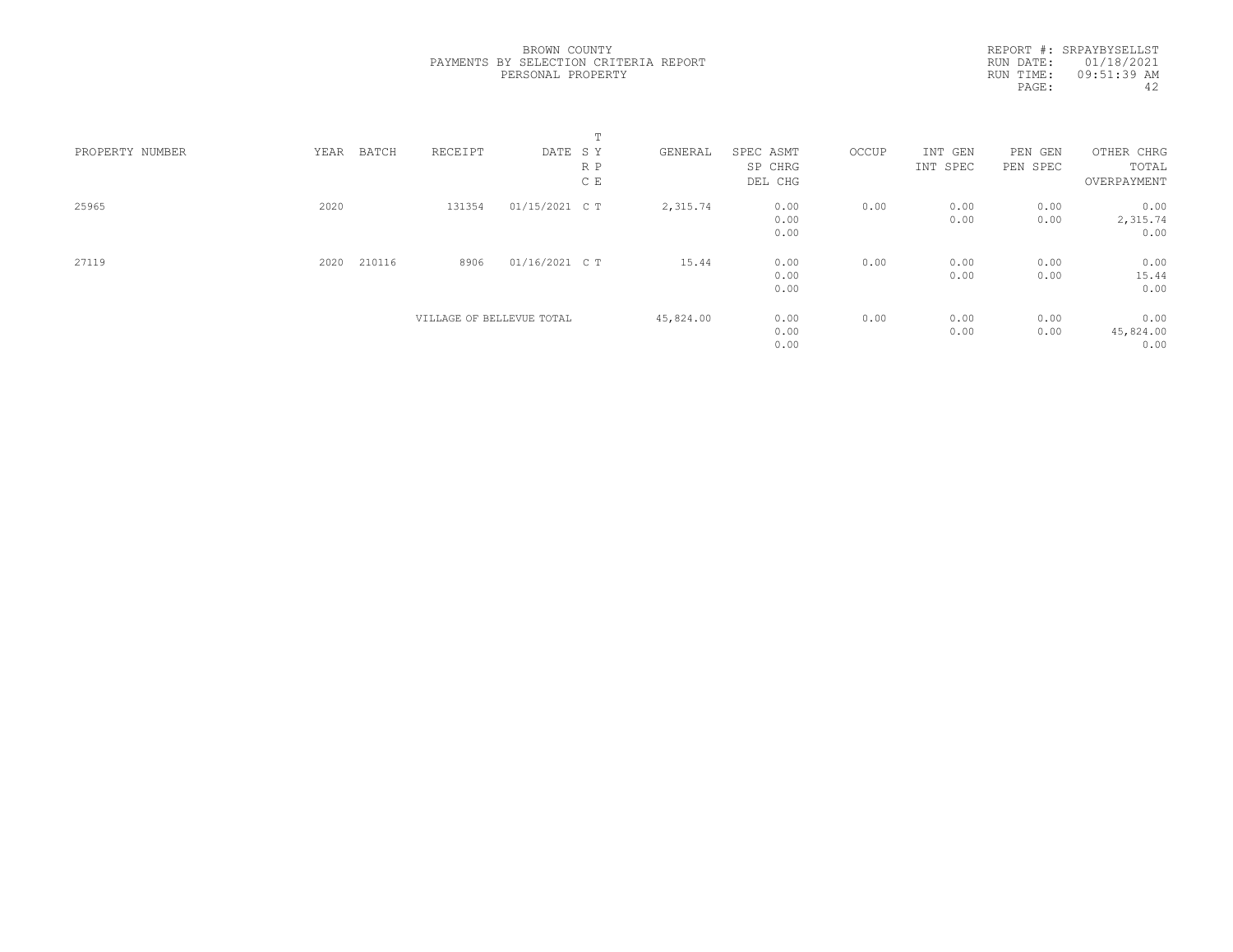BROWN COUNTY
PAYMENTS BY SELECTION CRITERIA REPORT
PERSONAL PROPERTY

REPORT #: SRPAYBYSELLST
RUN DATE: 01/18/2021
RUN TIME: 09:51:39 AM

| PROPERTY NUMBER | YEAR | BATCH | RECEIPT | DATE | T S Y R P C E | GENERAL | SPEC ASMT SP CHRG DEL CHG | OCCUP | INT GEN INT SPEC | PEN GEN PEN SPEC | OTHER CHRG TOTAL OVERPAYMENT |
|---|---|---|---|---|---|---|---|---|---|---|---|
| 25965 | 2020 | | 131354 | 01/15/2021 | C T | 2,315.74 | 0.00 0.00 0.00 | 0.00 | 0.00 0.00 | 0.00 0.00 | 0.00 2,315.74 0.00 |
| 27119 | 2020 | 210116 | 8906 | 01/16/2021 | C T | 15.44 | 0.00 0.00 0.00 | 0.00 | 0.00 0.00 | 0.00 0.00 | 0.00 15.44 0.00 |
| | | | VILLAGE OF BELLEVUE TOTAL | | | 45,824.00 | 0.00 0.00 0.00 | 0.00 | 0.00 0.00 | 0.00 0.00 | 0.00 45,824.00 0.00 |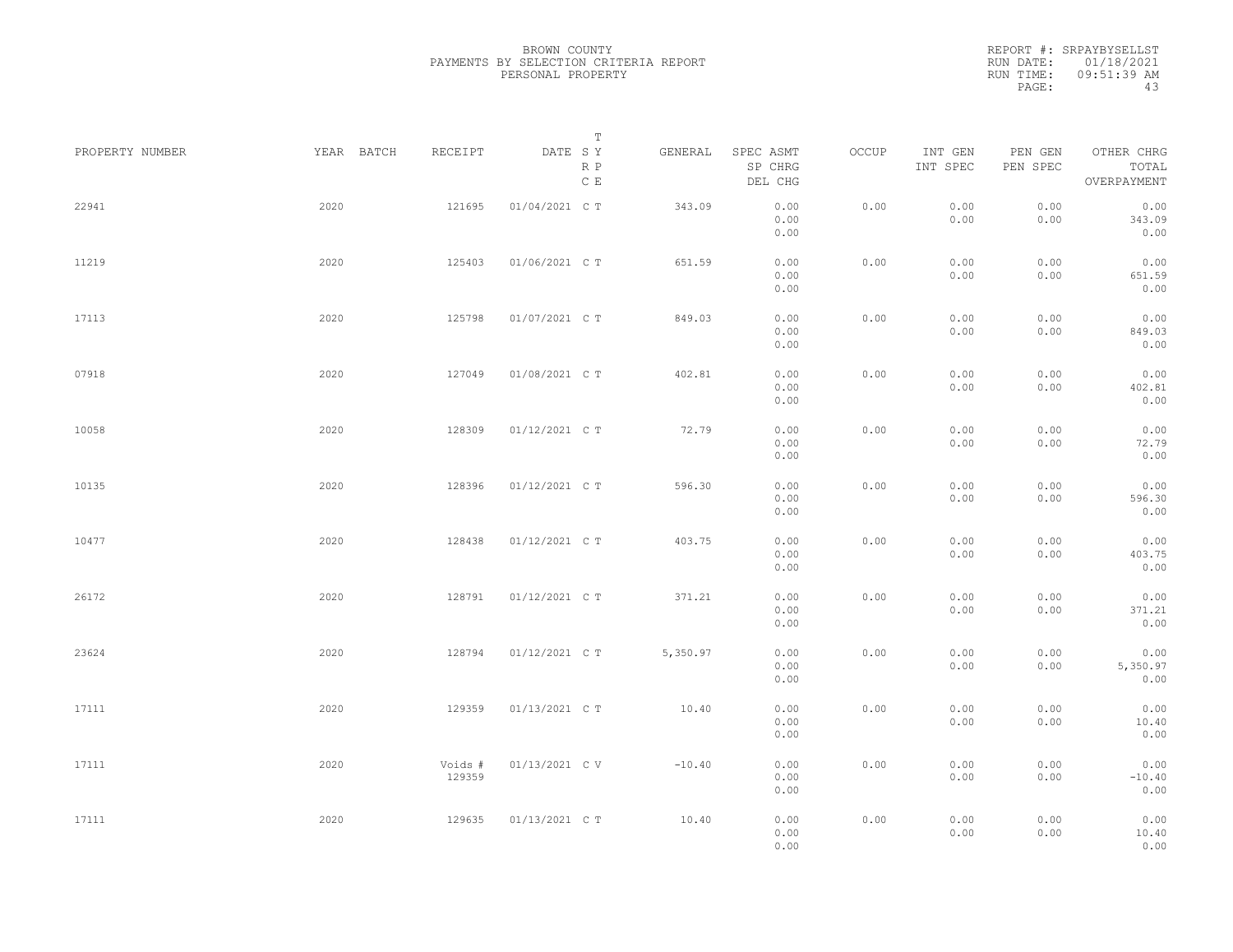BROWN COUNTY
PAYMENTS BY SELECTION CRITERIA REPORT
PERSONAL PROPERTY

REPORT #: SRPAYBYSELLST
RUN DATE: 01/18/2021
RUN TIME: 09:51:39 AM

| PROPERTY NUMBER | YEAR | BATCH | RECEIPT | DATE | T SY RP CE | GENERAL | SPEC ASMT / SP CHRG / DEL CHG | OCCUP | INT GEN / INT SPEC | PEN GEN / PEN SPEC | OTHER CHRG / TOTAL / OVERPAYMENT |
|---|---|---|---|---|---|---|---|---|---|---|---|
| 22941 | 2020 | | 121695 | 01/04/2021 | C T | 343.09 | 0.00 / 0.00 / 0.00 | 0.00 | 0.00 / 0.00 | 0.00 / 0.00 | 0.00 / 343.09 / 0.00 |
| 11219 | 2020 | | 125403 | 01/06/2021 | C T | 651.59 | 0.00 / 0.00 / 0.00 | 0.00 | 0.00 / 0.00 | 0.00 / 0.00 | 0.00 / 651.59 / 0.00 |
| 17113 | 2020 | | 125798 | 01/07/2021 | C T | 849.03 | 0.00 / 0.00 / 0.00 | 0.00 | 0.00 / 0.00 | 0.00 / 0.00 | 0.00 / 849.03 / 0.00 |
| 07918 | 2020 | | 127049 | 01/08/2021 | C T | 402.81 | 0.00 / 0.00 / 0.00 | 0.00 | 0.00 / 0.00 | 0.00 / 0.00 | 0.00 / 402.81 / 0.00 |
| 10058 | 2020 | | 128309 | 01/12/2021 | C T | 72.79 | 0.00 / 0.00 / 0.00 | 0.00 | 0.00 / 0.00 | 0.00 / 0.00 | 0.00 / 72.79 / 0.00 |
| 10135 | 2020 | | 128396 | 01/12/2021 | C T | 596.30 | 0.00 / 0.00 / 0.00 | 0.00 | 0.00 / 0.00 | 0.00 / 0.00 | 0.00 / 596.30 / 0.00 |
| 10477 | 2020 | | 128438 | 01/12/2021 | C T | 403.75 | 0.00 / 0.00 / 0.00 | 0.00 | 0.00 / 0.00 | 0.00 / 0.00 | 0.00 / 403.75 / 0.00 |
| 26172 | 2020 | | 128791 | 01/12/2021 | C T | 371.21 | 0.00 / 0.00 / 0.00 | 0.00 | 0.00 / 0.00 | 0.00 / 0.00 | 0.00 / 371.21 / 0.00 |
| 23624 | 2020 | | 128794 | 01/12/2021 | C T | 5,350.97 | 0.00 / 0.00 / 0.00 | 0.00 | 0.00 / 0.00 | 0.00 / 0.00 | 0.00 / 5,350.97 / 0.00 |
| 17111 | 2020 | | 129359 | 01/13/2021 | C T | 10.40 | 0.00 / 0.00 / 0.00 | 0.00 | 0.00 / 0.00 | 0.00 / 0.00 | 0.00 / 10.40 / 0.00 |
| 17111 | 2020 | | Voids # 129359 | 01/13/2021 | C V | -10.40 | 0.00 / 0.00 / 0.00 | 0.00 | 0.00 / 0.00 | 0.00 / 0.00 | 0.00 / -10.40 / 0.00 |
| 17111 | 2020 | | 129635 | 01/13/2021 | C T | 10.40 | 0.00 / 0.00 / 0.00 | 0.00 | 0.00 / 0.00 | 0.00 / 0.00 | 0.00 / 10.40 / 0.00 |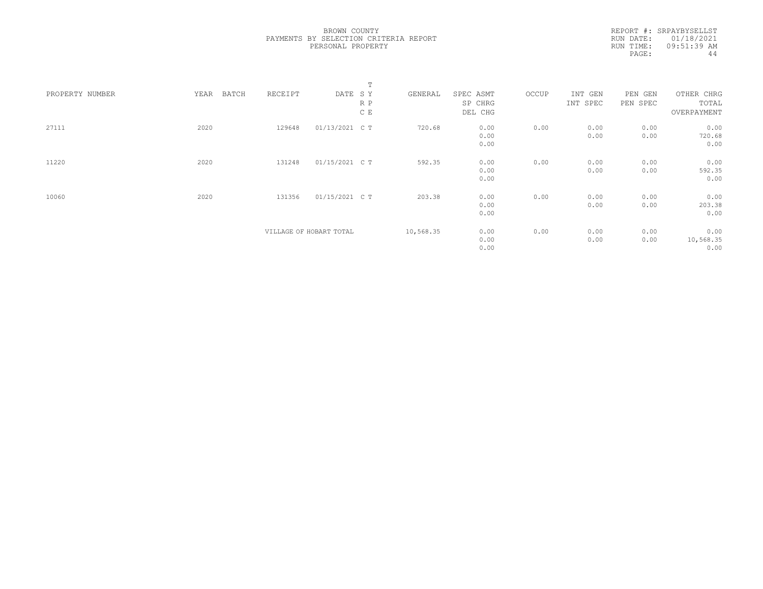BROWN COUNTY
PAYMENTS BY SELECTION CRITERIA REPORT
PERSONAL PROPERTY

REPORT #: SRPAYBYSELLST
RUN DATE: 01/18/2021
RUN TIME: 09:51:39 AM

| PROPERTY NUMBER | YEAR | BATCH | RECEIPT | DATE | T S Y R P C E | GENERAL | SPEC ASMT / SP CHRG / DEL CHG | OCCUP | INT GEN / INT SPEC | PEN GEN / PEN SPEC | OTHER CHRG / TOTAL / OVERPAYMENT |
|---|---|---|---|---|---|---|---|---|---|---|---|
| 27111 | 2020 | | 129648 | 01/13/2021 | C T | 720.68 | 0.00<br>0.00<br>0.00 | 0.00 | 0.00<br>0.00 | 0.00<br>0.00 | 0.00<br>720.68<br>0.00 |
| 11220 | 2020 | | 131248 | 01/15/2021 | C T | 592.35 | 0.00<br>0.00<br>0.00 | 0.00 | 0.00<br>0.00 | 0.00<br>0.00 | 0.00<br>592.35<br>0.00 |
| 10060 | 2020 | | 131356 | 01/15/2021 | C T | 203.38 | 0.00<br>0.00<br>0.00 | 0.00 | 0.00<br>0.00 | 0.00<br>0.00 | 0.00<br>203.38<br>0.00 |
| | | | VILLAGE OF HOBART TOTAL | | | 10,568.35 | 0.00<br>0.00<br>0.00 | 0.00 | 0.00<br>0.00 | 0.00<br>0.00 | 0.00<br>10,568.35<br>0.00 |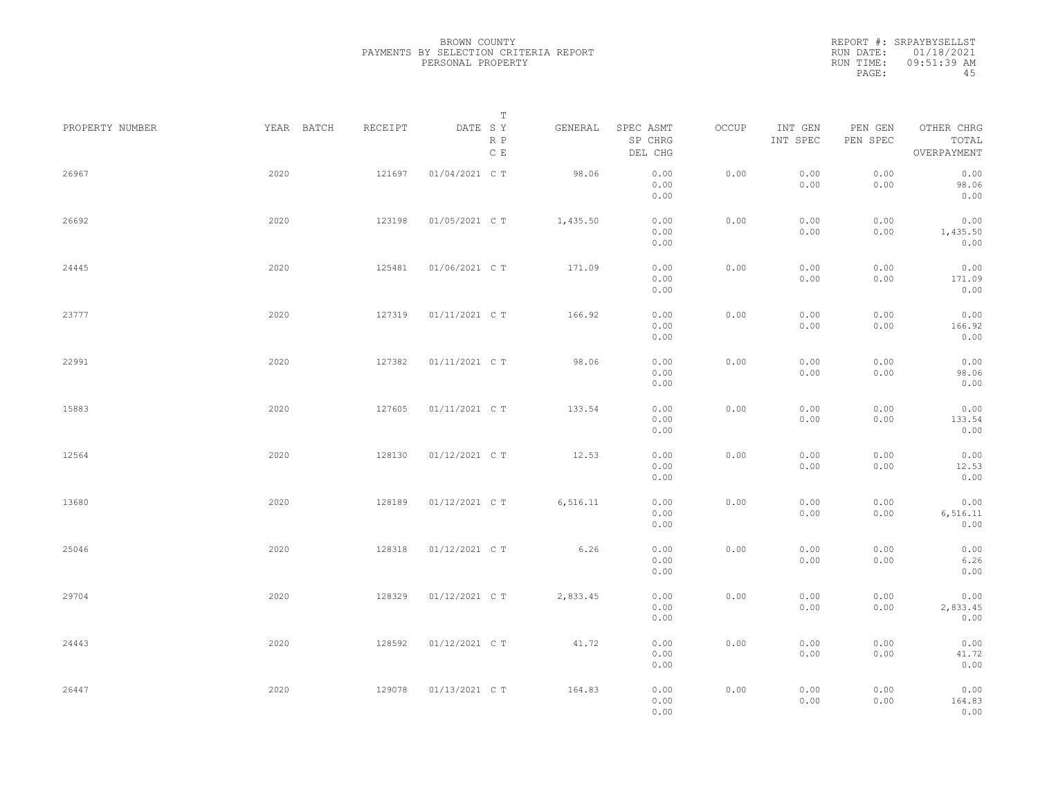BROWN COUNTY
PAYMENTS BY SELECTION CRITERIA REPORT
PERSONAL PROPERTY

REPORT #: SRPAYBYSELLST
RUN DATE: 01/18/2021
RUN TIME: 09:51:39 AM

| PROPERTY NUMBER | YEAR | BATCH | RECEIPT | DATE | T SY RP CE | GENERAL | SPEC ASMT / SP CHRG / DEL CHG | OCCUP | INT GEN / INT SPEC | PEN GEN / PEN SPEC | OTHER CHRG / TOTAL / OVERPAYMENT |
|---|---|---|---|---|---|---|---|---|---|---|---|
| 26967 | 2020 | | 121697 | 01/04/2021 | C T | 98.06 | 0.00 / 0.00 / 0.00 | 0.00 | 0.00 / 0.00 | 0.00 / 0.00 | 0.00 / 98.06 / 0.00 |
| 26692 | 2020 | | 123198 | 01/05/2021 | C T | 1,435.50 | 0.00 / 0.00 / 0.00 | 0.00 | 0.00 / 0.00 | 0.00 / 0.00 | 0.00 / 1,435.50 / 0.00 |
| 24445 | 2020 | | 125481 | 01/06/2021 | C T | 171.09 | 0.00 / 0.00 / 0.00 | 0.00 | 0.00 / 0.00 | 0.00 / 0.00 | 0.00 / 171.09 / 0.00 |
| 23777 | 2020 | | 127319 | 01/11/2021 | C T | 166.92 | 0.00 / 0.00 / 0.00 | 0.00 | 0.00 / 0.00 | 0.00 / 0.00 | 0.00 / 166.92 / 0.00 |
| 22991 | 2020 | | 127382 | 01/11/2021 | C T | 98.06 | 0.00 / 0.00 / 0.00 | 0.00 | 0.00 / 0.00 | 0.00 / 0.00 | 0.00 / 98.06 / 0.00 |
| 15883 | 2020 | | 127605 | 01/11/2021 | C T | 133.54 | 0.00 / 0.00 / 0.00 | 0.00 | 0.00 / 0.00 | 0.00 / 0.00 | 0.00 / 133.54 / 0.00 |
| 12564 | 2020 | | 128130 | 01/12/2021 | C T | 12.53 | 0.00 / 0.00 / 0.00 | 0.00 | 0.00 / 0.00 | 0.00 / 0.00 | 0.00 / 12.53 / 0.00 |
| 13680 | 2020 | | 128189 | 01/12/2021 | C T | 6,516.11 | 0.00 / 0.00 / 0.00 | 0.00 | 0.00 / 0.00 | 0.00 / 0.00 | 0.00 / 6,516.11 / 0.00 |
| 25046 | 2020 | | 128318 | 01/12/2021 | C T | 6.26 | 0.00 / 0.00 / 0.00 | 0.00 | 0.00 / 0.00 | 0.00 / 0.00 | 0.00 / 6.26 / 0.00 |
| 29704 | 2020 | | 128329 | 01/12/2021 | C T | 2,833.45 | 0.00 / 0.00 / 0.00 | 0.00 | 0.00 / 0.00 | 0.00 / 0.00 | 0.00 / 2,833.45 / 0.00 |
| 24443 | 2020 | | 128592 | 01/12/2021 | C T | 41.72 | 0.00 / 0.00 / 0.00 | 0.00 | 0.00 / 0.00 | 0.00 / 0.00 | 0.00 / 41.72 / 0.00 |
| 26447 | 2020 | | 129078 | 01/13/2021 | C T | 164.83 | 0.00 / 0.00 / 0.00 | 0.00 | 0.00 / 0.00 | 0.00 / 0.00 | 0.00 / 164.83 / 0.00 |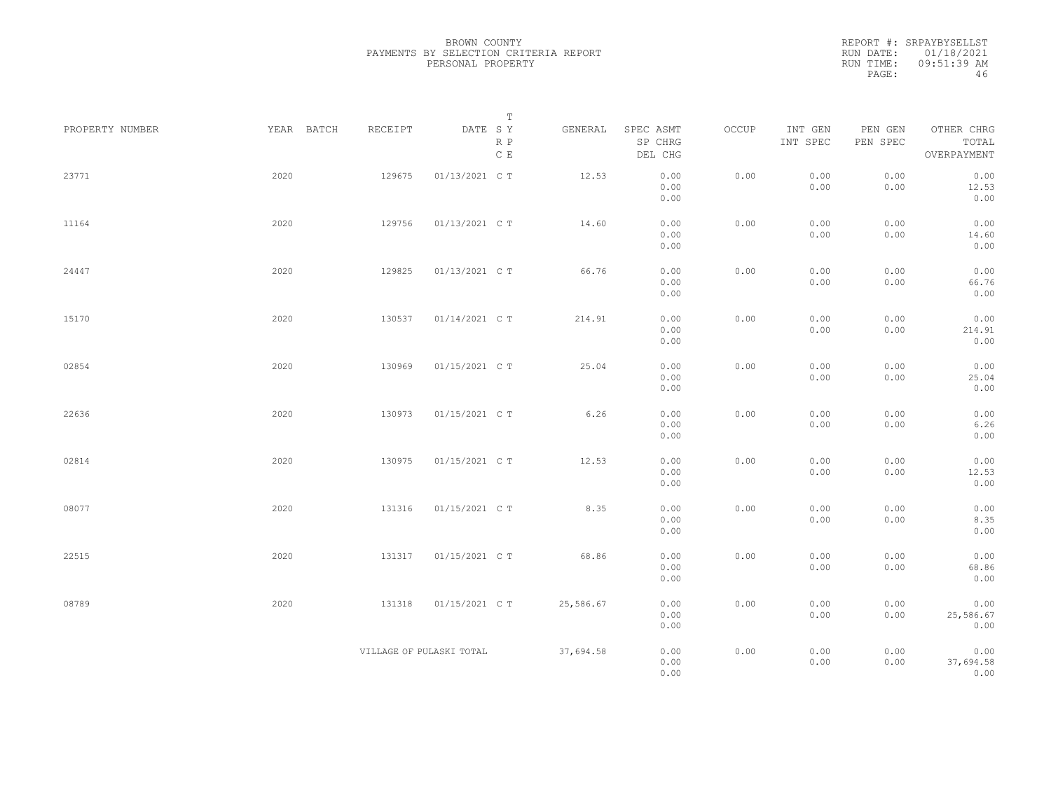BROWN COUNTY
PAYMENTS BY SELECTION CRITERIA REPORT
PERSONAL PROPERTY

REPORT #: SRPAYBYSELLST
RUN DATE: 01/18/2021
RUN TIME: 09:51:39 AM
PAGE: 46

| PROPERTY NUMBER | YEAR | BATCH | RECEIPT | DATE | T SY RP CE | GENERAL | SPEC ASMT / SP CHRG / DEL CHG | OCCUP | INT GEN / INT SPEC | PEN GEN / PEN SPEC | OTHER CHRG / TOTAL / OVERPAYMENT |
|---|---|---|---|---|---|---|---|---|---|---|---|
| 23771 | 2020 | | 129675 | 01/13/2021 | C T | 12.53 | 0.00 / 0.00 / 0.00 | 0.00 | 0.00 / 0.00 | 0.00 / 0.00 | 0.00 / 12.53 / 0.00 |
| 11164 | 2020 | | 129756 | 01/13/2021 | C T | 14.60 | 0.00 / 0.00 / 0.00 | 0.00 | 0.00 / 0.00 | 0.00 / 0.00 | 0.00 / 14.60 / 0.00 |
| 24447 | 2020 | | 129825 | 01/13/2021 | C T | 66.76 | 0.00 / 0.00 / 0.00 | 0.00 | 0.00 / 0.00 | 0.00 / 0.00 | 0.00 / 66.76 / 0.00 |
| 15170 | 2020 | | 130537 | 01/14/2021 | C T | 214.91 | 0.00 / 0.00 / 0.00 | 0.00 | 0.00 / 0.00 | 0.00 / 0.00 | 0.00 / 214.91 / 0.00 |
| 02854 | 2020 | | 130969 | 01/15/2021 | C T | 25.04 | 0.00 / 0.00 / 0.00 | 0.00 | 0.00 / 0.00 | 0.00 / 0.00 | 0.00 / 25.04 / 0.00 |
| 22636 | 2020 | | 130973 | 01/15/2021 | C T | 6.26 | 0.00 / 0.00 / 0.00 | 0.00 | 0.00 / 0.00 | 0.00 / 0.00 | 0.00 / 6.26 / 0.00 |
| 02814 | 2020 | | 130975 | 01/15/2021 | C T | 12.53 | 0.00 / 0.00 / 0.00 | 0.00 | 0.00 / 0.00 | 0.00 / 0.00 | 0.00 / 12.53 / 0.00 |
| 08077 | 2020 | | 131316 | 01/15/2021 | C T | 8.35 | 0.00 / 0.00 / 0.00 | 0.00 | 0.00 / 0.00 | 0.00 / 0.00 | 0.00 / 8.35 / 0.00 |
| 22515 | 2020 | | 131317 | 01/15/2021 | C T | 68.86 | 0.00 / 0.00 / 0.00 | 0.00 | 0.00 / 0.00 | 0.00 / 0.00 | 0.00 / 68.86 / 0.00 |
| 08789 | 2020 | | 131318 | 01/15/2021 | C T | 25,586.67 | 0.00 / 0.00 / 0.00 | 0.00 | 0.00 / 0.00 | 0.00 / 0.00 | 0.00 / 25,586.67 / 0.00 |
| | | | VILLAGE OF PULASKI TOTAL | | | 37,694.58 | 0.00 / 0.00 / 0.00 | 0.00 | 0.00 / 0.00 | 0.00 / 0.00 | 0.00 / 37,694.58 / 0.00 |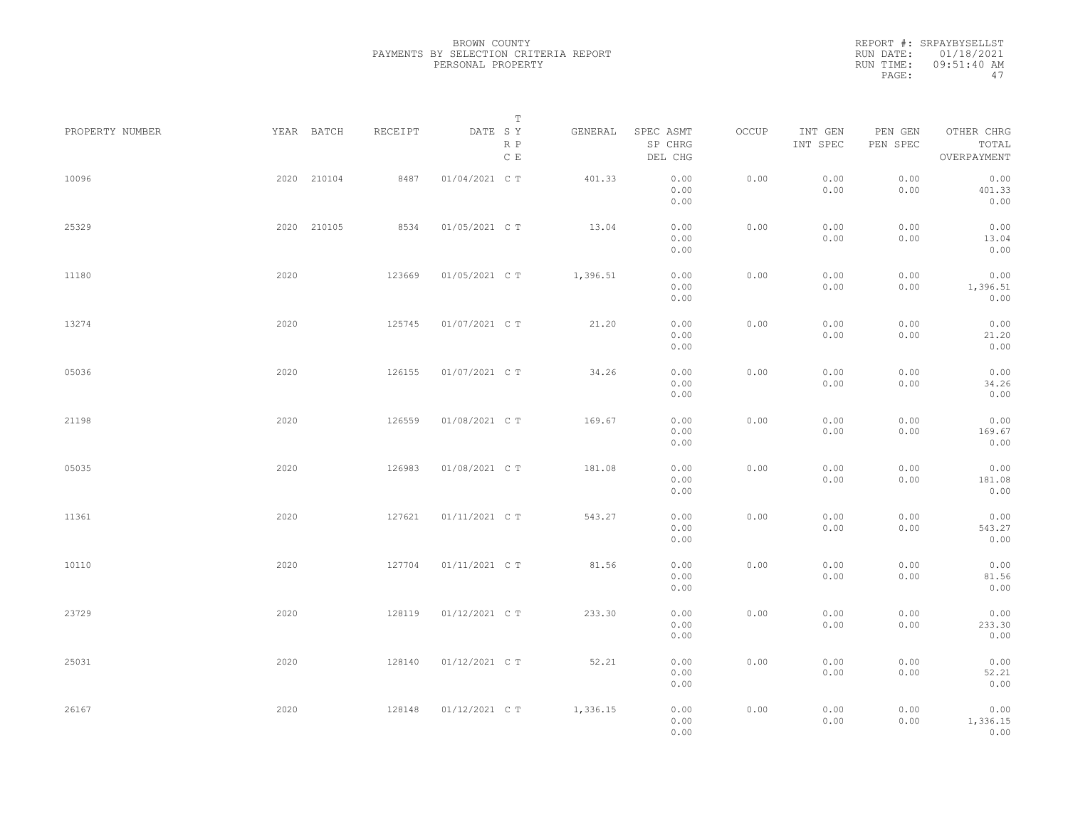BROWN COUNTY
PAYMENTS BY SELECTION CRITERIA REPORT
PERSONAL PROPERTY

REPORT #: SRPAYBYSELLST
RUN DATE: 01/18/2021
RUN TIME: 09:51:40 AM

| PROPERTY NUMBER | YEAR | BATCH | RECEIPT | DATE | T SY RP CE | GENERAL | SPEC ASMT / SP CHRG / DEL CHG | OCCUP | INT GEN / INT SPEC | PEN GEN / PEN SPEC | OTHER CHRG / TOTAL / OVERPAYMENT |
|---|---|---|---|---|---|---|---|---|---|---|---|
| 10096 | 2020 | 210104 | 8487 | 01/04/2021 | C T | 401.33 | 0.00 / 0.00 / 0.00 | 0.00 | 0.00 / 0.00 | 0.00 / 0.00 | 0.00 / 401.33 / 0.00 |
| 25329 | 2020 | 210105 | 8534 | 01/05/2021 | C T | 13.04 | 0.00 / 0.00 / 0.00 | 0.00 | 0.00 / 0.00 | 0.00 / 0.00 | 0.00 / 13.04 / 0.00 |
| 11180 | 2020 | | 123669 | 01/05/2021 | C T | 1,396.51 | 0.00 / 0.00 / 0.00 | 0.00 | 0.00 / 0.00 | 0.00 / 0.00 | 0.00 / 1,396.51 / 0.00 |
| 13274 | 2020 | | 125745 | 01/07/2021 | C T | 21.20 | 0.00 / 0.00 / 0.00 | 0.00 | 0.00 / 0.00 | 0.00 / 0.00 | 0.00 / 21.20 / 0.00 |
| 05036 | 2020 | | 126155 | 01/07/2021 | C T | 34.26 | 0.00 / 0.00 / 0.00 | 0.00 | 0.00 / 0.00 | 0.00 / 0.00 | 0.00 / 34.26 / 0.00 |
| 21198 | 2020 | | 126559 | 01/08/2021 | C T | 169.67 | 0.00 / 0.00 / 0.00 | 0.00 | 0.00 / 0.00 | 0.00 / 0.00 | 0.00 / 169.67 / 0.00 |
| 05035 | 2020 | | 126983 | 01/08/2021 | C T | 181.08 | 0.00 / 0.00 / 0.00 | 0.00 | 0.00 / 0.00 | 0.00 / 0.00 | 0.00 / 181.08 / 0.00 |
| 11361 | 2020 | | 127621 | 01/11/2021 | C T | 543.27 | 0.00 / 0.00 / 0.00 | 0.00 | 0.00 / 0.00 | 0.00 / 0.00 | 0.00 / 543.27 / 0.00 |
| 10110 | 2020 | | 127704 | 01/11/2021 | C T | 81.56 | 0.00 / 0.00 / 0.00 | 0.00 | 0.00 / 0.00 | 0.00 / 0.00 | 0.00 / 81.56 / 0.00 |
| 23729 | 2020 | | 128119 | 01/12/2021 | C T | 233.30 | 0.00 / 0.00 / 0.00 | 0.00 | 0.00 / 0.00 | 0.00 / 0.00 | 0.00 / 233.30 / 0.00 |
| 25031 | 2020 | | 128140 | 01/12/2021 | C T | 52.21 | 0.00 / 0.00 / 0.00 | 0.00 | 0.00 / 0.00 | 0.00 / 0.00 | 0.00 / 52.21 / 0.00 |
| 26167 | 2020 | | 128148 | 01/12/2021 | C T | 1,336.15 | 0.00 / 0.00 / 0.00 | 0.00 | 0.00 / 0.00 | 0.00 / 0.00 | 0.00 / 1,336.15 / 0.00 |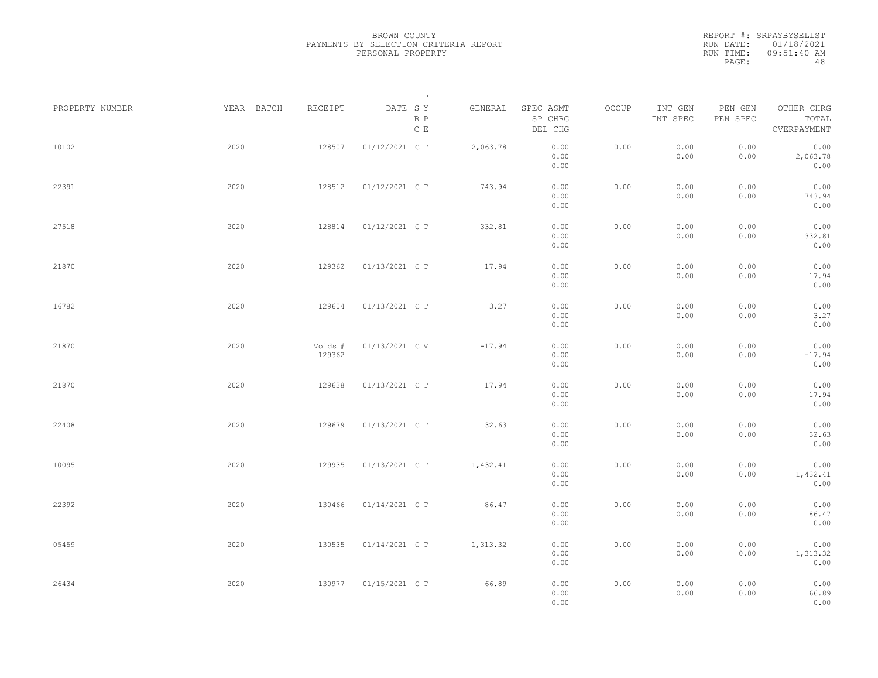BROWN COUNTY
PAYMENTS BY SELECTION CRITERIA REPORT
PERSONAL PROPERTY

REPORT #: SRPAYBYSELLST
RUN DATE: 01/18/2021
RUN TIME: 09:51:40 AM

| PROPERTY NUMBER | YEAR | BATCH | RECEIPT | DATE | T SY RP CE | GENERAL | SPEC ASMT / SP CHRG / DEL CHG | OCCUP | INT GEN / INT SPEC | PEN GEN / PEN SPEC | OTHER CHRG / TOTAL / OVERPAYMENT |
|---|---|---|---|---|---|---|---|---|---|---|---|
| 10102 | 2020 | | 128507 | 01/12/2021 | C T | 2,063.78 | 0.00 / 0.00 / 0.00 | 0.00 | 0.00 / 0.00 | 0.00 / 0.00 | 0.00 / 2,063.78 / 0.00 |
| 22391 | 2020 | | 128512 | 01/12/2021 | C T | 743.94 | 0.00 / 0.00 / 0.00 | 0.00 | 0.00 / 0.00 | 0.00 / 0.00 | 0.00 / 743.94 / 0.00 |
| 27518 | 2020 | | 128814 | 01/12/2021 | C T | 332.81 | 0.00 / 0.00 / 0.00 | 0.00 | 0.00 / 0.00 | 0.00 / 0.00 | 0.00 / 332.81 / 0.00 |
| 21870 | 2020 | | 129362 | 01/13/2021 | C T | 17.94 | 0.00 / 0.00 / 0.00 | 0.00 | 0.00 / 0.00 | 0.00 / 0.00 | 0.00 / 17.94 / 0.00 |
| 16782 | 2020 | | 129604 | 01/13/2021 | C T | 3.27 | 0.00 / 0.00 / 0.00 | 0.00 | 0.00 / 0.00 | 0.00 / 0.00 | 0.00 / 3.27 / 0.00 |
| 21870 | 2020 | | Voids # 129362 | 01/13/2021 | C V | -17.94 | 0.00 / 0.00 / 0.00 | 0.00 | 0.00 / 0.00 | 0.00 / 0.00 | 0.00 / -17.94 / 0.00 |
| 21870 | 2020 | | 129638 | 01/13/2021 | C T | 17.94 | 0.00 / 0.00 / 0.00 | 0.00 | 0.00 / 0.00 | 0.00 / 0.00 | 0.00 / 17.94 / 0.00 |
| 22408 | 2020 | | 129679 | 01/13/2021 | C T | 32.63 | 0.00 / 0.00 / 0.00 | 0.00 | 0.00 / 0.00 | 0.00 / 0.00 | 0.00 / 32.63 / 0.00 |
| 10095 | 2020 | | 129935 | 01/13/2021 | C T | 1,432.41 | 0.00 / 0.00 / 0.00 | 0.00 | 0.00 / 0.00 | 0.00 / 0.00 | 0.00 / 1,432.41 / 0.00 |
| 22392 | 2020 | | 130466 | 01/14/2021 | C T | 86.47 | 0.00 / 0.00 / 0.00 | 0.00 | 0.00 / 0.00 | 0.00 / 0.00 | 0.00 / 86.47 / 0.00 |
| 05459 | 2020 | | 130535 | 01/14/2021 | C T | 1,313.32 | 0.00 / 0.00 / 0.00 | 0.00 | 0.00 / 0.00 | 0.00 / 0.00 | 0.00 / 1,313.32 / 0.00 |
| 26434 | 2020 | | 130977 | 01/15/2021 | C T | 66.89 | 0.00 / 0.00 / 0.00 | 0.00 | 0.00 / 0.00 | 0.00 / 0.00 | 0.00 / 66.89 / 0.00 |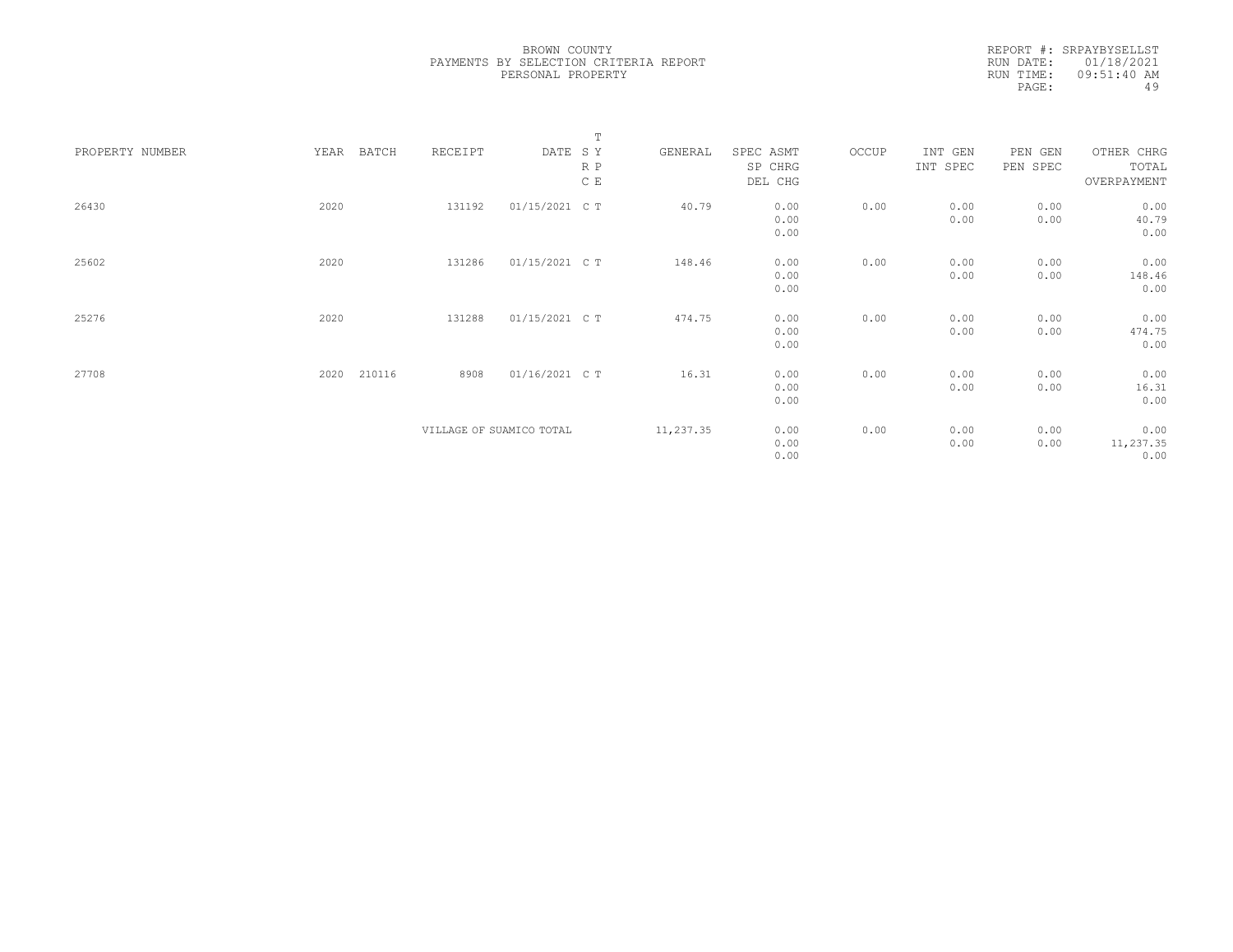BROWN COUNTY
PAYMENTS BY SELECTION CRITERIA REPORT
PERSONAL PROPERTY

REPORT #: SRPAYBYSELLST
RUN DATE: 01/18/2021
RUN TIME: 09:51:40 AM

| PROPERTY NUMBER | YEAR | BATCH | RECEIPT | DATE | T SY RP CE | GENERAL | SPEC ASMT SP CHRG DEL CHG | OCCUP | INT GEN INT SPEC | PEN GEN PEN SPEC | OTHER CHRG TOTAL OVERPAYMENT |
|---|---|---|---|---|---|---|---|---|---|---|---|
| 26430 | 2020 | | 131192 | 01/15/2021 | C T | 40.79 | 0.00<br>0.00<br>0.00 | 0.00 | 0.00<br>0.00 | 0.00<br>0.00 | 0.00<br>40.79<br>0.00 |
| 25602 | 2020 | | 131286 | 01/15/2021 | C T | 148.46 | 0.00<br>0.00<br>0.00 | 0.00 | 0.00<br>0.00 | 0.00<br>0.00 | 0.00<br>148.46<br>0.00 |
| 25276 | 2020 | | 131288 | 01/15/2021 | C T | 474.75 | 0.00<br>0.00<br>0.00 | 0.00 | 0.00<br>0.00 | 0.00<br>0.00 | 0.00<br>474.75<br>0.00 |
| 27708 | 2020 | 210116 | 8908 | 01/16/2021 | C T | 16.31 | 0.00<br>0.00<br>0.00 | 0.00 | 0.00<br>0.00 | 0.00<br>0.00 | 0.00<br>16.31<br>0.00 |
| | | | VILLAGE OF SUAMICO TOTAL | | | 11,237.35 | 0.00<br>0.00<br>0.00 | 0.00 | 0.00<br>0.00 | 0.00<br>0.00 | 0.00<br>11,237.35<br>0.00 |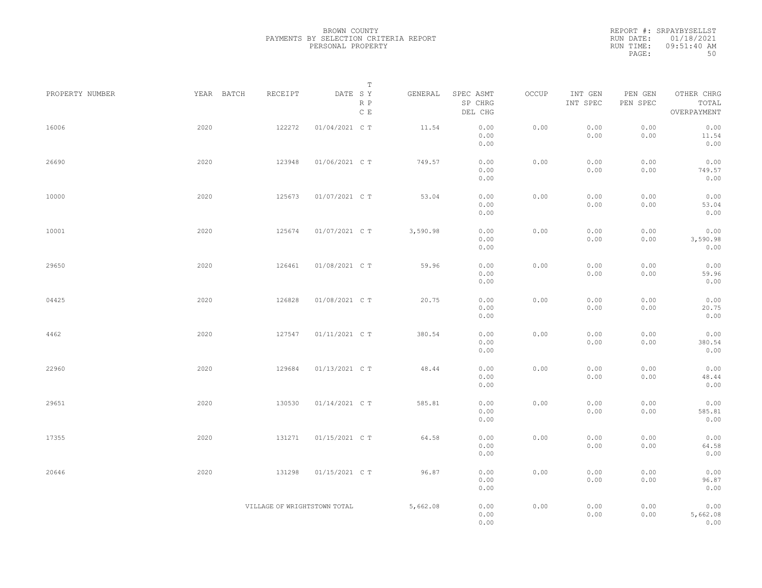BROWN COUNTY
PAYMENTS BY SELECTION CRITERIA REPORT
PERSONAL PROPERTY

REPORT #: SRPAYBYSELLST
RUN DATE: 01/18/2021
RUN TIME: 09:51:40 AM

| PROPERTY NUMBER | YEAR | BATCH | RECEIPT | DATE | T SY RP CE | GENERAL | SPEC ASMT / SP CHRG / DEL CHG | OCCUP | INT GEN / INT SPEC | PEN GEN / PEN SPEC | OTHER CHRG / TOTAL / OVERPAYMENT |
|---|---|---|---|---|---|---|---|---|---|---|---|
| 16006 | 2020 | | 122272 | 01/04/2021 | C T | 11.54 | 0.00 / 0.00 / 0.00 | 0.00 | 0.00 / 0.00 | 0.00 / 0.00 | 0.00 / 11.54 / 0.00 |
| 26690 | 2020 | | 123948 | 01/06/2021 | C T | 749.57 | 0.00 / 0.00 / 0.00 | 0.00 | 0.00 / 0.00 | 0.00 / 0.00 | 0.00 / 749.57 / 0.00 |
| 10000 | 2020 | | 125673 | 01/07/2021 | C T | 53.04 | 0.00 / 0.00 / 0.00 | 0.00 | 0.00 / 0.00 | 0.00 / 0.00 | 0.00 / 53.04 / 0.00 |
| 10001 | 2020 | | 125674 | 01/07/2021 | C T | 3,590.98 | 0.00 / 0.00 / 0.00 | 0.00 | 0.00 / 0.00 | 0.00 / 0.00 | 0.00 / 3,590.98 / 0.00 |
| 29650 | 2020 | | 126461 | 01/08/2021 | C T | 59.96 | 0.00 / 0.00 / 0.00 | 0.00 | 0.00 / 0.00 | 0.00 / 0.00 | 0.00 / 59.96 / 0.00 |
| 04425 | 2020 | | 126828 | 01/08/2021 | C T | 20.75 | 0.00 / 0.00 / 0.00 | 0.00 | 0.00 / 0.00 | 0.00 / 0.00 | 0.00 / 20.75 / 0.00 |
| 4462 | 2020 | | 127547 | 01/11/2021 | C T | 380.54 | 0.00 / 0.00 / 0.00 | 0.00 | 0.00 / 0.00 | 0.00 / 0.00 | 0.00 / 380.54 / 0.00 |
| 22960 | 2020 | | 129684 | 01/13/2021 | C T | 48.44 | 0.00 / 0.00 / 0.00 | 0.00 | 0.00 / 0.00 | 0.00 / 0.00 | 0.00 / 48.44 / 0.00 |
| 29651 | 2020 | | 130530 | 01/14/2021 | C T | 585.81 | 0.00 / 0.00 / 0.00 | 0.00 | 0.00 / 0.00 | 0.00 / 0.00 | 0.00 / 585.81 / 0.00 |
| 17355 | 2020 | | 131271 | 01/15/2021 | C T | 64.58 | 0.00 / 0.00 / 0.00 | 0.00 | 0.00 / 0.00 | 0.00 / 0.00 | 0.00 / 64.58 / 0.00 |
| 20646 | 2020 | | 131298 | 01/15/2021 | C T | 96.87 | 0.00 / 0.00 / 0.00 | 0.00 | 0.00 / 0.00 | 0.00 / 0.00 | 0.00 / 96.87 / 0.00 |
| | | | VILLAGE OF WRIGHTSTOWN TOTAL | | | 5,662.08 | 0.00 / 0.00 / 0.00 | 0.00 | 0.00 / 0.00 | 0.00 / 0.00 | 0.00 / 5,662.08 / 0.00 |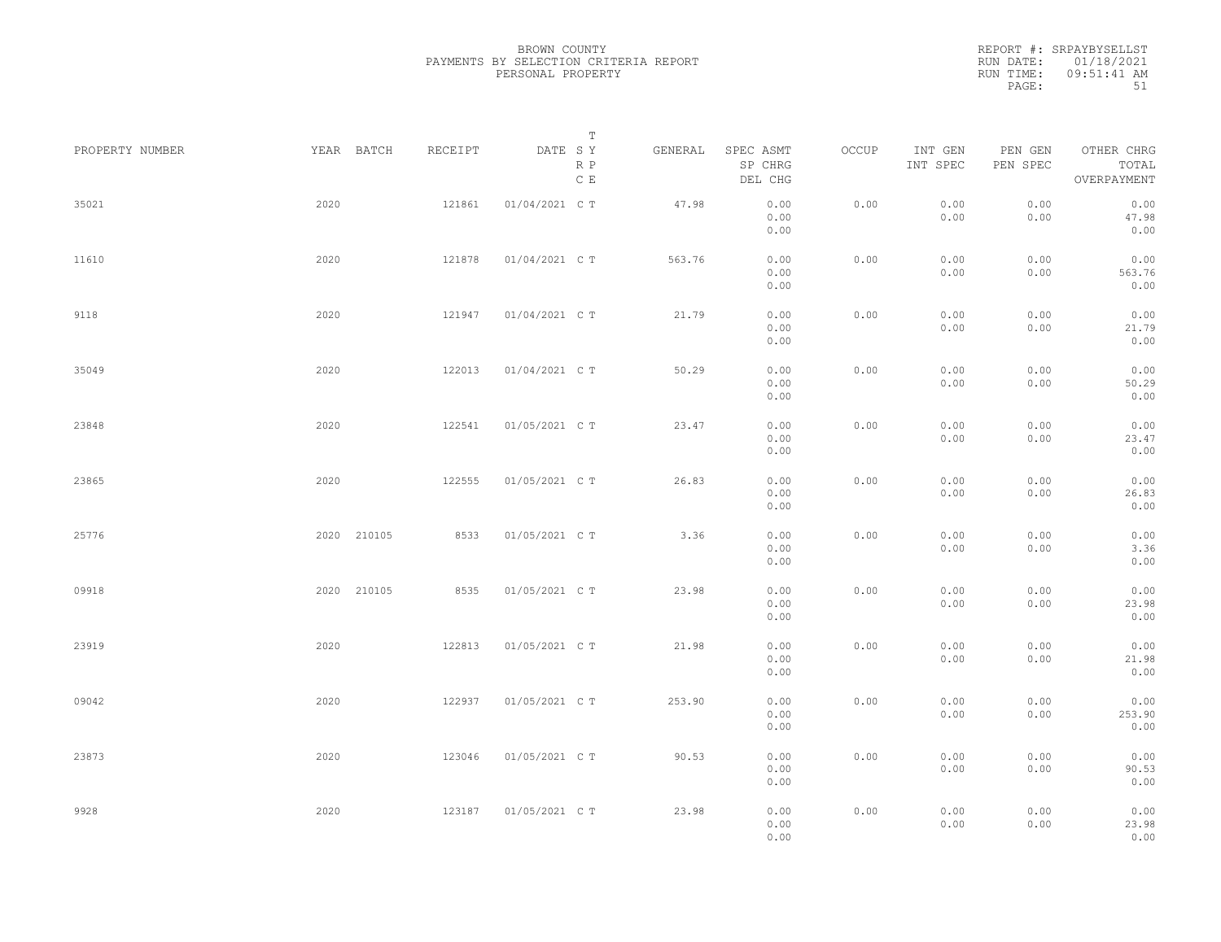BROWN COUNTY
PAYMENTS BY SELECTION CRITERIA REPORT
PERSONAL PROPERTY

REPORT #: SRPAYBYSELLST
RUN DATE: 01/18/2021
RUN TIME: 09:51:41 AM

| PROPERTY NUMBER | YEAR | BATCH | RECEIPT | DATE | T SY RP CE | GENERAL | SPEC ASMT / SP CHRG / DEL CHG | OCCUP | INT GEN / INT SPEC | PEN GEN / PEN SPEC | OTHER CHRG / TOTAL / OVERPAYMENT |
|---|---|---|---|---|---|---|---|---|---|---|---|
| 35021 | 2020 | | 121861 | 01/04/2021 | C T | 47.98 | 0.00 / 0.00 / 0.00 | 0.00 | 0.00 / 0.00 | 0.00 / 0.00 | 0.00 / 47.98 / 0.00 |
| 11610 | 2020 | | 121878 | 01/04/2021 | C T | 563.76 | 0.00 / 0.00 / 0.00 | 0.00 | 0.00 / 0.00 | 0.00 / 0.00 | 0.00 / 563.76 / 0.00 |
| 9118 | 2020 | | 121947 | 01/04/2021 | C T | 21.79 | 0.00 / 0.00 / 0.00 | 0.00 | 0.00 / 0.00 | 0.00 / 0.00 | 0.00 / 21.79 / 0.00 |
| 35049 | 2020 | | 122013 | 01/04/2021 | C T | 50.29 | 0.00 / 0.00 / 0.00 | 0.00 | 0.00 / 0.00 | 0.00 / 0.00 | 0.00 / 50.29 / 0.00 |
| 23848 | 2020 | | 122541 | 01/05/2021 | C T | 23.47 | 0.00 / 0.00 / 0.00 | 0.00 | 0.00 / 0.00 | 0.00 / 0.00 | 0.00 / 23.47 / 0.00 |
| 23865 | 2020 | | 122555 | 01/05/2021 | C T | 26.83 | 0.00 / 0.00 / 0.00 | 0.00 | 0.00 / 0.00 | 0.00 / 0.00 | 0.00 / 26.83 / 0.00 |
| 25776 | 2020 | 210105 | 8533 | 01/05/2021 | C T | 3.36 | 0.00 / 0.00 / 0.00 | 0.00 | 0.00 / 0.00 | 0.00 / 0.00 | 0.00 / 3.36 / 0.00 |
| 09918 | 2020 | 210105 | 8535 | 01/05/2021 | C T | 23.98 | 0.00 / 0.00 / 0.00 | 0.00 | 0.00 / 0.00 | 0.00 / 0.00 | 0.00 / 23.98 / 0.00 |
| 23919 | 2020 | | 122813 | 01/05/2021 | C T | 21.98 | 0.00 / 0.00 / 0.00 | 0.00 | 0.00 / 0.00 | 0.00 / 0.00 | 0.00 / 21.98 / 0.00 |
| 09042 | 2020 | | 122937 | 01/05/2021 | C T | 253.90 | 0.00 / 0.00 / 0.00 | 0.00 | 0.00 / 0.00 | 0.00 / 0.00 | 0.00 / 253.90 / 0.00 |
| 23873 | 2020 | | 123046 | 01/05/2021 | C T | 90.53 | 0.00 / 0.00 / 0.00 | 0.00 | 0.00 / 0.00 | 0.00 / 0.00 | 0.00 / 90.53 / 0.00 |
| 9928 | 2020 | | 123187 | 01/05/2021 | C T | 23.98 | 0.00 / 0.00 / 0.00 | 0.00 | 0.00 / 0.00 | 0.00 / 0.00 | 0.00 / 23.98 / 0.00 |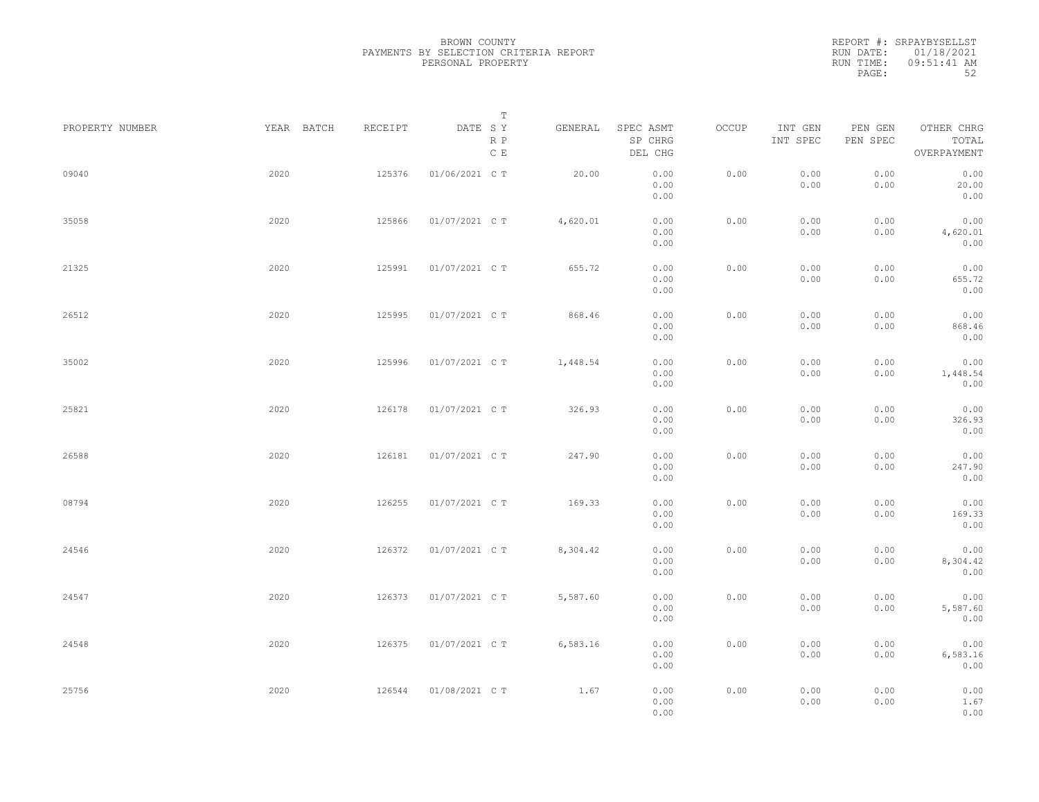BROWN COUNTY
PAYMENTS BY SELECTION CRITERIA REPORT
PERSONAL PROPERTY

REPORT #: SRPAYBYSELLST
RUN DATE: 01/18/2021
RUN TIME: 09:51:41 AM

| PROPERTY NUMBER | YEAR | BATCH | RECEIPT | DATE | T SY RP CE | GENERAL | SPEC ASMT / SP CHRG / DEL CHG | OCCUP | INT GEN / INT SPEC | PEN GEN / PEN SPEC | OTHER CHRG / TOTAL / OVERPAYMENT |
|---|---|---|---|---|---|---|---|---|---|---|---|
| 09040 | 2020 | | 125376 | 01/06/2021 | C T | 20.00 | 0.00 / 0.00 / 0.00 | 0.00 | 0.00 / 0.00 | 0.00 / 0.00 | 0.00 / 20.00 / 0.00 |
| 35058 | 2020 | | 125866 | 01/07/2021 | C T | 4,620.01 | 0.00 / 0.00 / 0.00 | 0.00 | 0.00 / 0.00 | 0.00 / 0.00 | 0.00 / 4,620.01 / 0.00 |
| 21325 | 2020 | | 125991 | 01/07/2021 | C T | 655.72 | 0.00 / 0.00 / 0.00 | 0.00 | 0.00 / 0.00 | 0.00 / 0.00 | 0.00 / 655.72 / 0.00 |
| 26512 | 2020 | | 125995 | 01/07/2021 | C T | 868.46 | 0.00 / 0.00 / 0.00 | 0.00 | 0.00 / 0.00 | 0.00 / 0.00 | 0.00 / 868.46 / 0.00 |
| 35002 | 2020 | | 125996 | 01/07/2021 | C T | 1,448.54 | 0.00 / 0.00 / 0.00 | 0.00 | 0.00 / 0.00 | 0.00 / 0.00 | 0.00 / 1,448.54 / 0.00 |
| 25821 | 2020 | | 126178 | 01/07/2021 | C T | 326.93 | 0.00 / 0.00 / 0.00 | 0.00 | 0.00 / 0.00 | 0.00 / 0.00 | 0.00 / 326.93 / 0.00 |
| 26588 | 2020 | | 126181 | 01/07/2021 | C T | 247.90 | 0.00 / 0.00 / 0.00 | 0.00 | 0.00 / 0.00 | 0.00 / 0.00 | 0.00 / 247.90 / 0.00 |
| 08794 | 2020 | | 126255 | 01/07/2021 | C T | 169.33 | 0.00 / 0.00 / 0.00 | 0.00 | 0.00 / 0.00 | 0.00 / 0.00 | 0.00 / 169.33 / 0.00 |
| 24546 | 2020 | | 126372 | 01/07/2021 | C T | 8,304.42 | 0.00 / 0.00 / 0.00 | 0.00 | 0.00 / 0.00 | 0.00 / 0.00 | 0.00 / 8,304.42 / 0.00 |
| 24547 | 2020 | | 126373 | 01/07/2021 | C T | 5,587.60 | 0.00 / 0.00 / 0.00 | 0.00 | 0.00 / 0.00 | 0.00 / 0.00 | 0.00 / 5,587.60 / 0.00 |
| 24548 | 2020 | | 126375 | 01/07/2021 | C T | 6,583.16 | 0.00 / 0.00 / 0.00 | 0.00 | 0.00 / 0.00 | 0.00 / 0.00 | 0.00 / 6,583.16 / 0.00 |
| 25756 | 2020 | | 126544 | 01/08/2021 | C T | 1.67 | 0.00 / 0.00 / 0.00 | 0.00 | 0.00 / 0.00 | 0.00 / 0.00 | 0.00 / 1.67 / 0.00 |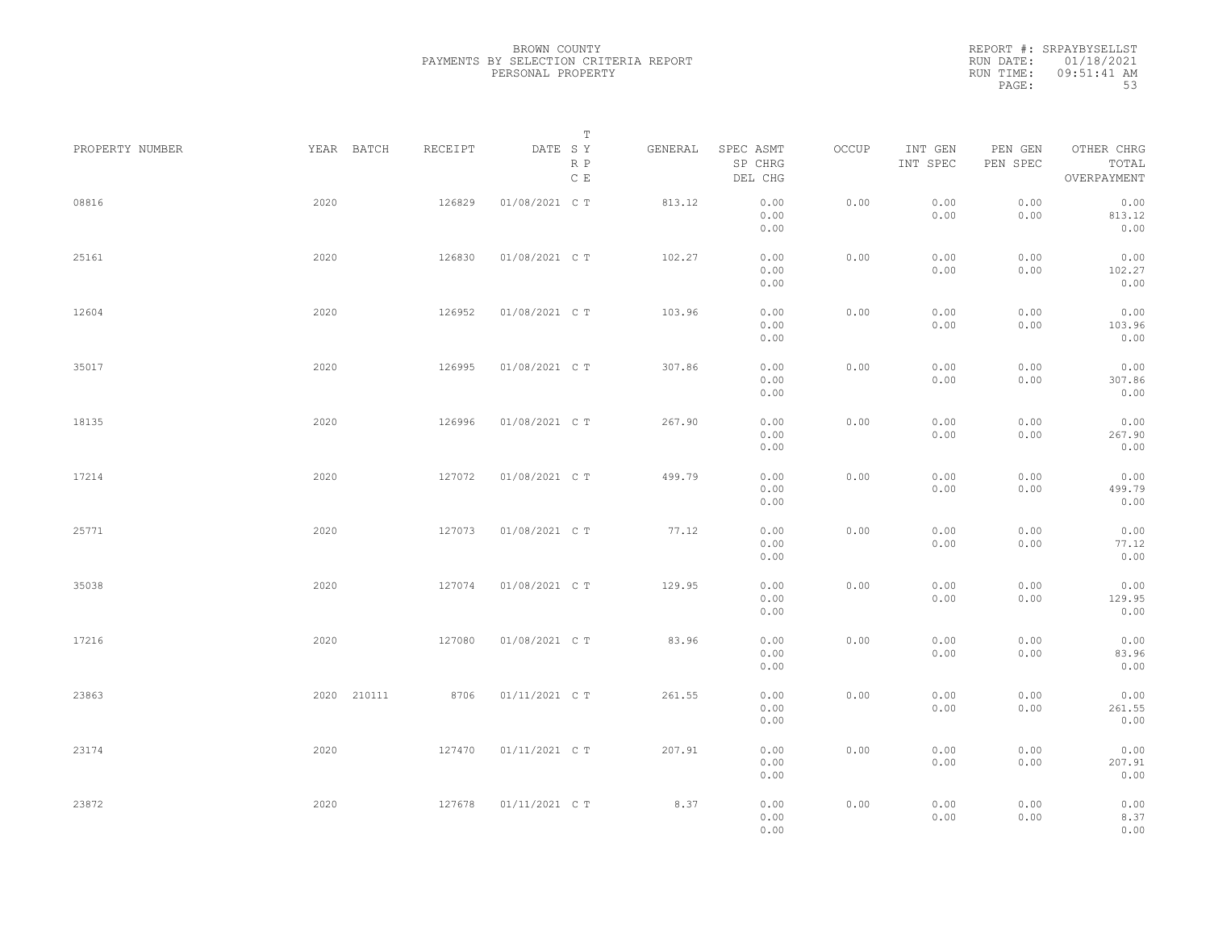BROWN COUNTY
PAYMENTS BY SELECTION CRITERIA REPORT
PERSONAL PROPERTY

REPORT #: SRPAYBYSELLST
RUN DATE: 01/18/2021
RUN TIME: 09:51:41 AM

| PROPERTY NUMBER | YEAR | BATCH | RECEIPT | DATE | T SY RP CE | GENERAL | SPEC ASMT / SP CHRG / DEL CHG | OCCUP | INT GEN / INT SPEC | PEN GEN / PEN SPEC | OTHER CHRG / TOTAL / OVERPAYMENT |
|---|---|---|---|---|---|---|---|---|---|---|---|
| 08816 | 2020 | | 126829 | 01/08/2021 | C T | 813.12 | 0.00 / 0.00 / 0.00 | 0.00 | 0.00 / 0.00 | 0.00 / 0.00 | 0.00 / 813.12 / 0.00 |
| 25161 | 2020 | | 126830 | 01/08/2021 | C T | 102.27 | 0.00 / 0.00 / 0.00 | 0.00 | 0.00 / 0.00 | 0.00 / 0.00 | 0.00 / 102.27 / 0.00 |
| 12604 | 2020 | | 126952 | 01/08/2021 | C T | 103.96 | 0.00 / 0.00 / 0.00 | 0.00 | 0.00 / 0.00 | 0.00 / 0.00 | 0.00 / 103.96 / 0.00 |
| 35017 | 2020 | | 126995 | 01/08/2021 | C T | 307.86 | 0.00 / 0.00 / 0.00 | 0.00 | 0.00 / 0.00 | 0.00 / 0.00 | 0.00 / 307.86 / 0.00 |
| 18135 | 2020 | | 126996 | 01/08/2021 | C T | 267.90 | 0.00 / 0.00 / 0.00 | 0.00 | 0.00 / 0.00 | 0.00 / 0.00 | 0.00 / 267.90 / 0.00 |
| 17214 | 2020 | | 127072 | 01/08/2021 | C T | 499.79 | 0.00 / 0.00 / 0.00 | 0.00 | 0.00 / 0.00 | 0.00 / 0.00 | 0.00 / 499.79 / 0.00 |
| 25771 | 2020 | | 127073 | 01/08/2021 | C T | 77.12 | 0.00 / 0.00 / 0.00 | 0.00 | 0.00 / 0.00 | 0.00 / 0.00 | 0.00 / 77.12 / 0.00 |
| 35038 | 2020 | | 127074 | 01/08/2021 | C T | 129.95 | 0.00 / 0.00 / 0.00 | 0.00 | 0.00 / 0.00 | 0.00 / 0.00 | 0.00 / 129.95 / 0.00 |
| 17216 | 2020 | | 127080 | 01/08/2021 | C T | 83.96 | 0.00 / 0.00 / 0.00 | 0.00 | 0.00 / 0.00 | 0.00 / 0.00 | 0.00 / 83.96 / 0.00 |
| 23863 | 2020 | 210111 | 8706 | 01/11/2021 | C T | 261.55 | 0.00 / 0.00 / 0.00 | 0.00 | 0.00 / 0.00 | 0.00 / 0.00 | 0.00 / 261.55 / 0.00 |
| 23174 | 2020 | | 127470 | 01/11/2021 | C T | 207.91 | 0.00 / 0.00 / 0.00 | 0.00 | 0.00 / 0.00 | 0.00 / 0.00 | 0.00 / 207.91 / 0.00 |
| 23872 | 2020 | | 127678 | 01/11/2021 | C T | 8.37 | 0.00 / 0.00 / 0.00 | 0.00 | 0.00 / 0.00 | 0.00 / 0.00 | 0.00 / 8.37 / 0.00 |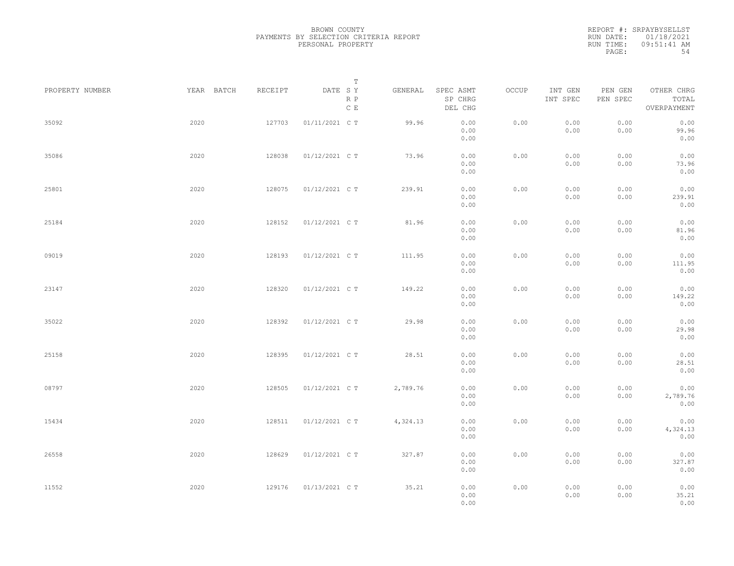BROWN COUNTY
PAYMENTS BY SELECTION CRITERIA REPORT
PERSONAL PROPERTY

REPORT #: SRPAYBYSELLST
RUN DATE: 01/18/2021
RUN TIME: 09:51:41 AM

| PROPERTY NUMBER | YEAR | BATCH | RECEIPT | DATE | T SY RP CE | GENERAL | SPEC ASMT / SP CHRG / DEL CHG | OCCUP | INT GEN / INT SPEC | PEN GEN / PEN SPEC | OTHER CHRG / TOTAL / OVERPAYMENT |
|---|---|---|---|---|---|---|---|---|---|---|---|
| 35092 | 2020 | | 127703 | 01/11/2021 | C T | 99.96 | 0.00 / 0.00 / 0.00 | 0.00 | 0.00 / 0.00 | 0.00 / 0.00 | 0.00 / 99.96 / 0.00 |
| 35086 | 2020 | | 128038 | 01/12/2021 | C T | 73.96 | 0.00 / 0.00 / 0.00 | 0.00 | 0.00 / 0.00 | 0.00 / 0.00 | 0.00 / 73.96 / 0.00 |
| 25801 | 2020 | | 128075 | 01/12/2021 | C T | 239.91 | 0.00 / 0.00 / 0.00 | 0.00 | 0.00 / 0.00 | 0.00 / 0.00 | 0.00 / 239.91 / 0.00 |
| 25184 | 2020 | | 128152 | 01/12/2021 | C T | 81.96 | 0.00 / 0.00 / 0.00 | 0.00 | 0.00 / 0.00 | 0.00 / 0.00 | 0.00 / 81.96 / 0.00 |
| 09019 | 2020 | | 128193 | 01/12/2021 | C T | 111.95 | 0.00 / 0.00 / 0.00 | 0.00 | 0.00 / 0.00 | 0.00 / 0.00 | 0.00 / 111.95 / 0.00 |
| 23147 | 2020 | | 128320 | 01/12/2021 | C T | 149.22 | 0.00 / 0.00 / 0.00 | 0.00 | 0.00 / 0.00 | 0.00 / 0.00 | 0.00 / 149.22 / 0.00 |
| 35022 | 2020 | | 128392 | 01/12/2021 | C T | 29.98 | 0.00 / 0.00 / 0.00 | 0.00 | 0.00 / 0.00 | 0.00 / 0.00 | 0.00 / 29.98 / 0.00 |
| 25158 | 2020 | | 128395 | 01/12/2021 | C T | 28.51 | 0.00 / 0.00 / 0.00 | 0.00 | 0.00 / 0.00 | 0.00 / 0.00 | 0.00 / 28.51 / 0.00 |
| 08797 | 2020 | | 128505 | 01/12/2021 | C T | 2,789.76 | 0.00 / 0.00 / 0.00 | 0.00 | 0.00 / 0.00 | 0.00 / 0.00 | 0.00 / 2,789.76 / 0.00 |
| 15434 | 2020 | | 128511 | 01/12/2021 | C T | 4,324.13 | 0.00 / 0.00 / 0.00 | 0.00 | 0.00 / 0.00 | 0.00 / 0.00 | 0.00 / 4,324.13 / 0.00 |
| 26558 | 2020 | | 128629 | 01/12/2021 | C T | 327.87 | 0.00 / 0.00 / 0.00 | 0.00 | 0.00 / 0.00 | 0.00 / 0.00 | 0.00 / 327.87 / 0.00 |
| 11552 | 2020 | | 129176 | 01/13/2021 | C T | 35.21 | 0.00 / 0.00 / 0.00 | 0.00 | 0.00 / 0.00 | 0.00 / 0.00 | 0.00 / 35.21 / 0.00 |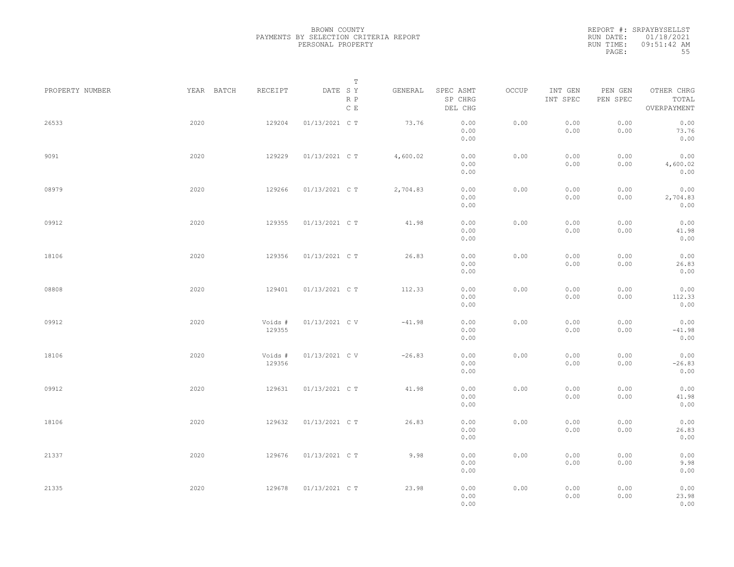BROWN COUNTY
PAYMENTS BY SELECTION CRITERIA REPORT
PERSONAL PROPERTY

REPORT #: SRPAYBYSELLST
RUN DATE: 01/18/2021
RUN TIME: 09:51:42 AM

| PROPERTY NUMBER | YEAR | BATCH | RECEIPT | DATE | T SY RP CE | GENERAL | SPEC ASMT / SP CHRG / DEL CHG | OCCUP | INT GEN / INT SPEC | PEN GEN / PEN SPEC | OTHER CHRG / TOTAL / OVERPAYMENT |
|---|---|---|---|---|---|---|---|---|---|---|---|
| 26533 | 2020 | | 129204 | 01/13/2021 | C T | 73.76 | 0.00 / 0.00 / 0.00 | 0.00 | 0.00 / 0.00 | 0.00 / 0.00 | 0.00 / 73.76 / 0.00 |
| 9091 | 2020 | | 129229 | 01/13/2021 | C T | 4,600.02 | 0.00 / 0.00 / 0.00 | 0.00 | 0.00 / 0.00 | 0.00 / 0.00 | 0.00 / 4,600.02 / 0.00 |
| 08979 | 2020 | | 129266 | 01/13/2021 | C T | 2,704.83 | 0.00 / 0.00 / 0.00 | 0.00 | 0.00 / 0.00 | 0.00 / 0.00 | 0.00 / 2,704.83 / 0.00 |
| 09912 | 2020 | | 129355 | 01/13/2021 | C T | 41.98 | 0.00 / 0.00 / 0.00 | 0.00 | 0.00 / 0.00 | 0.00 / 0.00 | 0.00 / 41.98 / 0.00 |
| 18106 | 2020 | | 129356 | 01/13/2021 | C T | 26.83 | 0.00 / 0.00 / 0.00 | 0.00 | 0.00 / 0.00 | 0.00 / 0.00 | 0.00 / 26.83 / 0.00 |
| 08808 | 2020 | | 129401 | 01/13/2021 | C T | 112.33 | 0.00 / 0.00 / 0.00 | 0.00 | 0.00 / 0.00 | 0.00 / 0.00 | 0.00 / 112.33 / 0.00 |
| 09912 | 2020 | | Voids # 129355 | 01/13/2021 | C V | -41.98 | 0.00 / 0.00 / 0.00 | 0.00 | 0.00 / 0.00 | 0.00 / 0.00 | 0.00 / -41.98 / 0.00 |
| 18106 | 2020 | | Voids # 129356 | 01/13/2021 | C V | -26.83 | 0.00 / 0.00 / 0.00 | 0.00 | 0.00 / 0.00 | 0.00 / 0.00 | 0.00 / -26.83 / 0.00 |
| 09912 | 2020 | | 129631 | 01/13/2021 | C T | 41.98 | 0.00 / 0.00 / 0.00 | 0.00 | 0.00 / 0.00 | 0.00 / 0.00 | 0.00 / 41.98 / 0.00 |
| 18106 | 2020 | | 129632 | 01/13/2021 | C T | 26.83 | 0.00 / 0.00 / 0.00 | 0.00 | 0.00 / 0.00 | 0.00 / 0.00 | 0.00 / 26.83 / 0.00 |
| 21337 | 2020 | | 129676 | 01/13/2021 | C T | 9.98 | 0.00 / 0.00 / 0.00 | 0.00 | 0.00 / 0.00 | 0.00 / 0.00 | 0.00 / 9.98 / 0.00 |
| 21335 | 2020 | | 129678 | 01/13/2021 | C T | 23.98 | 0.00 / 0.00 / 0.00 | 0.00 | 0.00 / 0.00 | 0.00 / 0.00 | 0.00 / 23.98 / 0.00 |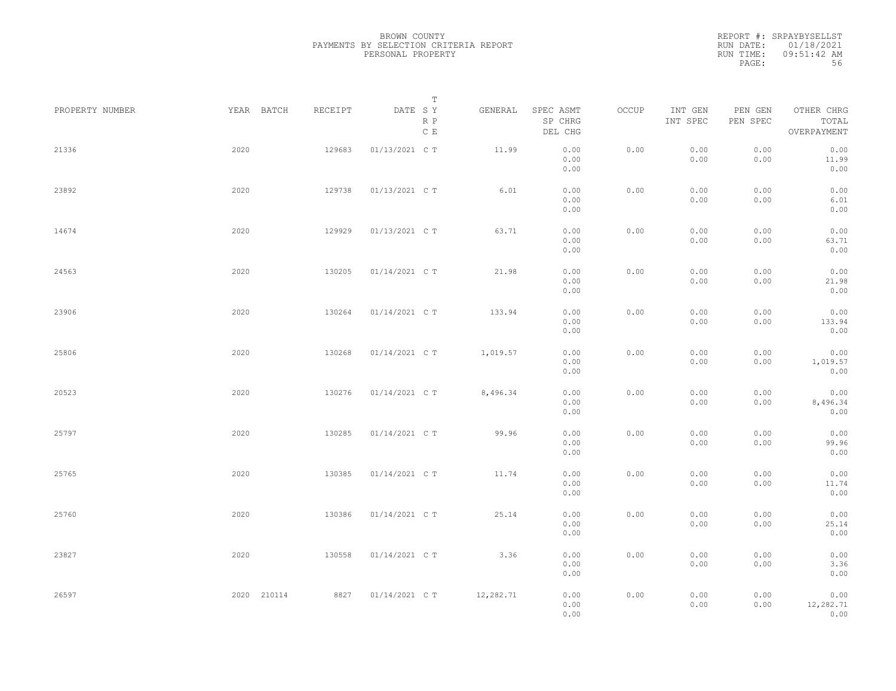BROWN COUNTY
PAYMENTS BY SELECTION CRITERIA REPORT
PERSONAL PROPERTY

REPORT #: SRPAYBYSELLST
RUN DATE: 01/18/2021
RUN TIME: 09:51:42 AM

| PROPERTY NUMBER | YEAR | BATCH | RECEIPT | DATE | T SY RP CE | GENERAL | SPEC ASMT / SP CHRG / DEL CHG | OCCUP | INT GEN / INT SPEC | PEN GEN / PEN SPEC | OTHER CHRG / TOTAL / OVERPAYMENT |
|---|---|---|---|---|---|---|---|---|---|---|---|
| 21336 | 2020 | | 129683 | 01/13/2021 | C T | 11.99 | 0.00 / 0.00 / 0.00 | 0.00 | 0.00 / 0.00 | 0.00 / 0.00 | 0.00 / 11.99 / 0.00 |
| 23892 | 2020 | | 129738 | 01/13/2021 | C T | 6.01 | 0.00 / 0.00 / 0.00 | 0.00 | 0.00 / 0.00 | 0.00 / 0.00 | 0.00 / 6.01 / 0.00 |
| 14674 | 2020 | | 129929 | 01/13/2021 | C T | 63.71 | 0.00 / 0.00 / 0.00 | 0.00 | 0.00 / 0.00 | 0.00 / 0.00 | 0.00 / 63.71 / 0.00 |
| 24563 | 2020 | | 130205 | 01/14/2021 | C T | 21.98 | 0.00 / 0.00 / 0.00 | 0.00 | 0.00 / 0.00 | 0.00 / 0.00 | 0.00 / 21.98 / 0.00 |
| 23906 | 2020 | | 130264 | 01/14/2021 | C T | 133.94 | 0.00 / 0.00 / 0.00 | 0.00 | 0.00 / 0.00 | 0.00 / 0.00 | 0.00 / 133.94 / 0.00 |
| 25806 | 2020 | | 130268 | 01/14/2021 | C T | 1,019.57 | 0.00 / 0.00 / 0.00 | 0.00 | 0.00 / 0.00 | 0.00 / 0.00 | 0.00 / 1,019.57 / 0.00 |
| 20523 | 2020 | | 130276 | 01/14/2021 | C T | 8,496.34 | 0.00 / 0.00 / 0.00 | 0.00 | 0.00 / 0.00 | 0.00 / 0.00 | 0.00 / 8,496.34 / 0.00 |
| 25797 | 2020 | | 130285 | 01/14/2021 | C T | 99.96 | 0.00 / 0.00 / 0.00 | 0.00 | 0.00 / 0.00 | 0.00 / 0.00 | 0.00 / 99.96 / 0.00 |
| 25765 | 2020 | | 130385 | 01/14/2021 | C T | 11.74 | 0.00 / 0.00 / 0.00 | 0.00 | 0.00 / 0.00 | 0.00 / 0.00 | 0.00 / 11.74 / 0.00 |
| 25760 | 2020 | | 130386 | 01/14/2021 | C T | 25.14 | 0.00 / 0.00 / 0.00 | 0.00 | 0.00 / 0.00 | 0.00 / 0.00 | 0.00 / 25.14 / 0.00 |
| 23827 | 2020 | | 130558 | 01/14/2021 | C T | 3.36 | 0.00 / 0.00 / 0.00 | 0.00 | 0.00 / 0.00 | 0.00 / 0.00 | 0.00 / 3.36 / 0.00 |
| 26597 | 2020 | 210114 | 8827 | 01/14/2021 | C T | 12,282.71 | 0.00 / 0.00 / 0.00 | 0.00 | 0.00 / 0.00 | 0.00 / 0.00 | 0.00 / 12,282.71 / 0.00 |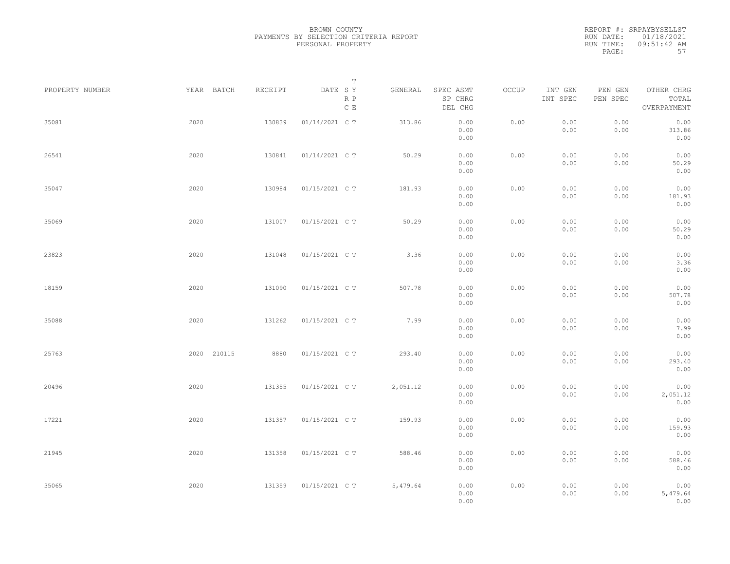BROWN COUNTY
PAYMENTS BY SELECTION CRITERIA REPORT
PERSONAL PROPERTY

REPORT #: SRPAYBYSELLST
RUN DATE: 01/18/2021
RUN TIME: 09:51:42 AM

| PROPERTY NUMBER | YEAR | BATCH | RECEIPT | DATE | T SY RP CE | GENERAL | SPEC ASMT / SP CHRG / DEL CHG | OCCUP | INT GEN / INT SPEC | PEN GEN / PEN SPEC | OTHER CHRG / TOTAL / OVERPAYMENT |
|---|---|---|---|---|---|---|---|---|---|---|---|
| 35081 | 2020 | | 130839 | 01/14/2021 | C T | 313.86 | 0.00 / 0.00 / 0.00 | 0.00 | 0.00 / 0.00 | 0.00 / 0.00 | 0.00 / 313.86 / 0.00 |
| 26541 | 2020 | | 130841 | 01/14/2021 | C T | 50.29 | 0.00 / 0.00 / 0.00 | 0.00 | 0.00 / 0.00 | 0.00 / 0.00 | 0.00 / 50.29 / 0.00 |
| 35047 | 2020 | | 130984 | 01/15/2021 | C T | 181.93 | 0.00 / 0.00 / 0.00 | 0.00 | 0.00 / 0.00 | 0.00 / 0.00 | 0.00 / 181.93 / 0.00 |
| 35069 | 2020 | | 131007 | 01/15/2021 | C T | 50.29 | 0.00 / 0.00 / 0.00 | 0.00 | 0.00 / 0.00 | 0.00 / 0.00 | 0.00 / 50.29 / 0.00 |
| 23823 | 2020 | | 131048 | 01/15/2021 | C T | 3.36 | 0.00 / 0.00 / 0.00 | 0.00 | 0.00 / 0.00 | 0.00 / 0.00 | 0.00 / 3.36 / 0.00 |
| 18159 | 2020 | | 131090 | 01/15/2021 | C T | 507.78 | 0.00 / 0.00 / 0.00 | 0.00 | 0.00 / 0.00 | 0.00 / 0.00 | 0.00 / 507.78 / 0.00 |
| 35088 | 2020 | | 131262 | 01/15/2021 | C T | 7.99 | 0.00 / 0.00 / 0.00 | 0.00 | 0.00 / 0.00 | 0.00 / 0.00 | 0.00 / 7.99 / 0.00 |
| 25763 | 2020 | 210115 | 8880 | 01/15/2021 | C T | 293.40 | 0.00 / 0.00 / 0.00 | 0.00 | 0.00 / 0.00 | 0.00 / 0.00 | 0.00 / 293.40 / 0.00 |
| 20496 | 2020 | | 131355 | 01/15/2021 | C T | 2,051.12 | 0.00 / 0.00 / 0.00 | 0.00 | 0.00 / 0.00 | 0.00 / 0.00 | 0.00 / 2,051.12 / 0.00 |
| 17221 | 2020 | | 131357 | 01/15/2021 | C T | 159.93 | 0.00 / 0.00 / 0.00 | 0.00 | 0.00 / 0.00 | 0.00 / 0.00 | 0.00 / 159.93 / 0.00 |
| 21945 | 2020 | | 131358 | 01/15/2021 | C T | 588.46 | 0.00 / 0.00 / 0.00 | 0.00 | 0.00 / 0.00 | 0.00 / 0.00 | 0.00 / 588.46 / 0.00 |
| 35065 | 2020 | | 131359 | 01/15/2021 | C T | 5,479.64 | 0.00 / 0.00 / 0.00 | 0.00 | 0.00 / 0.00 | 0.00 / 0.00 | 0.00 / 5,479.64 / 0.00 |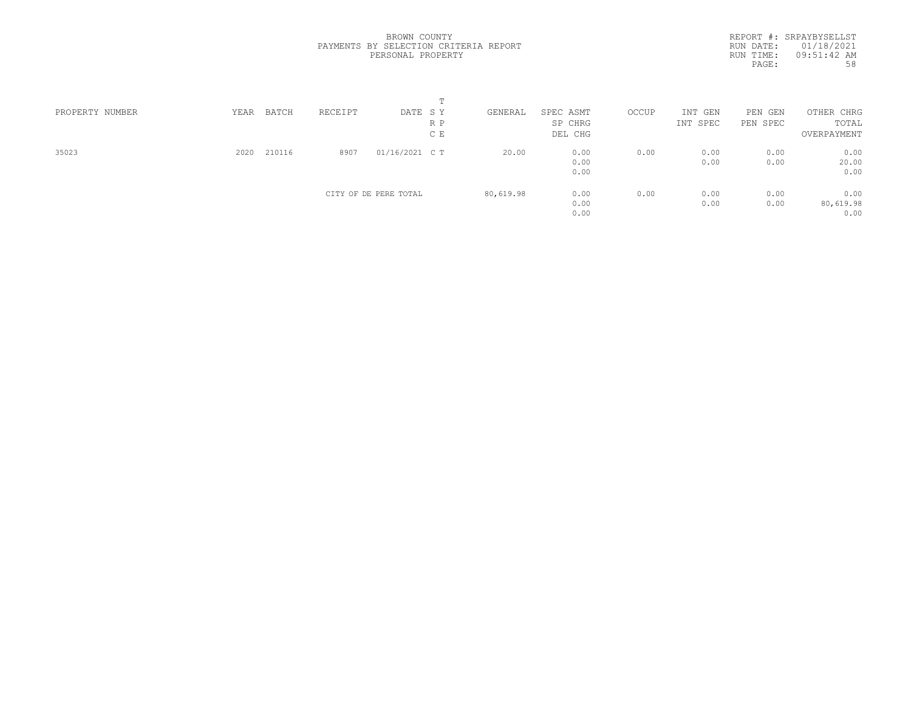BROWN COUNTY
PAYMENTS BY SELECTION CRITERIA REPORT
PERSONAL PROPERTY

REPORT #: SRPAYBYSELLST
RUN DATE: 01/18/2021
RUN TIME: 09:51:42 AM

| PROPERTY NUMBER | YEAR | BATCH | RECEIPT | DATE | T S Y R P C E | GENERAL | SPEC ASMT / SP CHRG / DEL CHG | OCCUP | INT GEN / INT SPEC | PEN GEN / PEN SPEC | OTHER CHRG / TOTAL / OVERPAYMENT |
|---|---|---|---|---|---|---|---|---|---|---|---|
| 35023 | 2020 | 210116 | 8907 | 01/16/2021 | C T | 20.00 | 0.00 / 0.00 / 0.00 | 0.00 | 0.00 / 0.00 | 0.00 / 0.00 | 0.00 / 20.00 / 0.00 |
| | | | CITY OF DE PERE TOTAL | | | 80,619.98 | 0.00 / 0.00 / 0.00 | 0.00 | 0.00 / 0.00 | 0.00 / 0.00 | 0.00 / 80,619.98 / 0.00 |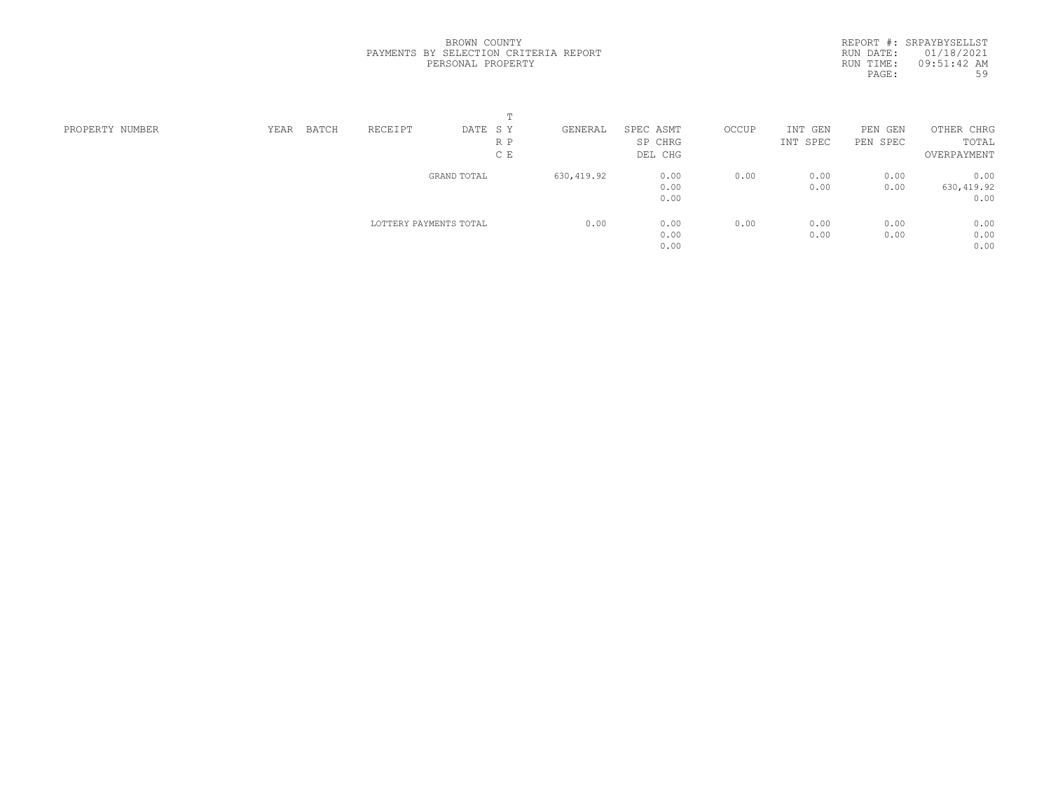BROWN COUNTY
PAYMENTS BY SELECTION CRITERIA REPORT
PERSONAL PROPERTY

REPORT #: SRPAYBYSELLST
RUN DATE: 01/18/2021
RUN TIME: 09:51:42 AM

| PROPERTY NUMBER | YEAR | BATCH | RECEIPT | DATE | T S Y<br>R P<br>C E | GENERAL | SPEC ASMT<br>SP CHRG<br>DEL CHG | OCCUP | INT GEN<br>INT SPEC | PEN GEN<br>PEN SPEC | OTHER CHRG<br>TOTAL<br>OVERPAYMENT |
|---|---|---|---|---|---|---|---|---|---|---|---|
| | | | GRAND TOTAL | | | 630,419.92 | 0.00<br>0.00<br>0.00 | 0.00 | 0.00<br>0.00 | 0.00<br>0.00 | 0.00<br>630,419.92<br>0.00 |
| | | | LOTTERY PAYMENTS TOTAL | | | 0.00 | 0.00<br>0.00<br>0.00 | 0.00 | 0.00<br>0.00 | 0.00<br>0.00 | 0.00<br>0.00<br>0.00 |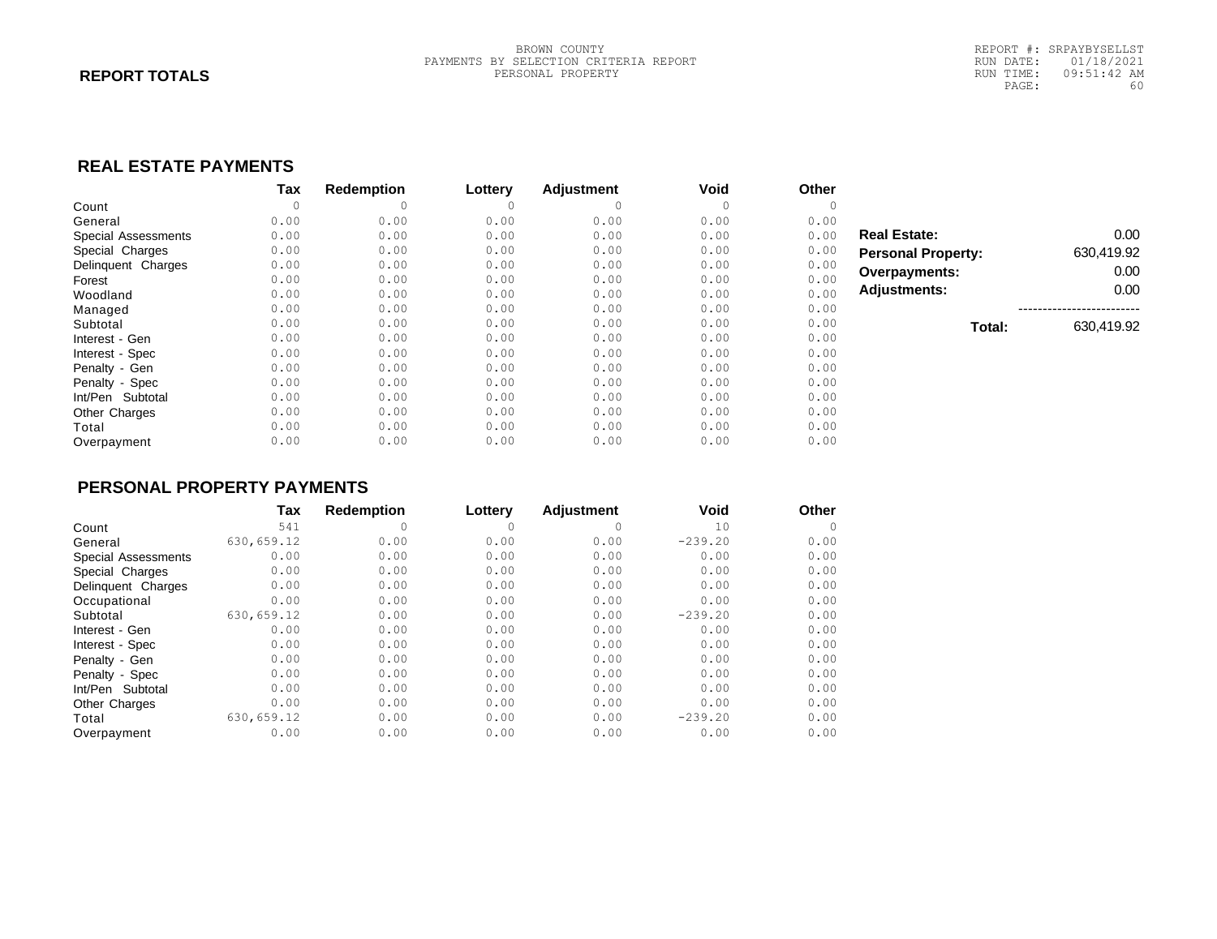**REPORT TOTALS**

BROWN COUNTY
PAYMENTS BY SELECTION CRITERIA REPORT
PERSONAL PROPERTY

REPORT #: SRPAYBYSELLST
RUN DATE: 01/18/2021
RUN TIME: 09:51:42 AM

## REAL ESTATE PAYMENTS

| | Tax | Redemption | Lottery | Adjustment | Void | Other |
|---|---|---|---|---|---|---|
| Count | 0 | 0 | 0 | 0 | 0 | 0 |
| General | 0.00 | 0.00 | 0.00 | 0.00 | 0.00 | 0.00 |
| Special Assessments | 0.00 | 0.00 | 0.00 | 0.00 | 0.00 | 0.00 |
| Special Charges | 0.00 | 0.00 | 0.00 | 0.00 | 0.00 | 0.00 |
| Delinquent Charges | 0.00 | 0.00 | 0.00 | 0.00 | 0.00 | 0.00 |
| Forest | 0.00 | 0.00 | 0.00 | 0.00 | 0.00 | 0.00 |
| Woodland | 0.00 | 0.00 | 0.00 | 0.00 | 0.00 | 0.00 |
| Managed | 0.00 | 0.00 | 0.00 | 0.00 | 0.00 | 0.00 |
| Subtotal | 0.00 | 0.00 | 0.00 | 0.00 | 0.00 | 0.00 |
| Interest - Gen | 0.00 | 0.00 | 0.00 | 0.00 | 0.00 | 0.00 |
| Interest - Spec | 0.00 | 0.00 | 0.00 | 0.00 | 0.00 | 0.00 |
| Penalty - Gen | 0.00 | 0.00 | 0.00 | 0.00 | 0.00 | 0.00 |
| Penalty - Spec | 0.00 | 0.00 | 0.00 | 0.00 | 0.00 | 0.00 |
| Int/Pen Subtotal | 0.00 | 0.00 | 0.00 | 0.00 | 0.00 | 0.00 |
| Other Charges | 0.00 | 0.00 | 0.00 | 0.00 | 0.00 | 0.00 |
| Total | 0.00 | 0.00 | 0.00 | 0.00 | 0.00 | 0.00 |
| Overpayment | 0.00 | 0.00 | 0.00 | 0.00 | 0.00 | 0.00 |

| | |
|---|---|
| **Real Estate:** | 0.00 |
| **Personal Property:** | 630,419.92 |
| **Overpayments:** | 0.00 |
| **Adjustments:** | 0.00 |
| **Total:** | 630,419.92 |

## PERSONAL PROPERTY PAYMENTS

| | Tax | Redemption | Lottery | Adjustment | Void | Other |
|---|---|---|---|---|---|---|
| Count | 541 | 0 | 0 | 0 | 10 | 0 |
| General | 630,659.12 | 0.00 | 0.00 | 0.00 | -239.20 | 0.00 |
| Special Assessments | 0.00 | 0.00 | 0.00 | 0.00 | 0.00 | 0.00 |
| Special Charges | 0.00 | 0.00 | 0.00 | 0.00 | 0.00 | 0.00 |
| Delinquent Charges | 0.00 | 0.00 | 0.00 | 0.00 | 0.00 | 0.00 |
| Occupational | 0.00 | 0.00 | 0.00 | 0.00 | 0.00 | 0.00 |
| Subtotal | 630,659.12 | 0.00 | 0.00 | 0.00 | -239.20 | 0.00 |
| Interest - Gen | 0.00 | 0.00 | 0.00 | 0.00 | 0.00 | 0.00 |
| Interest - Spec | 0.00 | 0.00 | 0.00 | 0.00 | 0.00 | 0.00 |
| Penalty - Gen | 0.00 | 0.00 | 0.00 | 0.00 | 0.00 | 0.00 |
| Penalty - Spec | 0.00 | 0.00 | 0.00 | 0.00 | 0.00 | 0.00 |
| Int/Pen Subtotal | 0.00 | 0.00 | 0.00 | 0.00 | 0.00 | 0.00 |
| Other Charges | 0.00 | 0.00 | 0.00 | 0.00 | 0.00 | 0.00 |
| Total | 630,659.12 | 0.00 | 0.00 | 0.00 | -239.20 | 0.00 |
| Overpayment | 0.00 | 0.00 | 0.00 | 0.00 | 0.00 | 0.00 |